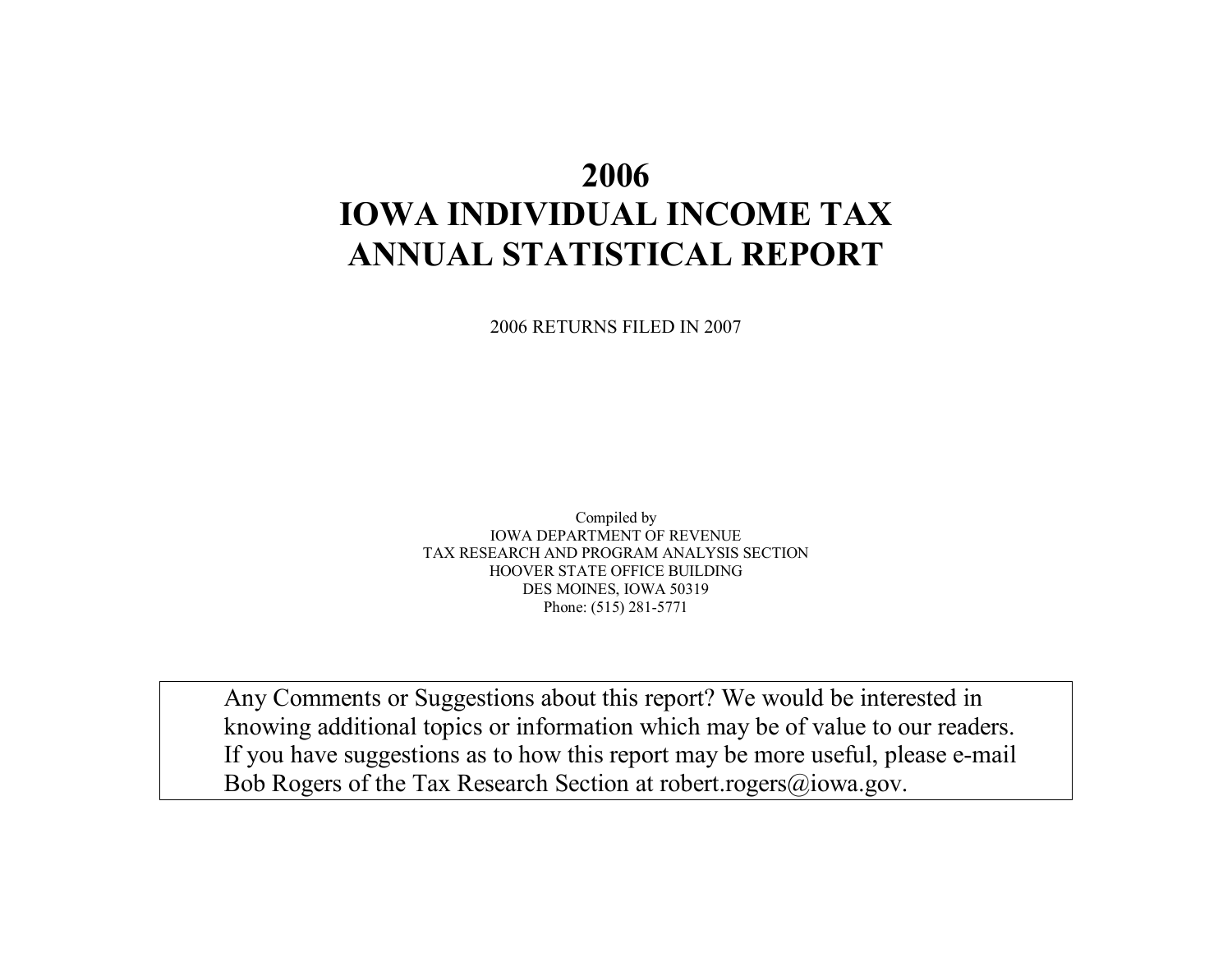# 2006
# IOWA INDIVIDUAL INCOME TAX
# ANNUAL STATISTICAL REPORT

2006 RETURNS FILED IN 2007

Compiled by
IOWA DEPARTMENT OF REVENUE
TAX RESEARCH AND PROGRAM ANALYSIS SECTION
HOOVER STATE OFFICE BUILDING
DES MOINES, IOWA 50319
Phone: (515) 281-5771

Any Comments or Suggestions about this report? We would be interested in knowing additional topics or information which may be of value to our readers. If you have suggestions as to how this report may be more useful, please e-mail Bob Rogers of the Tax Research Section at robert.rogers@iowa.gov.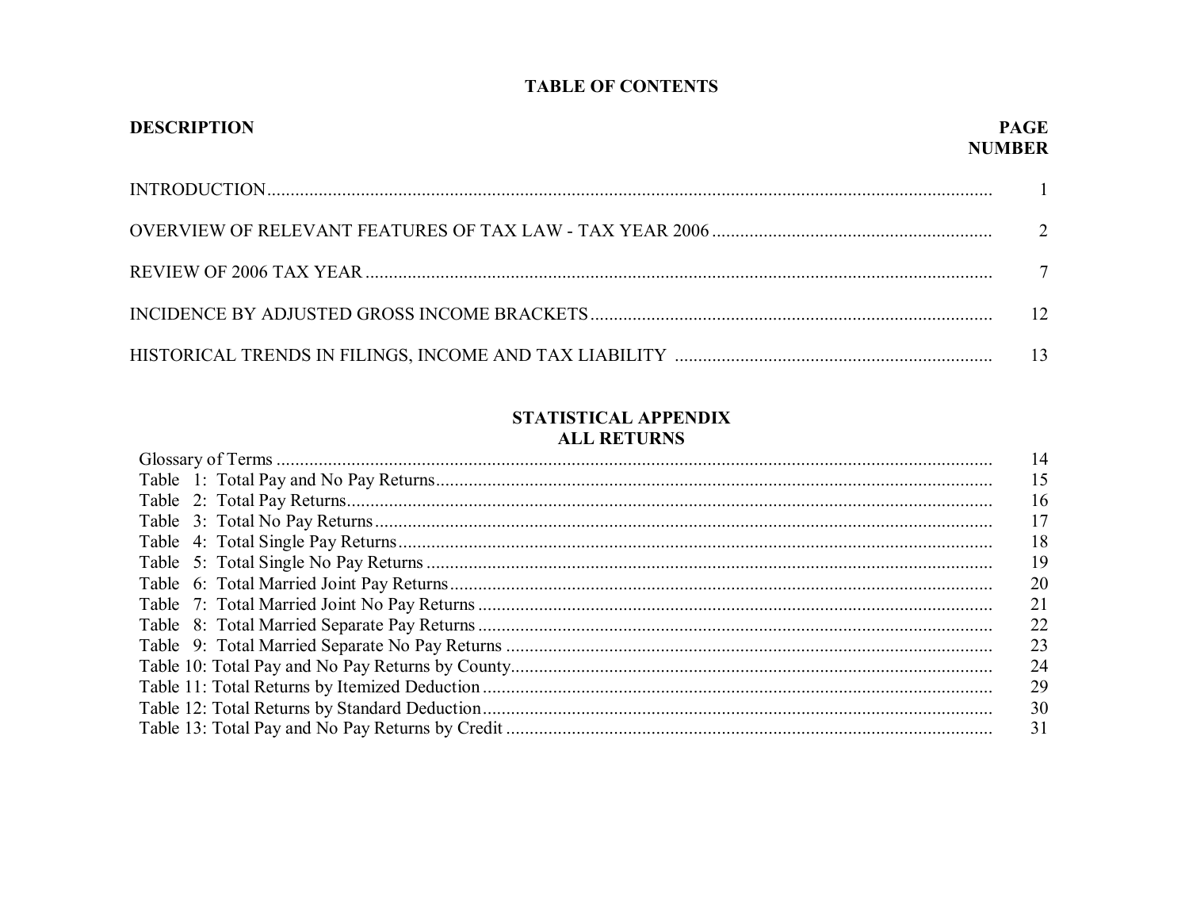# TABLE OF CONTENTS

| DESCRIPTION | PAGE NUMBER |
|---|---|
| INTRODUCTION | 1 |
| OVERVIEW OF RELEVANT FEATURES OF TAX LAW - TAX YEAR 2006 | 2 |
| REVIEW OF 2006 TAX YEAR | 7 |
| INCIDENCE BY ADJUSTED GROSS INCOME BRACKETS | 12 |
| HISTORICAL TRENDS IN FILINGS, INCOME AND TAX LIABILITY | 13 |

## STATISTICAL APPENDIX
## ALL RETURNS

| | |
|---|---|
| Glossary of Terms | 14 |
| Table 1: Total Pay and No Pay Returns | 15 |
| Table 2: Total Pay Returns | 16 |
| Table 3: Total No Pay Returns | 17 |
| Table 4: Total Single Pay Returns | 18 |
| Table 5: Total Single No Pay Returns | 19 |
| Table 6: Total Married Joint Pay Returns | 20 |
| Table 7: Total Married Joint No Pay Returns | 21 |
| Table 8: Total Married Separate Pay Returns | 22 |
| Table 9: Total Married Separate No Pay Returns | 23 |
| Table 10: Total Pay and No Pay Returns by County | 24 |
| Table 11: Total Returns by Itemized Deduction | 29 |
| Table 12: Total Returns by Standard Deduction | 30 |
| Table 13: Total Pay and No Pay Returns by Credit | 31 |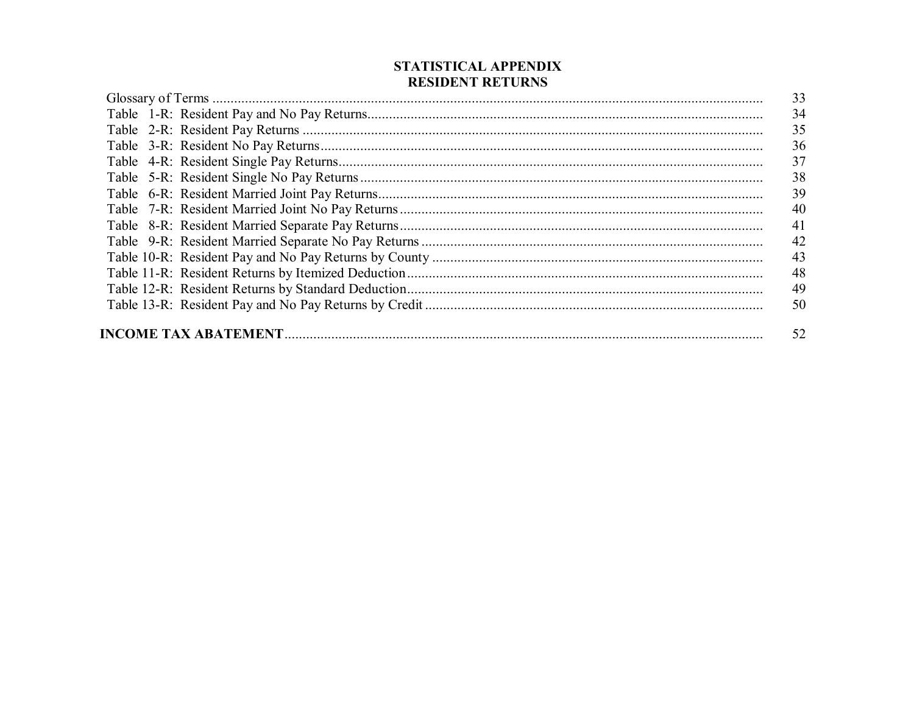## STATISTICAL APPENDIX
## RESIDENT RETURNS

| | |
|---|---|
| Glossary of Terms | 33 |
| Table 1-R: Resident Pay and No Pay Returns | 34 |
| Table 2-R: Resident Pay Returns | 35 |
| Table 3-R: Resident No Pay Returns | 36 |
| Table 4-R: Resident Single Pay Returns | 37 |
| Table 5-R: Resident Single No Pay Returns | 38 |
| Table 6-R: Resident Married Joint Pay Returns | 39 |
| Table 7-R: Resident Married Joint No Pay Returns | 40 |
| Table 8-R: Resident Married Separate Pay Returns | 41 |
| Table 9-R: Resident Married Separate No Pay Returns | 42 |
| Table 10-R: Resident Pay and No Pay Returns by County | 43 |
| Table 11-R: Resident Returns by Itemized Deduction | 48 |
| Table 12-R: Resident Returns by Standard Deduction | 49 |
| Table 13-R: Resident Pay and No Pay Returns by Credit | 50 |
| **INCOME TAX ABATEMENT** | 52 |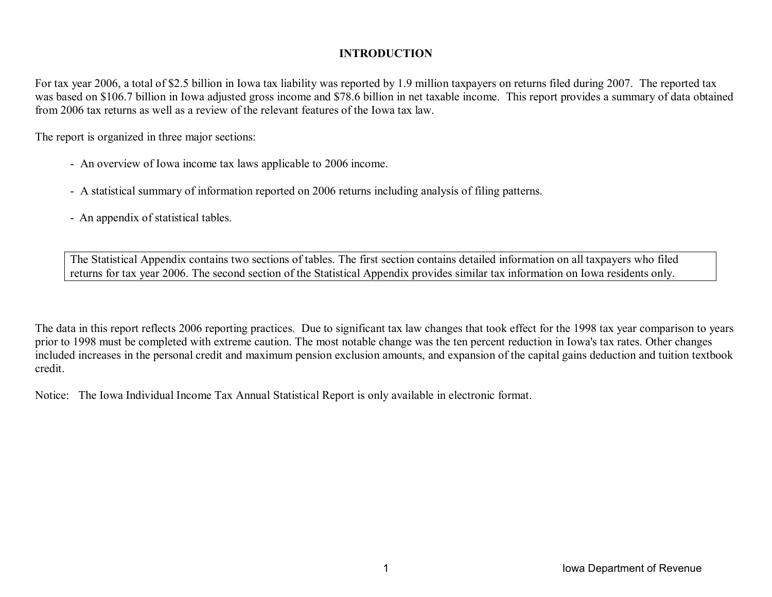## INTRODUCTION

For tax year 2006, a total of $2.5 billion in Iowa tax liability was reported by 1.9 million taxpayers on returns filed during 2007. The reported tax was based on $106.7 billion in Iowa adjusted gross income and $78.6 billion in net taxable income. This report provides a summary of data obtained from 2006 tax returns as well as a review of the relevant features of the Iowa tax law.

The report is organized in three major sections:

- An overview of Iowa income tax laws applicable to 2006 income.
- A statistical summary of information reported on 2006 returns including analysis of filing patterns.
- An appendix of statistical tables.

The Statistical Appendix contains two sections of tables. The first section contains detailed information on all taxpayers who filed returns for tax year 2006. The second section of the Statistical Appendix provides similar tax information on Iowa residents only.

The data in this report reflects 2006 reporting practices. Due to significant tax law changes that took effect for the 1998 tax year comparison to years prior to 1998 must be completed with extreme caution. The most notable change was the ten percent reduction in Iowa's tax rates. Other changes included increases in the personal credit and maximum pension exclusion amounts, and expansion of the capital gains deduction and tuition textbook credit.

Notice: The Iowa Individual Income Tax Annual Statistical Report is only available in electronic format.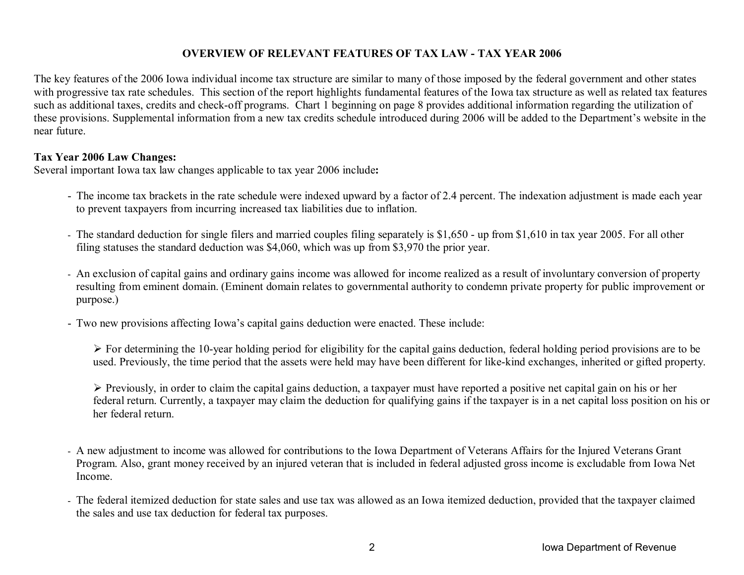# OVERVIEW OF RELEVANT FEATURES OF TAX LAW - TAX YEAR 2006

The key features of the 2006 Iowa individual income tax structure are similar to many of those imposed by the federal government and other states with progressive tax rate schedules. This section of the report highlights fundamental features of the Iowa tax structure as well as related tax features such as additional taxes, credits and check-off programs. Chart 1 beginning on page 8 provides additional information regarding the utilization of these provisions. Supplemental information from a new tax credits schedule introduced during 2006 will be added to the Department's website in the near future.

**Tax Year 2006 Law Changes:**
Several important Iowa tax law changes applicable to tax year 2006 include**:**

- The income tax brackets in the rate schedule were indexed upward by a factor of 2.4 percent. The indexation adjustment is made each year to prevent taxpayers from incurring increased tax liabilities due to inflation.

- The standard deduction for single filers and married couples filing separately is $1,650 - up from $1,610 in tax year 2005. For all other filing statuses the standard deduction was $4,060, which was up from $3,970 the prior year.

- An exclusion of capital gains and ordinary gains income was allowed for income realized as a result of involuntary conversion of property resulting from eminent domain. (Eminent domain relates to governmental authority to condemn private property for public improvement or purpose.)

- Two new provisions affecting Iowa's capital gains deduction were enacted. These include:

  - For determining the 10-year holding period for eligibility for the capital gains deduction, federal holding period provisions are to be used. Previously, the time period that the assets were held may have been different for like-kind exchanges, inherited or gifted property.

  - Previously, in order to claim the capital gains deduction, a taxpayer must have reported a positive net capital gain on his or her federal return. Currently, a taxpayer may claim the deduction for qualifying gains if the taxpayer is in a net capital loss position on his or her federal return.

- A new adjustment to income was allowed for contributions to the Iowa Department of Veterans Affairs for the Injured Veterans Grant Program. Also, grant money received by an injured veteran that is included in federal adjusted gross income is excludable from Iowa Net Income.

- The federal itemized deduction for state sales and use tax was allowed as an Iowa itemized deduction, provided that the taxpayer claimed the sales and use tax deduction for federal tax purposes.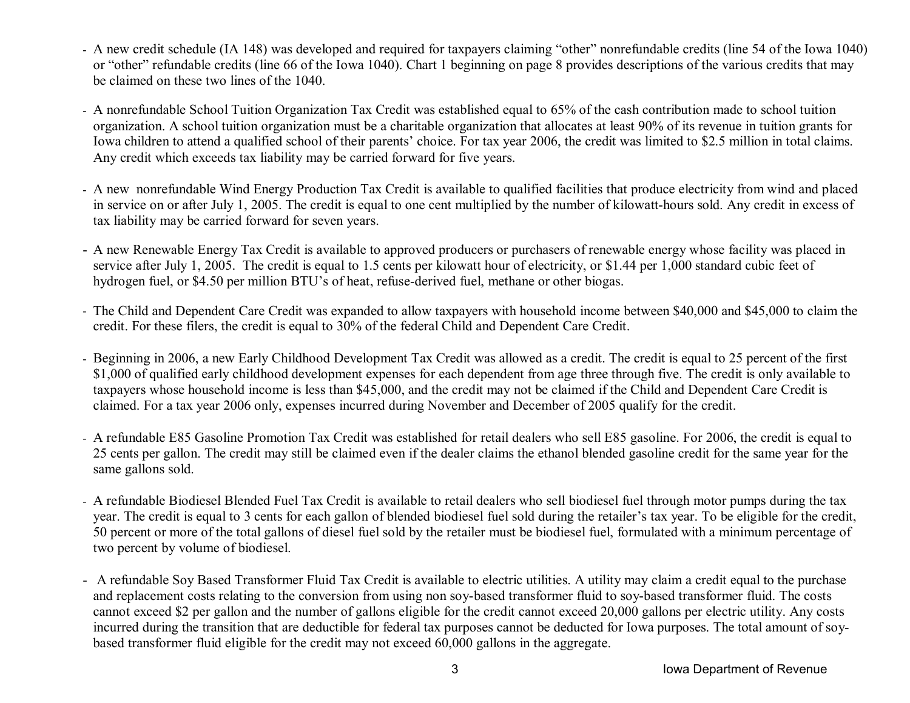- A new credit schedule (IA 148) was developed and required for taxpayers claiming "other" nonrefundable credits (line 54 of the Iowa 1040) or "other" refundable credits (line 66 of the Iowa 1040). Chart 1 beginning on page 8 provides descriptions of the various credits that may be claimed on these two lines of the 1040.

- A nonrefundable School Tuition Organization Tax Credit was established equal to 65% of the cash contribution made to school tuition organization. A school tuition organization must be a charitable organization that allocates at least 90% of its revenue in tuition grants for Iowa children to attend a qualified school of their parents' choice. For tax year 2006, the credit was limited to $2.5 million in total claims. Any credit which exceeds tax liability may be carried forward for five years.

- A new nonrefundable Wind Energy Production Tax Credit is available to qualified facilities that produce electricity from wind and placed in service on or after July 1, 2005. The credit is equal to one cent multiplied by the number of kilowatt-hours sold. Any credit in excess of tax liability may be carried forward for seven years.

- A new Renewable Energy Tax Credit is available to approved producers or purchasers of renewable energy whose facility was placed in service after July 1, 2005. The credit is equal to 1.5 cents per kilowatt hour of electricity, or $1.44 per 1,000 standard cubic feet of hydrogen fuel, or $4.50 per million BTU's of heat, refuse-derived fuel, methane or other biogas.

- The Child and Dependent Care Credit was expanded to allow taxpayers with household income between $40,000 and $45,000 to claim the credit. For these filers, the credit is equal to 30% of the federal Child and Dependent Care Credit.

- Beginning in 2006, a new Early Childhood Development Tax Credit was allowed as a credit. The credit is equal to 25 percent of the first $1,000 of qualified early childhood development expenses for each dependent from age three through five. The credit is only available to taxpayers whose household income is less than $45,000, and the credit may not be claimed if the Child and Dependent Care Credit is claimed. For a tax year 2006 only, expenses incurred during November and December of 2005 qualify for the credit.

- A refundable E85 Gasoline Promotion Tax Credit was established for retail dealers who sell E85 gasoline. For 2006, the credit is equal to 25 cents per gallon. The credit may still be claimed even if the dealer claims the ethanol blended gasoline credit for the same year for the same gallons sold.

- A refundable Biodiesel Blended Fuel Tax Credit is available to retail dealers who sell biodiesel fuel through motor pumps during the tax year. The credit is equal to 3 cents for each gallon of blended biodiesel fuel sold during the retailer's tax year. To be eligible for the credit, 50 percent or more of the total gallons of diesel fuel sold by the retailer must be biodiesel fuel, formulated with a minimum percentage of two percent by volume of biodiesel.

- A refundable Soy Based Transformer Fluid Tax Credit is available to electric utilities. A utility may claim a credit equal to the purchase and replacement costs relating to the conversion from using non soy-based transformer fluid to soy-based transformer fluid. The costs cannot exceed $2 per gallon and the number of gallons eligible for the credit cannot exceed 20,000 gallons per electric utility. Any costs incurred during the transition that are deductible for federal tax purposes cannot be deducted for Iowa purposes. The total amount of soy-based transformer fluid eligible for the credit may not exceed 60,000 gallons in the aggregate.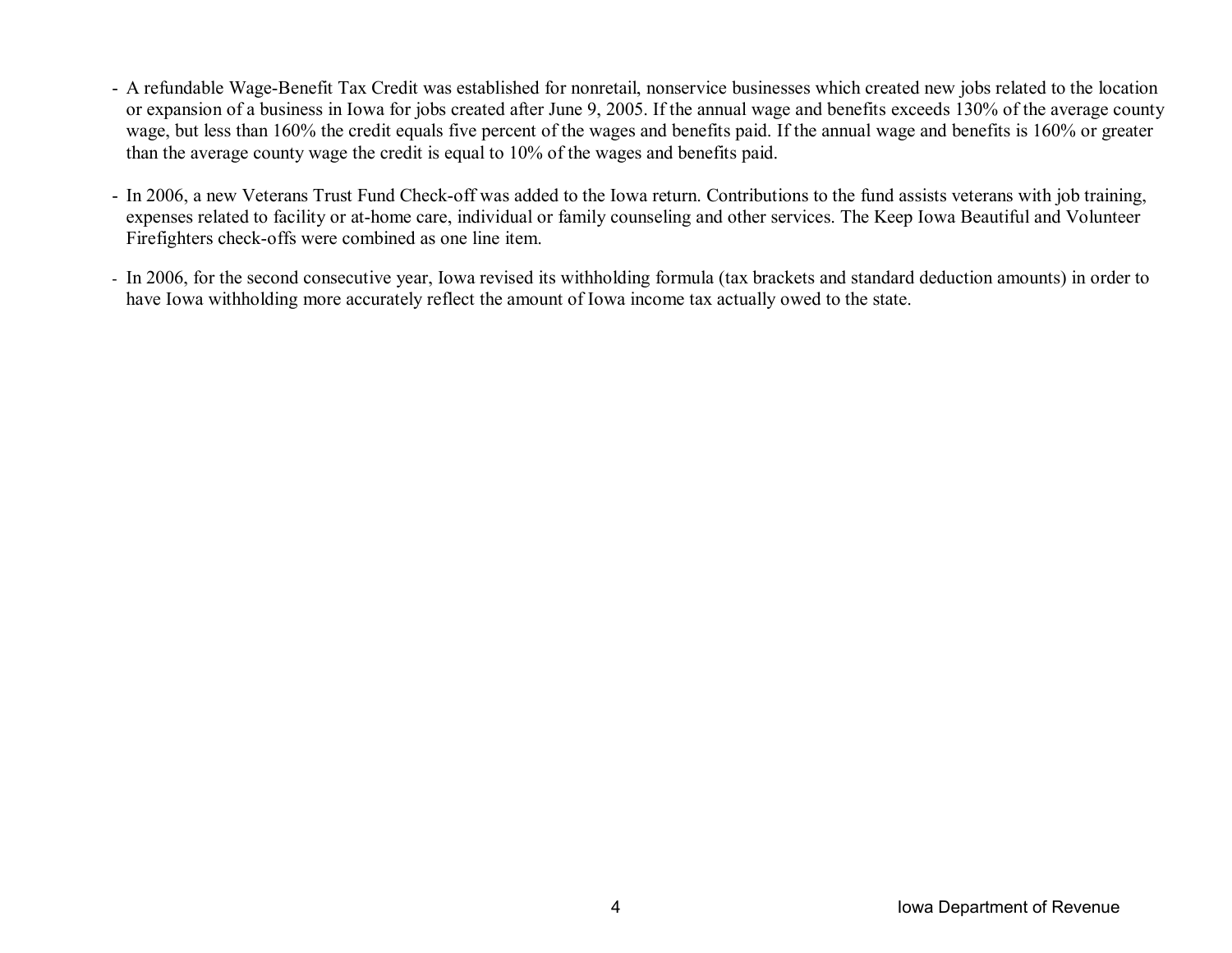- A refundable Wage-Benefit Tax Credit was established for nonretail, nonservice businesses which created new jobs related to the location or expansion of a business in Iowa for jobs created after June 9, 2005. If the annual wage and benefits exceeds 130% of the average county wage, but less than 160% the credit equals five percent of the wages and benefits paid. If the annual wage and benefits is 160% or greater than the average county wage the credit is equal to 10% of the wages and benefits paid.

- In 2006, a new Veterans Trust Fund Check-off was added to the Iowa return. Contributions to the fund assists veterans with job training, expenses related to facility or at-home care, individual or family counseling and other services. The Keep Iowa Beautiful and Volunteer Firefighters check-offs were combined as one line item.

- In 2006, for the second consecutive year, Iowa revised its withholding formula (tax brackets and standard deduction amounts) in order to have Iowa withholding more accurately reflect the amount of Iowa income tax actually owed to the state.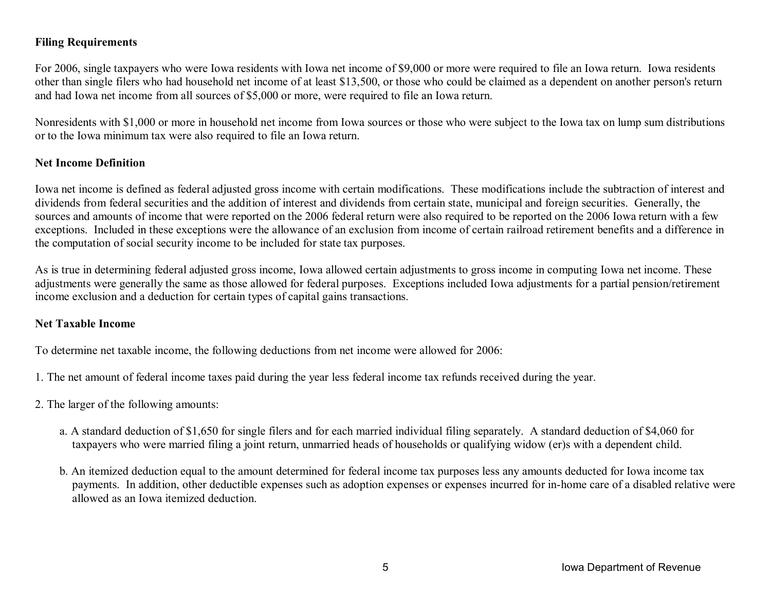**Filing Requirements**

For 2006, single taxpayers who were Iowa residents with Iowa net income of $9,000 or more were required to file an Iowa return. Iowa residents other than single filers who had household net income of at least $13,500, or those who could be claimed as a dependent on another person's return and had Iowa net income from all sources of $5,000 or more, were required to file an Iowa return.

Nonresidents with $1,000 or more in household net income from Iowa sources or those who were subject to the Iowa tax on lump sum distributions or to the Iowa minimum tax were also required to file an Iowa return.

**Net Income Definition**

Iowa net income is defined as federal adjusted gross income with certain modifications. These modifications include the subtraction of interest and dividends from federal securities and the addition of interest and dividends from certain state, municipal and foreign securities. Generally, the sources and amounts of income that were reported on the 2006 federal return were also required to be reported on the 2006 Iowa return with a few exceptions. Included in these exceptions were the allowance of an exclusion from income of certain railroad retirement benefits and a difference in the computation of social security income to be included for state tax purposes.

As is true in determining federal adjusted gross income, Iowa allowed certain adjustments to gross income in computing Iowa net income. These adjustments were generally the same as those allowed for federal purposes. Exceptions included Iowa adjustments for a partial pension/retirement income exclusion and a deduction for certain types of capital gains transactions.

**Net Taxable Income**

To determine net taxable income, the following deductions from net income were allowed for 2006:

1. The net amount of federal income taxes paid during the year less federal income tax refunds received during the year.

2. The larger of the following amounts:

   a. A standard deduction of $1,650 for single filers and for each married individual filing separately. A standard deduction of $4,060 for taxpayers who were married filing a joint return, unmarried heads of households or qualifying widow (er)s with a dependent child.

   b. An itemized deduction equal to the amount determined for federal income tax purposes less any amounts deducted for Iowa income tax payments. In addition, other deductible expenses such as adoption expenses or expenses incurred for in-home care of a disabled relative were allowed as an Iowa itemized deduction.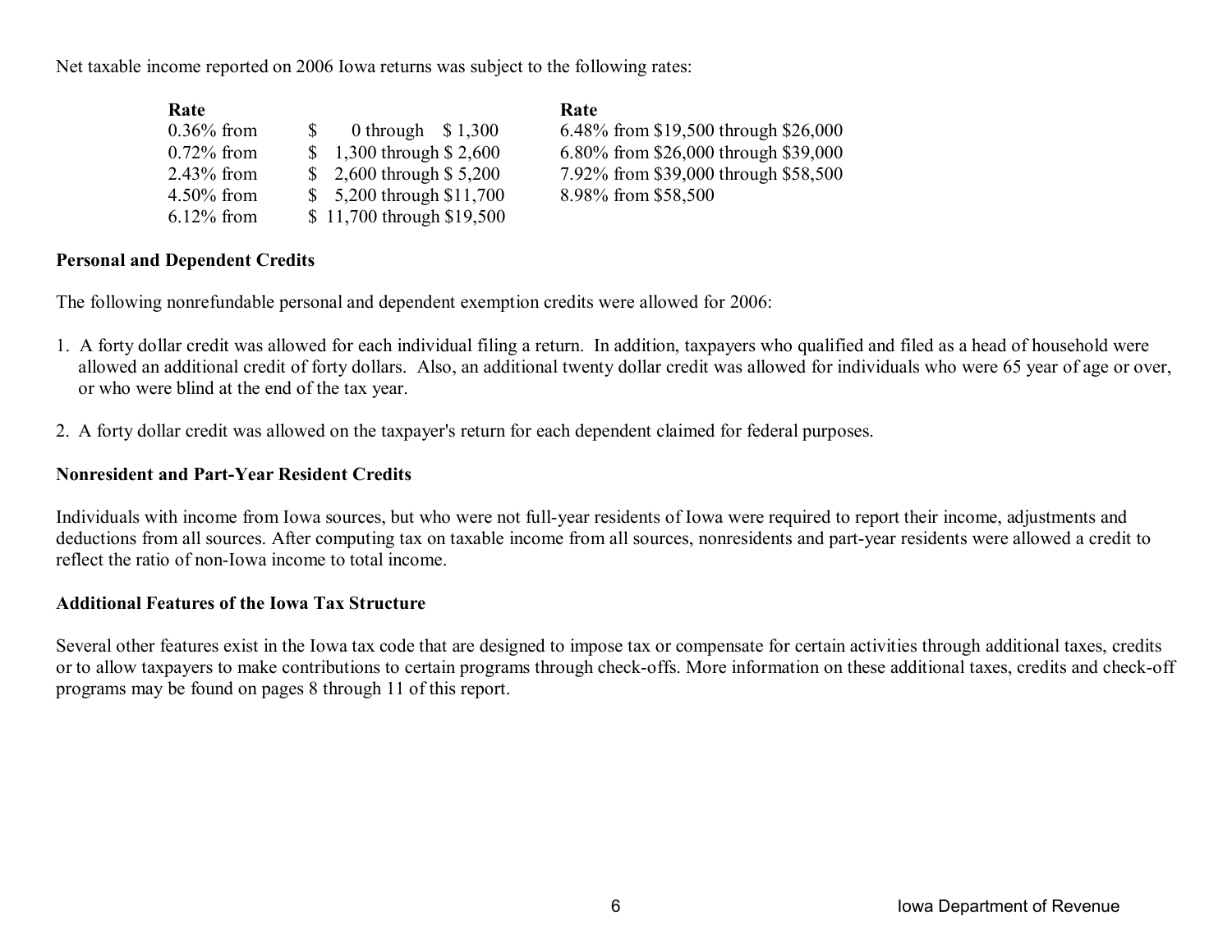Net taxable income reported on 2006 Iowa returns was subject to the following rates:

| Rate | | Rate |
|---|---|---|
| 0.36% from | $ 0 through $ 1,300 | 6.48% from $19,500 through $26,000 |
| 0.72% from | $ 1,300 through $ 2,600 | 6.80% from $26,000 through $39,000 |
| 2.43% from | $ 2,600 through $ 5,200 | 7.92% from $39,000 through $58,500 |
| 4.50% from | $ 5,200 through $11,700 | 8.98% from $58,500 |
| 6.12% from | $ 11,700 through $19,500 | |

**Personal and Dependent Credits**

The following nonrefundable personal and dependent exemption credits were allowed for 2006:

1. A forty dollar credit was allowed for each individual filing a return. In addition, taxpayers who qualified and filed as a head of household were allowed an additional credit of forty dollars. Also, an additional twenty dollar credit was allowed for individuals who were 65 year of age or over, or who were blind at the end of the tax year.

2. A forty dollar credit was allowed on the taxpayer's return for each dependent claimed for federal purposes.

**Nonresident and Part-Year Resident Credits**

Individuals with income from Iowa sources, but who were not full-year residents of Iowa were required to report their income, adjustments and deductions from all sources. After computing tax on taxable income from all sources, nonresidents and part-year residents were allowed a credit to reflect the ratio of non-Iowa income to total income.

**Additional Features of the Iowa Tax Structure**

Several other features exist in the Iowa tax code that are designed to impose tax or compensate for certain activities through additional taxes, credits or to allow taxpayers to make contributions to certain programs through check-offs. More information on these additional taxes, credits and check-off programs may be found on pages 8 through 11 of this report.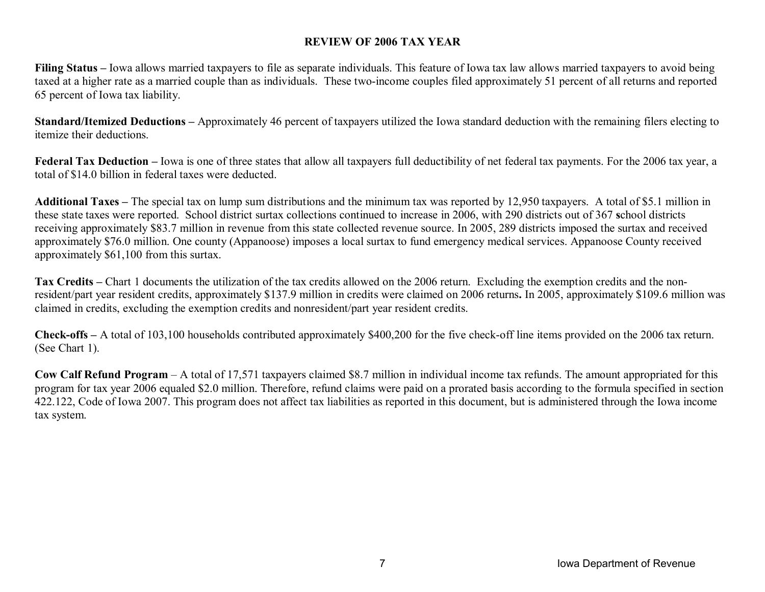# REVIEW OF 2006 TAX YEAR

**Filing Status –** Iowa allows married taxpayers to file as separate individuals. This feature of Iowa tax law allows married taxpayers to avoid being taxed at a higher rate as a married couple than as individuals. These two-income couples filed approximately 51 percent of all returns and reported 65 percent of Iowa tax liability.

**Standard/Itemized Deductions –** Approximately 46 percent of taxpayers utilized the Iowa standard deduction with the remaining filers electing to itemize their deductions.

**Federal Tax Deduction –** Iowa is one of three states that allow all taxpayers full deductibility of net federal tax payments. For the 2006 tax year, a total of $14.0 billion in federal taxes were deducted.

**Additional Taxes –** The special tax on lump sum distributions and the minimum tax was reported by 12,950 taxpayers. A total of $5.1 million in these state taxes were reported. School district surtax collections continued to increase in 2006, with 290 districts out of 367 **s**chool districts receiving approximately $83.7 million in revenue from this state collected revenue source. In 2005, 289 districts imposed the surtax and received approximately $76.0 million. One county (Appanoose) imposes a local surtax to fund emergency medical services. Appanoose County received approximately $61,100 from this surtax.

**Tax Credits –** Chart 1 documents the utilization of the tax credits allowed on the 2006 return. Excluding the exemption credits and the non-resident/part year resident credits, approximately $137.9 million in credits were claimed on 2006 returns**.** In 2005, approximately $109.6 million was claimed in credits, excluding the exemption credits and nonresident/part year resident credits.

**Check-offs –** A total of 103,100 households contributed approximately $400,200 for the five check-off line items provided on the 2006 tax return. (See Chart 1).

**Cow Calf Refund Program** – A total of 17,571 taxpayers claimed $8.7 million in individual income tax refunds. The amount appropriated for this program for tax year 2006 equaled $2.0 million. Therefore, refund claims were paid on a prorated basis according to the formula specified in section 422.122, Code of Iowa 2007. This program does not affect tax liabilities as reported in this document, but is administered through the Iowa income tax system.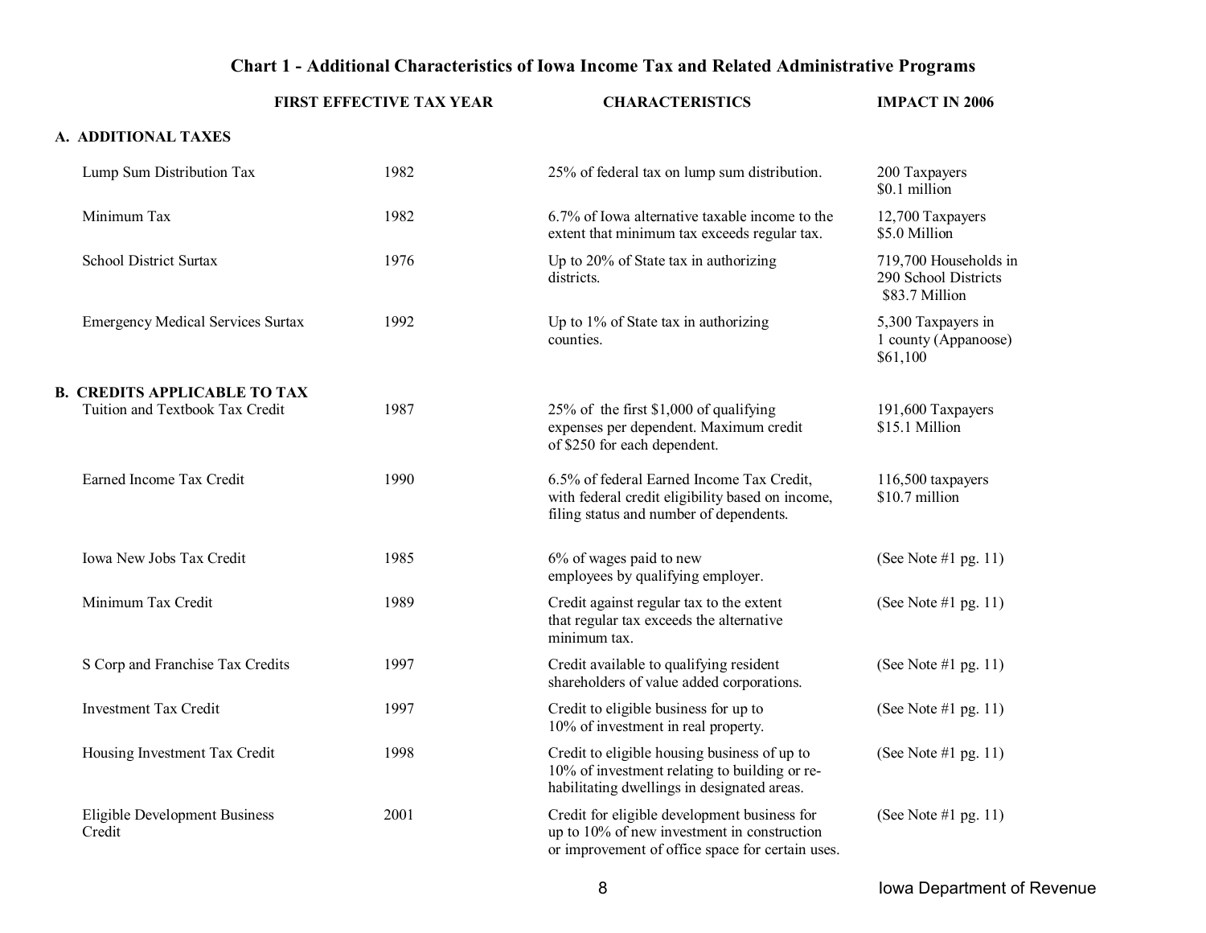## Chart 1 - Additional Characteristics of Iowa Income Tax and Related Administrative Programs

| | FIRST EFFECTIVE TAX YEAR | CHARACTERISTICS | IMPACT IN 2006 |
|---|---|---|---|
| **A. ADDITIONAL TAXES** | | | |
| Lump Sum Distribution Tax | 1982 | 25% of federal tax on lump sum distribution. | 200 Taxpayers<br>$0.1 million |
| Minimum Tax | 1982 | 6.7% of Iowa alternative taxable income to the extent that minimum tax exceeds regular tax. | 12,700 Taxpayers<br>$5.0 Million |
| School District Surtax | 1976 | Up to 20% of State tax in authorizing districts. | 719,700 Households in 290 School Districts<br>$83.7 Million |
| Emergency Medical Services Surtax | 1992 | Up to 1% of State tax in authorizing counties. | 5,300 Taxpayers in 1 county (Appanoose)<br>$61,100 |
| **B. CREDITS APPLICABLE TO TAX** | | | |
| Tuition and Textbook Tax Credit | 1987 | 25% of the first $1,000 of qualifying expenses per dependent. Maximum credit of $250 for each dependent. | 191,600 Taxpayers<br>$15.1 Million |
| Earned Income Tax Credit | 1990 | 6.5% of federal Earned Income Tax Credit, with federal credit eligibility based on income, filing status and number of dependents. | 116,500 taxpayers<br>$10.7 million |
| Iowa New Jobs Tax Credit | 1985 | 6% of wages paid to new employees by qualifying employer. | (See Note #1 pg. 11) |
| Minimum Tax Credit | 1989 | Credit against regular tax to the extent that regular tax exceeds the alternative minimum tax. | (See Note #1 pg. 11) |
| S Corp and Franchise Tax Credits | 1997 | Credit available to qualifying resident shareholders of value added corporations. | (See Note #1 pg. 11) |
| Investment Tax Credit | 1997 | Credit to eligible business for up to 10% of investment in real property. | (See Note #1 pg. 11) |
| Housing Investment Tax Credit | 1998 | Credit to eligible housing business of up to 10% of investment relating to building or re-habilitating dwellings in designated areas. | (See Note #1 pg. 11) |
| Eligible Development Business Credit | 2001 | Credit for eligible development business for up to 10% of new investment in construction or improvement of office space for certain uses. | (See Note #1 pg. 11) |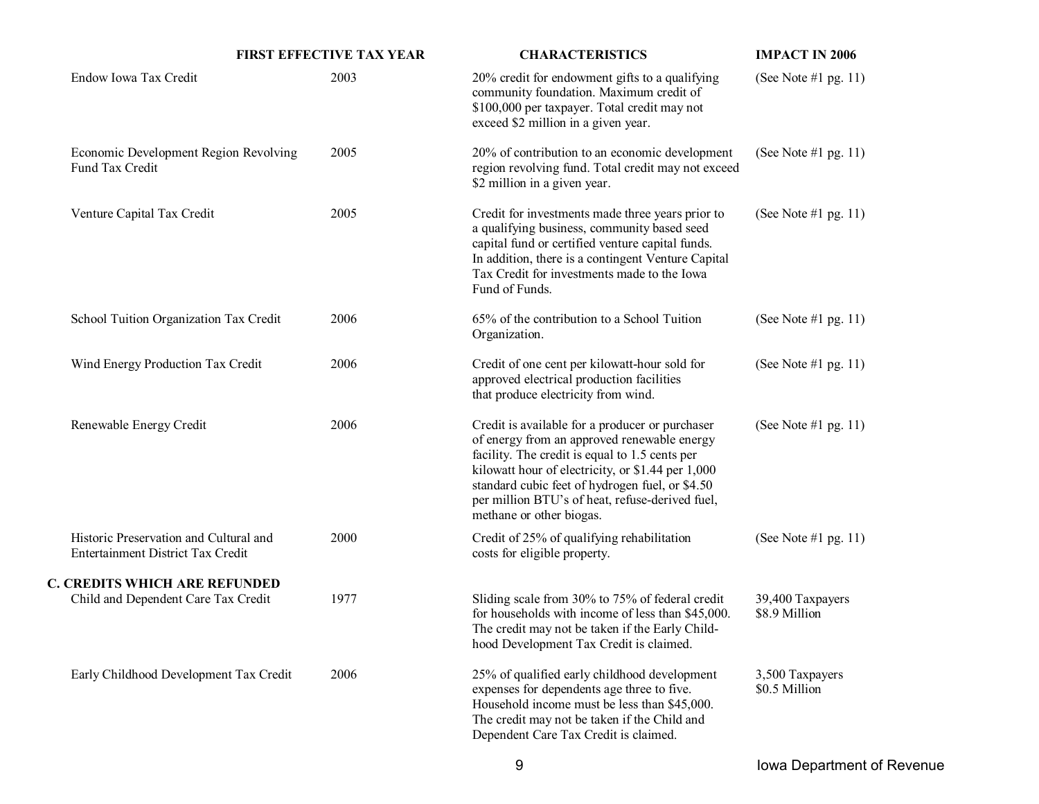| | FIRST EFFECTIVE TAX YEAR | CHARACTERISTICS | IMPACT IN 2006 |
|---|---|---|---|
| Endow Iowa Tax Credit | 2003 | 20% credit for endowment gifts to a qualifying community foundation. Maximum credit of $100,000 per taxpayer. Total credit may not exceed $2 million in a given year. | (See Note #1 pg. 11) |
| Economic Development Region Revolving Fund Tax Credit | 2005 | 20% of contribution to an economic development region revolving fund. Total credit may not exceed $2 million in a given year. | (See Note #1 pg. 11) |
| Venture Capital Tax Credit | 2005 | Credit for investments made three years prior to a qualifying business, community based seed capital fund or certified venture capital funds. In addition, there is a contingent Venture Capital Tax Credit for investments made to the Iowa Fund of Funds. | (See Note #1 pg. 11) |
| School Tuition Organization Tax Credit | 2006 | 65% of the contribution to a School Tuition Organization. | (See Note #1 pg. 11) |
| Wind Energy Production Tax Credit | 2006 | Credit of one cent per kilowatt-hour sold for approved electrical production facilities that produce electricity from wind. | (See Note #1 pg. 11) |
| Renewable Energy Credit | 2006 | Credit is available for a producer or purchaser of energy from an approved renewable energy facility. The credit is equal to 1.5 cents per kilowatt hour of electricity, or $1.44 per 1,000 standard cubic feet of hydrogen fuel, or $4.50 per million BTU's of heat, refuse-derived fuel, methane or other biogas. | (See Note #1 pg. 11) |
| Historic Preservation and Cultural and Entertainment District Tax Credit | 2000 | Credit of 25% of qualifying rehabilitation costs for eligible property. | (See Note #1 pg. 11) |
| **C. CREDITS WHICH ARE REFUNDED** | | | |
| Child and Dependent Care Tax Credit | 1977 | Sliding scale from 30% to 75% of federal credit for households with income of less than $45,000. The credit may not be taken if the Early Childhood Development Tax Credit is claimed. | 39,400 Taxpayers<br>$8.9 Million |
| Early Childhood Development Tax Credit | 2006 | 25% of qualified early childhood development expenses for dependents age three to five. Household income must be less than $45,000. The credit may not be taken if the Child and Dependent Care Tax Credit is claimed. | 3,500 Taxpayers<br>$0.5 Million |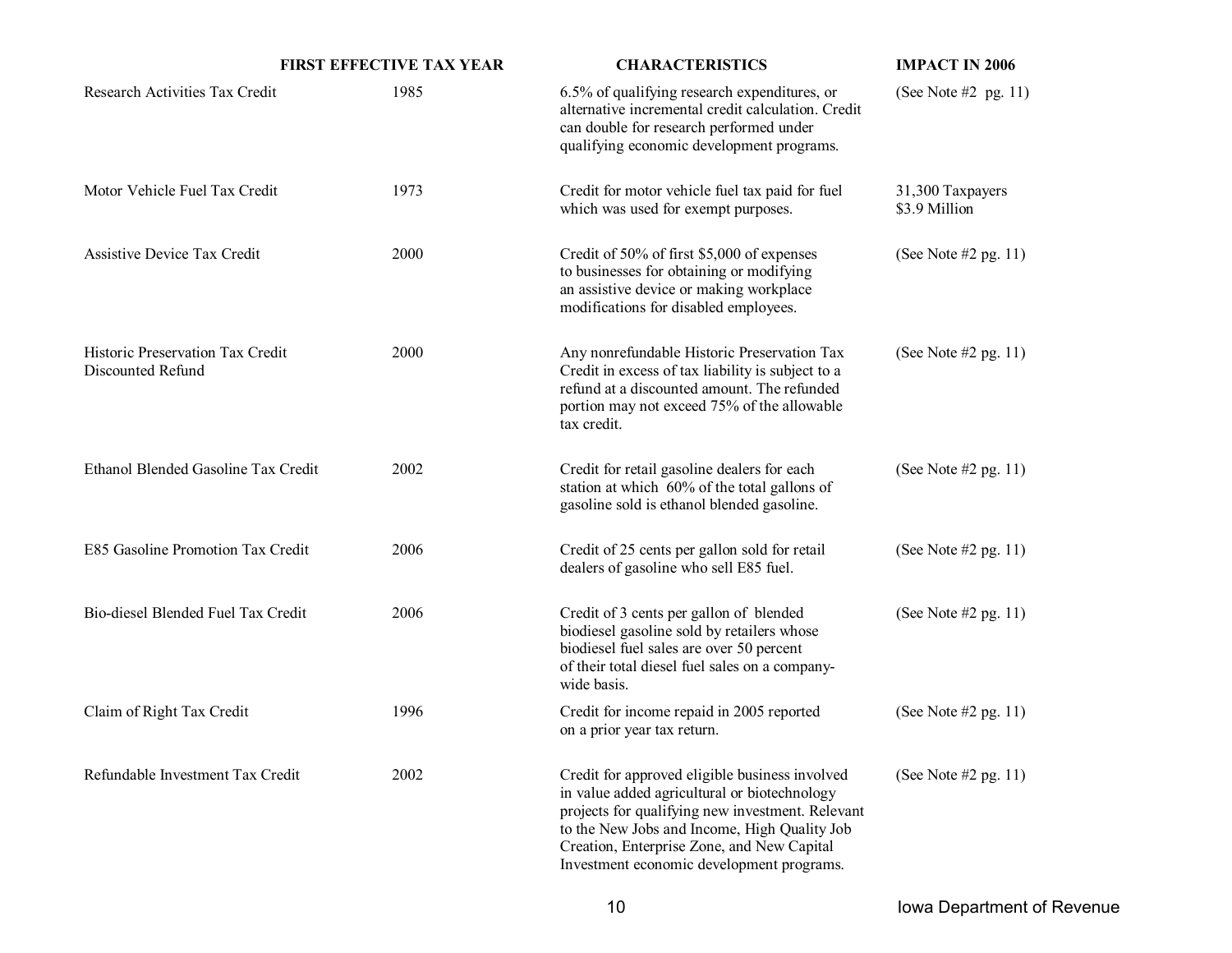| | FIRST EFFECTIVE TAX YEAR | CHARACTERISTICS | IMPACT IN 2006 |
|---|---|---|---|
| Research Activities Tax Credit | 1985 | 6.5% of qualifying research expenditures, or alternative incremental credit calculation. Credit can double for research performed under qualifying economic development programs. | (See Note #2 pg. 11) |
| Motor Vehicle Fuel Tax Credit | 1973 | Credit for motor vehicle fuel tax paid for fuel which was used for exempt purposes. | 31,300 Taxpayers<br>$3.9 Million |
| Assistive Device Tax Credit | 2000 | Credit of 50% of first $5,000 of expenses to businesses for obtaining or modifying an assistive device or making workplace modifications for disabled employees. | (See Note #2 pg. 11) |
| Historic Preservation Tax Credit Discounted Refund | 2000 | Any nonrefundable Historic Preservation Tax Credit in excess of tax liability is subject to a refund at a discounted amount. The refunded portion may not exceed 75% of the allowable tax credit. | (See Note #2 pg. 11) |
| Ethanol Blended Gasoline Tax Credit | 2002 | Credit for retail gasoline dealers for each station at which 60% of the total gallons of gasoline sold is ethanol blended gasoline. | (See Note #2 pg. 11) |
| E85 Gasoline Promotion Tax Credit | 2006 | Credit of 25 cents per gallon sold for retail dealers of gasoline who sell E85 fuel. | (See Note #2 pg. 11) |
| Bio-diesel Blended Fuel Tax Credit | 2006 | Credit of 3 cents per gallon of blended biodiesel gasoline sold by retailers whose biodiesel fuel sales are over 50 percent of their total diesel fuel sales on a company-wide basis. | (See Note #2 pg. 11) |
| Claim of Right Tax Credit | 1996 | Credit for income repaid in 2005 reported on a prior year tax return. | (See Note #2 pg. 11) |
| Refundable Investment Tax Credit | 2002 | Credit for approved eligible business involved in value added agricultural or biotechnology projects for qualifying new investment. Relevant to the New Jobs and Income, High Quality Job Creation, Enterprise Zone, and New Capital Investment economic development programs. | (See Note #2 pg. 11) |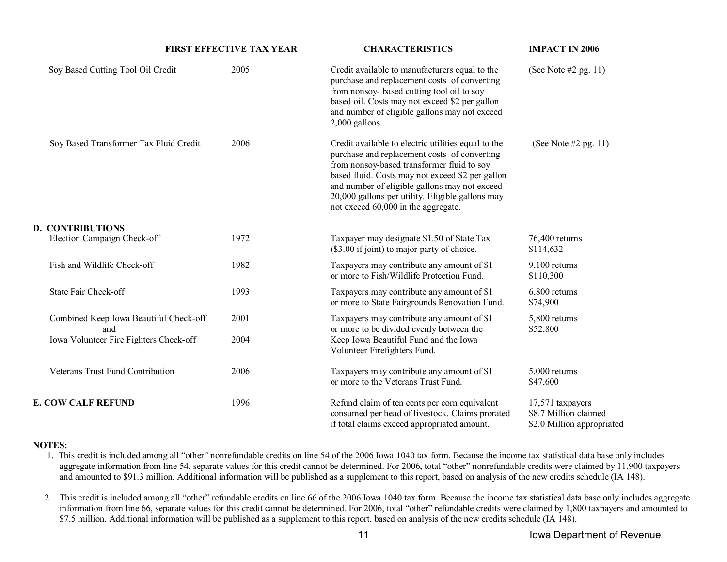| | FIRST EFFECTIVE TAX YEAR | CHARACTERISTICS | IMPACT IN 2006 |
|---|---|---|---|
| Soy Based Cutting Tool Oil Credit | 2005 | Credit available to manufacturers equal to the purchase and replacement costs of converting from nonsoy- based cutting tool oil to soy based oil. Costs may not exceed $2 per gallon and number of eligible gallons may not exceed 2,000 gallons. | (See Note #2 pg. 11) |
| Soy Based Transformer Tax Fluid Credit | 2006 | Credit available to electric utilities equal to the purchase and replacement costs of converting from nonsoy-based transformer fluid to soy based fluid. Costs may not exceed $2 per gallon and number of eligible gallons may not exceed 20,000 gallons per utility. Eligible gallons may not exceed 60,000 in the aggregate. | (See Note #2 pg. 11) |
| **D. CONTRIBUTIONS** | | | |
| Election Campaign Check-off | 1972 | Taxpayer may designate $1.50 of State Tax ($3.00 if joint) to major party of choice. | 76,400 returns<br>$114,632 |
| Fish and Wildlife Check-off | 1982 | Taxpayers may contribute any amount of $1 or more to Fish/Wildlife Protection Fund. | 9,100 returns<br>$110,300 |
| State Fair Check-off | 1993 | Taxpayers may contribute any amount of $1 or more to State Fairgrounds Renovation Fund. | 6,800 returns<br>$74,900 |
| Combined Keep Iowa Beautiful Check-off<br>and<br>Iowa Volunteer Fire Fighters Check-off | 2001<br><br>2004 | Taxpayers may contribute any amount of $1 or more to be divided evenly between the Keep Iowa Beautiful Fund and the Iowa Volunteer Firefighters Fund. | 5,800 returns<br>$52,800 |
| Veterans Trust Fund Contribution | 2006 | Taxpayers may contribute any amount of $1 or more to the Veterans Trust Fund. | 5,000 returns<br>$47,600 |
| **E. COW CALF REFUND** | 1996 | Refund claim of ten cents per corn equivalent consumed per head of livestock. Claims prorated if total claims exceed appropriated amount. | 17,571 taxpayers<br>$8.7 Million claimed<br>$2.0 Million appropriated |

**NOTES:**

1. This credit is included among all "other" nonrefundable credits on line 54 of the 2006 Iowa 1040 tax form. Because the income tax statistical data base only includes aggregate information from line 54, separate values for this credit cannot be determined. For 2006, total "other" nonrefundable credits were claimed by 11,900 taxpayers and amounted to $91.3 million. Additional information will be published as a supplement to this report, based on analysis of the new credits schedule (IA 148).

2. This credit is included among all "other" refundable credits on line 66 of the 2006 Iowa 1040 tax form. Because the income tax statistical data base only includes aggregate information from line 66, separate values for this credit cannot be determined. For 2006, total "other" refundable credits were claimed by 1,800 taxpayers and amounted to $7.5 million. Additional information will be published as a supplement to this report, based on analysis of the new credits schedule (IA 148).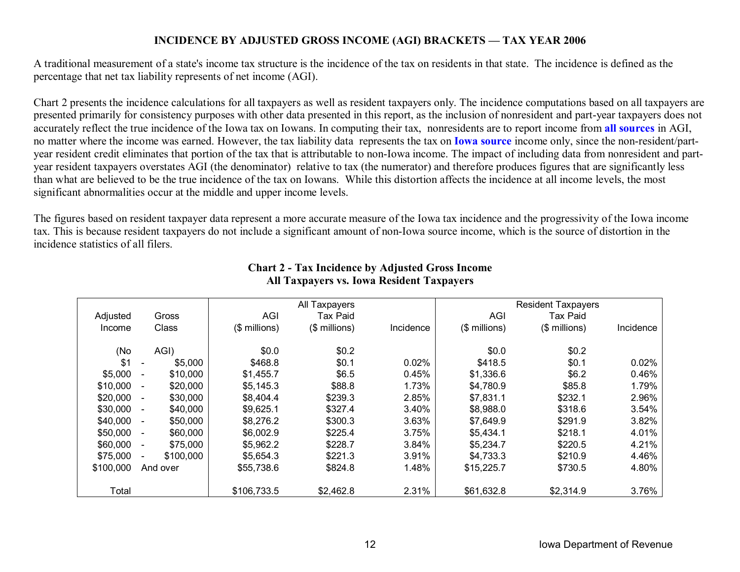## INCIDENCE BY ADJUSTED GROSS INCOME (AGI) BRACKETS — TAX YEAR 2006

A traditional measurement of a state's income tax structure is the incidence of the tax on residents in that state. The incidence is defined as the percentage that net tax liability represents of net income (AGI).

Chart 2 presents the incidence calculations for all taxpayers as well as resident taxpayers only. The incidence computations based on all taxpayers are presented primarily for consistency purposes with other data presented in this report, as the inclusion of nonresident and part-year taxpayers does not accurately reflect the true incidence of the Iowa tax on Iowans. In computing their tax, nonresidents are to report income from **all sources** in AGI, no matter where the income was earned. However, the tax liability data represents the tax on **Iowa source** income only, since the non-resident/part-year resident credit eliminates that portion of the tax that is attributable to non-Iowa income. The impact of including data from nonresident and part-year resident taxpayers overstates AGI (the denominator) relative to tax (the numerator) and therefore produces figures that are significantly less than what are believed to be the true incidence of the tax on Iowans. While this distortion affects the incidence at all income levels, the most significant abnormalities occur at the middle and upper income levels.

The figures based on resident taxpayer data represent a more accurate measure of the Iowa tax incidence and the progressivity of the Iowa income tax. This is because resident taxpayers do not include a significant amount of non-Iowa source income, which is the source of distortion in the incidence statistics of all filers.

**Chart 2 - Tax Incidence by Adjusted Gross Income**
**All Taxpayers vs. Iowa Resident Taxpayers**

| Adjusted Gross Income Class | All Taxpayers AGI ($ millions) | All Taxpayers Tax Paid ($ millions) | All Taxpayers Incidence | Resident Taxpayers AGI ($ millions) | Resident Taxpayers Tax Paid ($ millions) | Resident Taxpayers Incidence |
|---|---|---|---|---|---|---|
| (No AGI) | $0.0 | $0.2 | | $0.0 | $0.2 | |
| $1 - $5,000 | $468.8 | $0.1 | 0.02% | $418.5 | $0.1 | 0.02% |
| $5,000 - $10,000 | $1,455.7 | $6.5 | 0.45% | $1,336.6 | $6.2 | 0.46% |
| $10,000 - $20,000 | $5,145.3 | $88.8 | 1.73% | $4,780.9 | $85.8 | 1.79% |
| $20,000 - $30,000 | $8,404.4 | $239.3 | 2.85% | $7,831.1 | $232.1 | 2.96% |
| $30,000 - $40,000 | $9,625.1 | $327.4 | 3.40% | $8,988.0 | $318.6 | 3.54% |
| $40,000 - $50,000 | $8,276.2 | $300.3 | 3.63% | $7,649.9 | $291.9 | 3.82% |
| $50,000 - $60,000 | $6,002.9 | $225.4 | 3.75% | $5,434.1 | $218.1 | 4.01% |
| $60,000 - $75,000 | $5,962.2 | $228.7 | 3.84% | $5,234.7 | $220.5 | 4.21% |
| $75,000 - $100,000 | $5,654.3 | $221.3 | 3.91% | $4,733.3 | $210.9 | 4.46% |
| $100,000 And over | $55,738.6 | $824.8 | 1.48% | $15,225.7 | $730.5 | 4.80% |
| Total | $106,733.5 | $2,462.8 | 2.31% | $61,632.8 | $2,314.9 | 3.76% |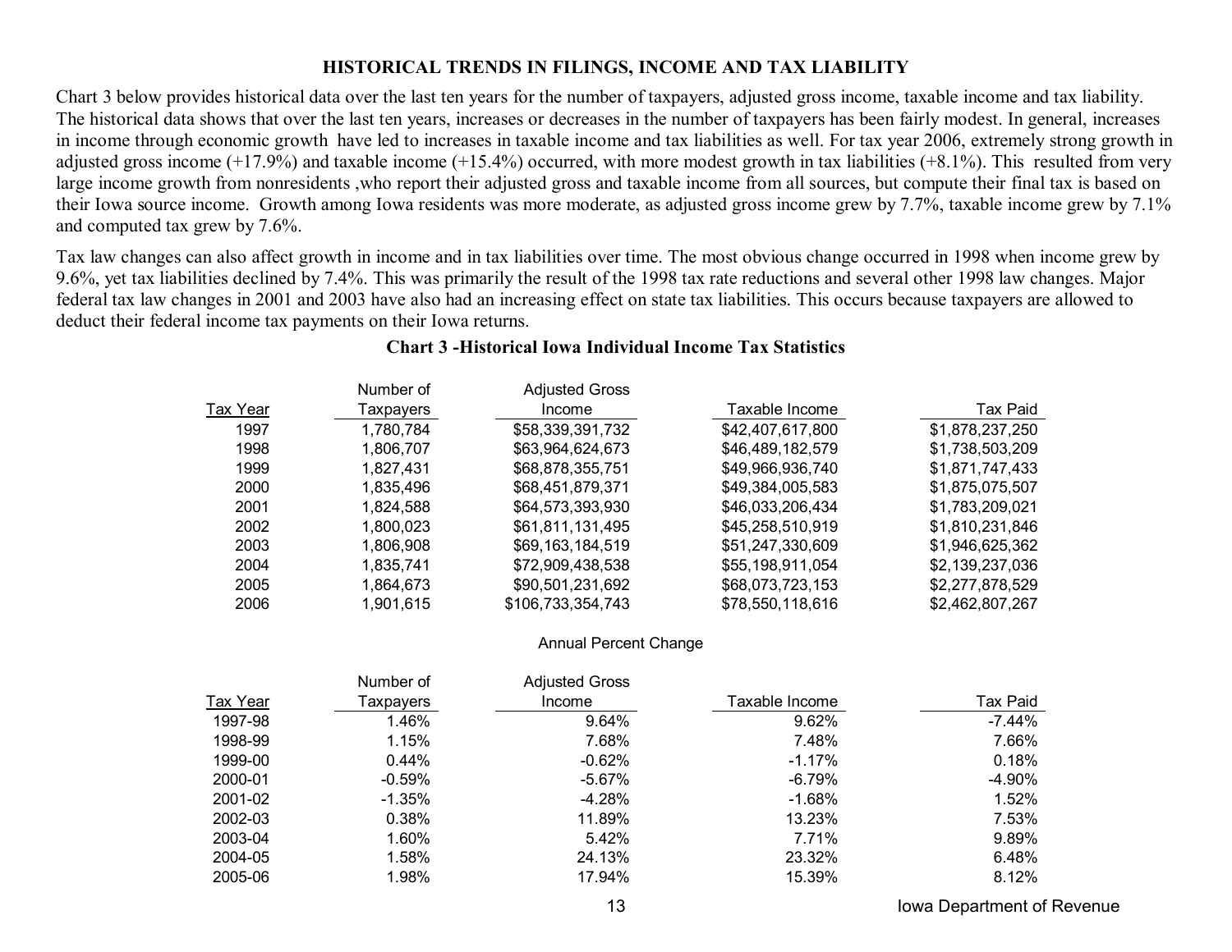## HISTORICAL TRENDS IN FILINGS, INCOME AND TAX LIABILITY

Chart 3 below provides historical data over the last ten years for the number of taxpayers, adjusted gross income, taxable income and tax liability. The historical data shows that over the last ten years, increases or decreases in the number of taxpayers has been fairly modest. In general, increases in income through economic growth have led to increases in taxable income and tax liabilities as well. For tax year 2006, extremely strong growth in adjusted gross income (+17.9%) and taxable income (+15.4%) occurred, with more modest growth in tax liabilities (+8.1%). This resulted from very large income growth from nonresidents ,who report their adjusted gross and taxable income from all sources, but compute their final tax is based on their Iowa source income. Growth among Iowa residents was more moderate, as adjusted gross income grew by 7.7%, taxable income grew by 7.1% and computed tax grew by 7.6%.

Tax law changes can also affect growth in income and in tax liabilities over time. The most obvious change occurred in 1998 when income grew by 9.6%, yet tax liabilities declined by 7.4%. This was primarily the result of the 1998 tax rate reductions and several other 1998 law changes. Major federal tax law changes in 2001 and 2003 have also had an increasing effect on state tax liabilities. This occurs because taxpayers are allowed to deduct their federal income tax payments on their Iowa returns.

**Chart 3 -Historical Iowa Individual Income Tax Statistics**

| Tax Year | Number of Taxpayers | Adjusted Gross Income | Taxable Income | Tax Paid |
|---|---|---|---|---|
| 1997 | 1,780,784 | $58,339,391,732 | $42,407,617,800 | $1,878,237,250 |
| 1998 | 1,806,707 | $63,964,624,673 | $46,489,182,579 | $1,738,503,209 |
| 1999 | 1,827,431 | $68,878,355,751 | $49,966,936,740 | $1,871,747,433 |
| 2000 | 1,835,496 | $68,451,879,371 | $49,384,005,583 | $1,875,075,507 |
| 2001 | 1,824,588 | $64,573,393,930 | $46,033,206,434 | $1,783,209,021 |
| 2002 | 1,800,023 | $61,811,131,495 | $45,258,510,919 | $1,810,231,846 |
| 2003 | 1,806,908 | $69,163,184,519 | $51,247,330,609 | $1,946,625,362 |
| 2004 | 1,835,741 | $72,909,438,538 | $55,198,911,054 | $2,139,237,036 |
| 2005 | 1,864,673 | $90,501,231,692 | $68,073,723,153 | $2,277,878,529 |
| 2006 | 1,901,615 | $106,733,354,743 | $78,550,118,616 | $2,462,807,267 |

Annual Percent Change

| Tax Year | Number of Taxpayers | Adjusted Gross Income | Taxable Income | Tax Paid |
|---|---|---|---|---|
| 1997-98 | 1.46% | 9.64% | 9.62% | -7.44% |
| 1998-99 | 1.15% | 7.68% | 7.48% | 7.66% |
| 1999-00 | 0.44% | -0.62% | -1.17% | 0.18% |
| 2000-01 | -0.59% | -5.67% | -6.79% | -4.90% |
| 2001-02 | -1.35% | -4.28% | -1.68% | 1.52% |
| 2002-03 | 0.38% | 11.89% | 13.23% | 7.53% |
| 2003-04 | 1.60% | 5.42% | 7.71% | 9.89% |
| 2004-05 | 1.58% | 24.13% | 23.32% | 6.48% |
| 2005-06 | 1.98% | 17.94% | 15.39% | 8.12% |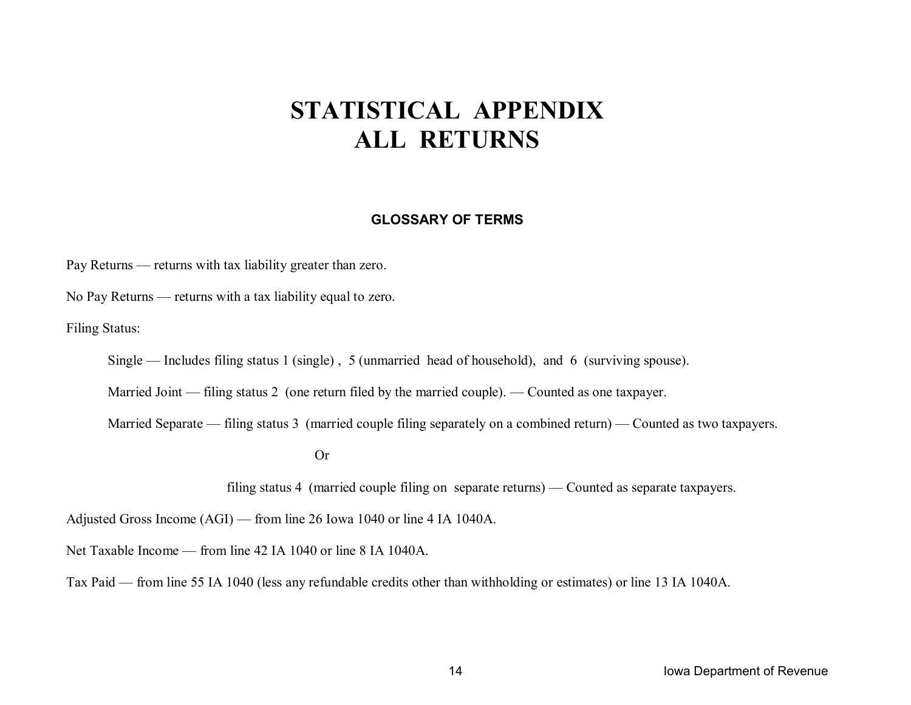# STATISTICAL APPENDIX
# ALL RETURNS

### GLOSSARY OF TERMS

Pay Returns — returns with tax liability greater than zero.

No Pay Returns — returns with a tax liability equal to zero.

Filing Status:

Single — Includes filing status 1 (single) , 5 (unmarried head of household), and 6 (surviving spouse).

Married Joint — filing status 2 (one return filed by the married couple). — Counted as one taxpayer.

Married Separate — filing status 3 (married couple filing separately on a combined return) — Counted as two taxpayers.

Or

filing status 4 (married couple filing on separate returns) — Counted as separate taxpayers.

Adjusted Gross Income (AGI) — from line 26 Iowa 1040 or line 4 IA 1040A.

Net Taxable Income — from line 42 IA 1040 or line 8 IA 1040A.

Tax Paid — from line 55 IA 1040 (less any refundable credits other than withholding or estimates) or line 13 IA 1040A.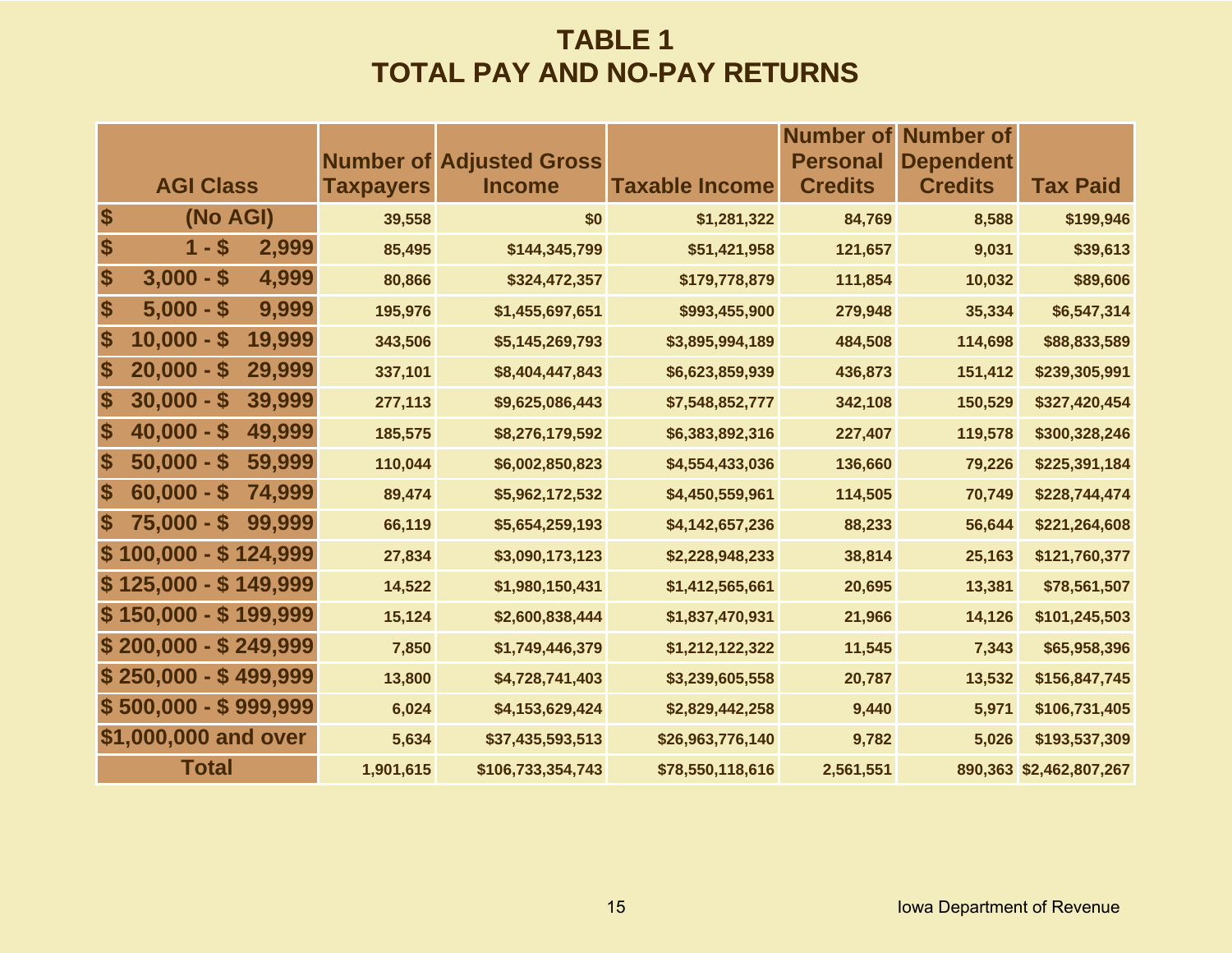# TABLE 1
# TOTAL PAY AND NO-PAY RETURNS

| AGI Class | Number of Taxpayers | Adjusted Gross Income | Taxable Income | Number of Personal Credits | Number of Dependent Credits | Tax Paid |
|---|---|---|---|---|---|---|
| $ (No AGI) | 39,558 | $0 | $1,281,322 | 84,769 | 8,588 | $199,946 |
| $ 1 - $ 2,999 | 85,495 | $144,345,799 | $51,421,958 | 121,657 | 9,031 | $39,613 |
| $ 3,000 - $ 4,999 | 80,866 | $324,472,357 | $179,778,879 | 111,854 | 10,032 | $89,606 |
| $ 5,000 - $ 9,999 | 195,976 | $1,455,697,651 | $993,455,900 | 279,948 | 35,334 | $6,547,314 |
| $ 10,000 - $ 19,999 | 343,506 | $5,145,269,793 | $3,895,994,189 | 484,508 | 114,698 | $88,833,589 |
| $ 20,000 - $ 29,999 | 337,101 | $8,404,447,843 | $6,623,859,939 | 436,873 | 151,412 | $239,305,991 |
| $ 30,000 - $ 39,999 | 277,113 | $9,625,086,443 | $7,548,852,777 | 342,108 | 150,529 | $327,420,454 |
| $ 40,000 - $ 49,999 | 185,575 | $8,276,179,592 | $6,383,892,316 | 227,407 | 119,578 | $300,328,246 |
| $ 50,000 - $ 59,999 | 110,044 | $6,002,850,823 | $4,554,433,036 | 136,660 | 79,226 | $225,391,184 |
| $ 60,000 - $ 74,999 | 89,474 | $5,962,172,532 | $4,450,559,961 | 114,505 | 70,749 | $228,744,474 |
| $ 75,000 - $ 99,999 | 66,119 | $5,654,259,193 | $4,142,657,236 | 88,233 | 56,644 | $221,264,608 |
| $ 100,000 - $ 124,999 | 27,834 | $3,090,173,123 | $2,228,948,233 | 38,814 | 25,163 | $121,760,377 |
| $ 125,000 - $ 149,999 | 14,522 | $1,980,150,431 | $1,412,565,661 | 20,695 | 13,381 | $78,561,507 |
| $ 150,000 - $ 199,999 | 15,124 | $2,600,838,444 | $1,837,470,931 | 21,966 | 14,126 | $101,245,503 |
| $ 200,000 - $ 249,999 | 7,850 | $1,749,446,379 | $1,212,122,322 | 11,545 | 7,343 | $65,958,396 |
| $ 250,000 - $ 499,999 | 13,800 | $4,728,741,403 | $3,239,605,558 | 20,787 | 13,532 | $156,847,745 |
| $ 500,000 - $ 999,999 | 6,024 | $4,153,629,424 | $2,829,442,258 | 9,440 | 5,971 | $106,731,405 |
| $1,000,000 and over | 5,634 | $37,435,593,513 | $26,963,776,140 | 9,782 | 5,026 | $193,537,309 |
| Total | 1,901,615 | $106,733,354,743 | $78,550,118,616 | 2,561,551 | 890,363 | $2,462,807,267 |

Iowa Department of Revenue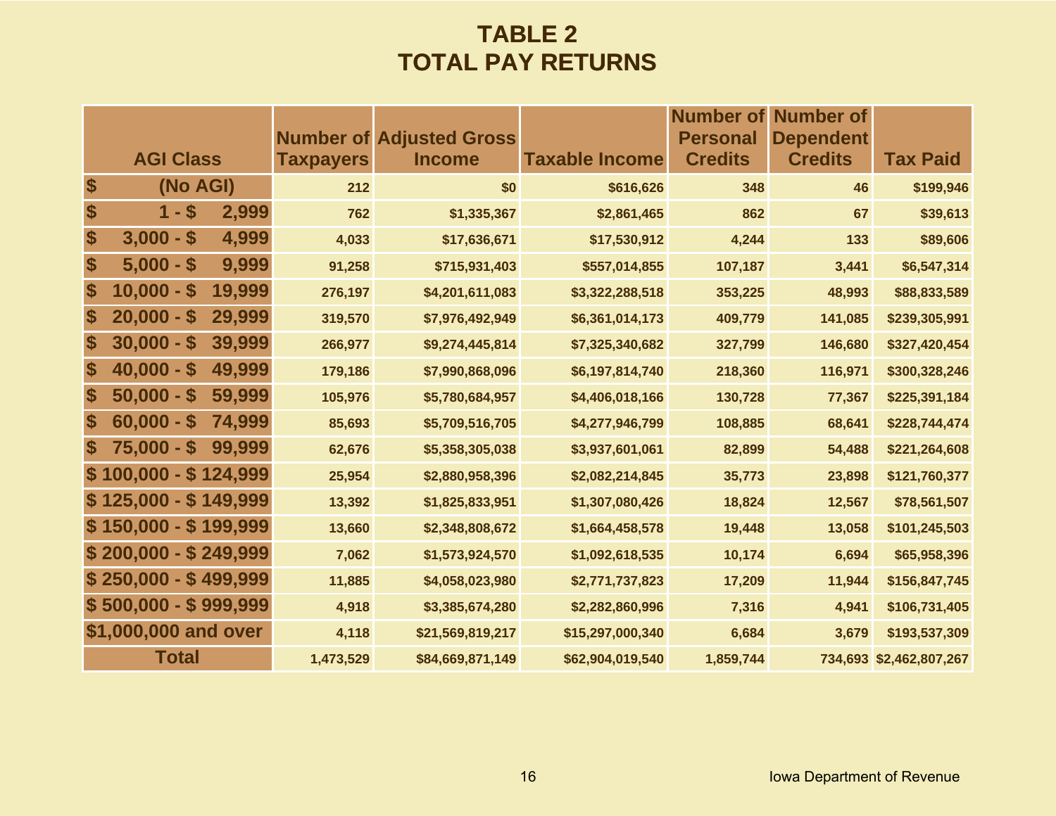# TABLE 2
## TOTAL PAY RETURNS

| AGI Class | Number of Taxpayers | Adjusted Gross Income | Taxable Income | Number of Personal Credits | Number of Dependent Credits | Tax Paid |
|---|---|---|---|---|---|---|
| $ (No AGI) | 212 | $0 | $616,626 | 348 | 46 | $199,946 |
| $ 1 - $ 2,999 | 762 | $1,335,367 | $2,861,465 | 862 | 67 | $39,613 |
| $ 3,000 - $ 4,999 | 4,033 | $17,636,671 | $17,530,912 | 4,244 | 133 | $89,606 |
| $ 5,000 - $ 9,999 | 91,258 | $715,931,403 | $557,014,855 | 107,187 | 3,441 | $6,547,314 |
| $ 10,000 - $ 19,999 | 276,197 | $4,201,611,083 | $3,322,288,518 | 353,225 | 48,993 | $88,833,589 |
| $ 20,000 - $ 29,999 | 319,570 | $7,976,492,949 | $6,361,014,173 | 409,779 | 141,085 | $239,305,991 |
| $ 30,000 - $ 39,999 | 266,977 | $9,274,445,814 | $7,325,340,682 | 327,799 | 146,680 | $327,420,454 |
| $ 40,000 - $ 49,999 | 179,186 | $7,990,868,096 | $6,197,814,740 | 218,360 | 116,971 | $300,328,246 |
| $ 50,000 - $ 59,999 | 105,976 | $5,780,684,957 | $4,406,018,166 | 130,728 | 77,367 | $225,391,184 |
| $ 60,000 - $ 74,999 | 85,693 | $5,709,516,705 | $4,277,946,799 | 108,885 | 68,641 | $228,744,474 |
| $ 75,000 - $ 99,999 | 62,676 | $5,358,305,038 | $3,937,601,061 | 82,899 | 54,488 | $221,264,608 |
| $ 100,000 - $ 124,999 | 25,954 | $2,880,958,396 | $2,082,214,845 | 35,773 | 23,898 | $121,760,377 |
| $ 125,000 - $ 149,999 | 13,392 | $1,825,833,951 | $1,307,080,426 | 18,824 | 12,567 | $78,561,507 |
| $ 150,000 - $ 199,999 | 13,660 | $2,348,808,672 | $1,664,458,578 | 19,448 | 13,058 | $101,245,503 |
| $ 200,000 - $ 249,999 | 7,062 | $1,573,924,570 | $1,092,618,535 | 10,174 | 6,694 | $65,958,396 |
| $ 250,000 - $ 499,999 | 11,885 | $4,058,023,980 | $2,771,737,823 | 17,209 | 11,944 | $156,847,745 |
| $ 500,000 - $ 999,999 | 4,918 | $3,385,674,280 | $2,282,860,996 | 7,316 | 4,941 | $106,731,405 |
| $1,000,000 and over | 4,118 | $21,569,819,217 | $15,297,000,340 | 6,684 | 3,679 | $193,537,309 |
| Total | 1,473,529 | $84,669,871,149 | $62,904,019,540 | 1,859,744 | 734,693 | $2,462,807,267 |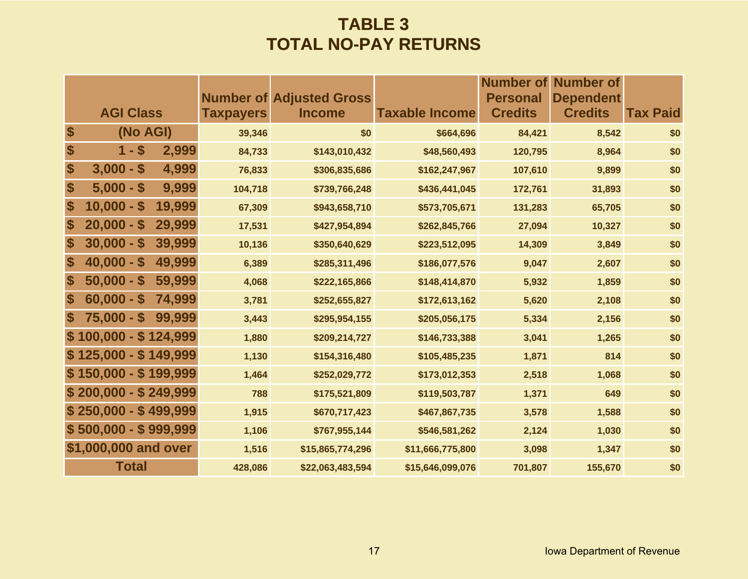# TABLE 3
# TOTAL NO-PAY RETURNS

| AGI Class | Number of Taxpayers | Adjusted Gross Income | Taxable Income | Number of Personal Credits | Number of Dependent Credits | Tax Paid |
|---|---|---|---|---|---|---|
| $ (No AGI) | 39,346 | $0 | $664,696 | 84,421 | 8,542 | $0 |
| $ 1 - $ 2,999 | 84,733 | $143,010,432 | $48,560,493 | 120,795 | 8,964 | $0 |
| $ 3,000 - $ 4,999 | 76,833 | $306,835,686 | $162,247,967 | 107,610 | 9,899 | $0 |
| $ 5,000 - $ 9,999 | 104,718 | $739,766,248 | $436,441,045 | 172,761 | 31,893 | $0 |
| $ 10,000 - $ 19,999 | 67,309 | $943,658,710 | $573,705,671 | 131,283 | 65,705 | $0 |
| $ 20,000 - $ 29,999 | 17,531 | $427,954,894 | $262,845,766 | 27,094 | 10,327 | $0 |
| $ 30,000 - $ 39,999 | 10,136 | $350,640,629 | $223,512,095 | 14,309 | 3,849 | $0 |
| $ 40,000 - $ 49,999 | 6,389 | $285,311,496 | $186,077,576 | 9,047 | 2,607 | $0 |
| $ 50,000 - $ 59,999 | 4,068 | $222,165,866 | $148,414,870 | 5,932 | 1,859 | $0 |
| $ 60,000 - $ 74,999 | 3,781 | $252,655,827 | $172,613,162 | 5,620 | 2,108 | $0 |
| $ 75,000 - $ 99,999 | 3,443 | $295,954,155 | $205,056,175 | 5,334 | 2,156 | $0 |
| $ 100,000 - $ 124,999 | 1,880 | $209,214,727 | $146,733,388 | 3,041 | 1,265 | $0 |
| $ 125,000 - $ 149,999 | 1,130 | $154,316,480 | $105,485,235 | 1,871 | 814 | $0 |
| $ 150,000 - $ 199,999 | 1,464 | $252,029,772 | $173,012,353 | 2,518 | 1,068 | $0 |
| $ 200,000 - $ 249,999 | 788 | $175,521,809 | $119,503,787 | 1,371 | 649 | $0 |
| $ 250,000 - $ 499,999 | 1,915 | $670,717,423 | $467,867,735 | 3,578 | 1,588 | $0 |
| $ 500,000 - $ 999,999 | 1,106 | $767,955,144 | $546,581,262 | 2,124 | 1,030 | $0 |
| $1,000,000 and over | 1,516 | $15,865,774,296 | $11,666,775,800 | 3,098 | 1,347 | $0 |
| Total | 428,086 | $22,063,483,594 | $15,646,099,076 | 701,807 | 155,670 | $0 |

Iowa Department of Revenue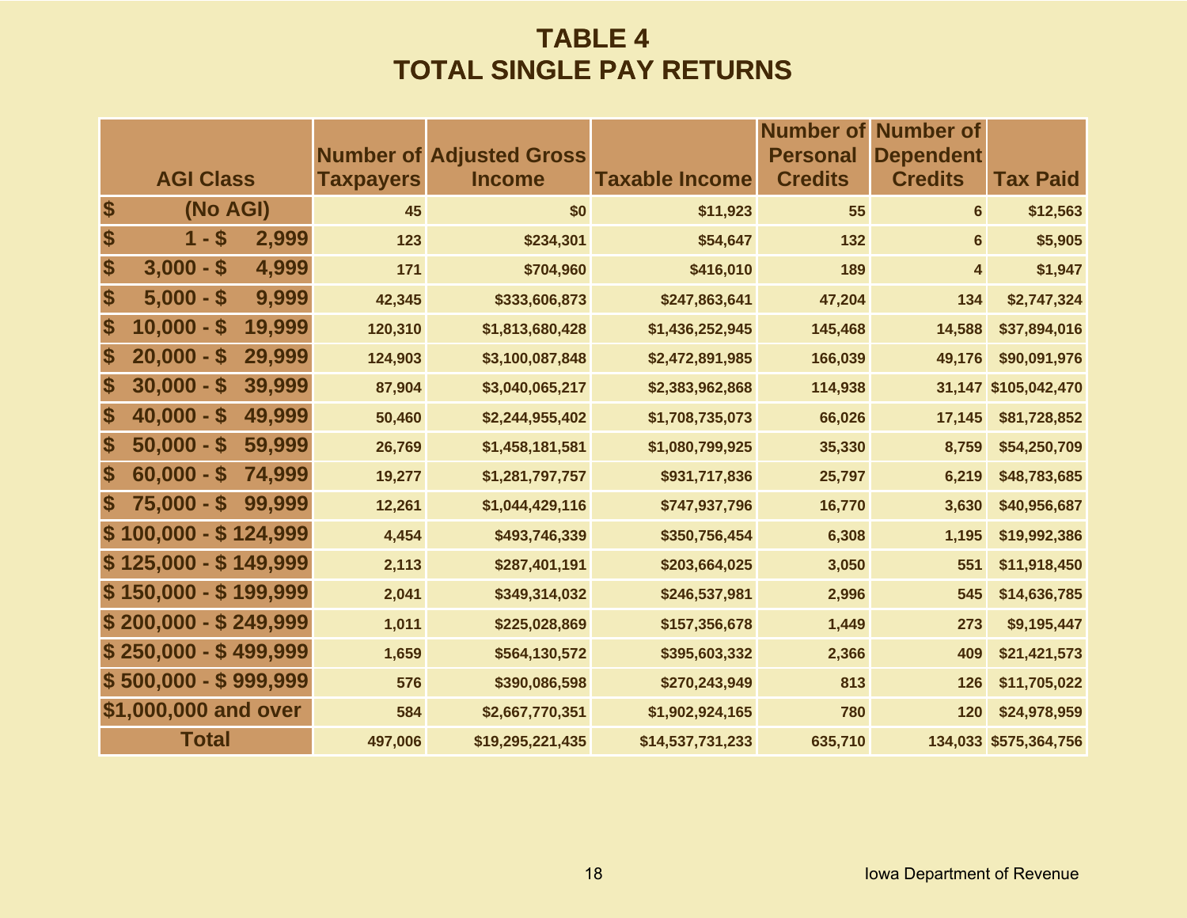# TABLE 4
# TOTAL SINGLE PAY RETURNS

| AGI Class | Number of Taxpayers | Adjusted Gross Income | Taxable Income | Number of Personal Credits | Number of Dependent Credits | Tax Paid |
|---|---|---|---|---|---|---|
| $ (No AGI) | 45 | $0 | $11,923 | 55 | 6 | $12,563 |
| $ 1 - $ 2,999 | 123 | $234,301 | $54,647 | 132 | 6 | $5,905 |
| $ 3,000 - $ 4,999 | 171 | $704,960 | $416,010 | 189 | 4 | $1,947 |
| $ 5,000 - $ 9,999 | 42,345 | $333,606,873 | $247,863,641 | 47,204 | 134 | $2,747,324 |
| $ 10,000 - $ 19,999 | 120,310 | $1,813,680,428 | $1,436,252,945 | 145,468 | 14,588 | $37,894,016 |
| $ 20,000 - $ 29,999 | 124,903 | $3,100,087,848 | $2,472,891,985 | 166,039 | 49,176 | $90,091,976 |
| $ 30,000 - $ 39,999 | 87,904 | $3,040,065,217 | $2,383,962,868 | 114,938 | 31,147 | $105,042,470 |
| $ 40,000 - $ 49,999 | 50,460 | $2,244,955,402 | $1,708,735,073 | 66,026 | 17,145 | $81,728,852 |
| $ 50,000 - $ 59,999 | 26,769 | $1,458,181,581 | $1,080,799,925 | 35,330 | 8,759 | $54,250,709 |
| $ 60,000 - $ 74,999 | 19,277 | $1,281,797,757 | $931,717,836 | 25,797 | 6,219 | $48,783,685 |
| $ 75,000 - $ 99,999 | 12,261 | $1,044,429,116 | $747,937,796 | 16,770 | 3,630 | $40,956,687 |
| $ 100,000 - $ 124,999 | 4,454 | $493,746,339 | $350,756,454 | 6,308 | 1,195 | $19,992,386 |
| $ 125,000 - $ 149,999 | 2,113 | $287,401,191 | $203,664,025 | 3,050 | 551 | $11,918,450 |
| $ 150,000 - $ 199,999 | 2,041 | $349,314,032 | $246,537,981 | 2,996 | 545 | $14,636,785 |
| $ 200,000 - $ 249,999 | 1,011 | $225,028,869 | $157,356,678 | 1,449 | 273 | $9,195,447 |
| $ 250,000 - $ 499,999 | 1,659 | $564,130,572 | $395,603,332 | 2,366 | 409 | $21,421,573 |
| $ 500,000 - $ 999,999 | 576 | $390,086,598 | $270,243,949 | 813 | 126 | $11,705,022 |
| $1,000,000 and over | 584 | $2,667,770,351 | $1,902,924,165 | 780 | 120 | $24,978,959 |
| Total | 497,006 | $19,295,221,435 | $14,537,731,233 | 635,710 | 134,033 | $575,364,756 |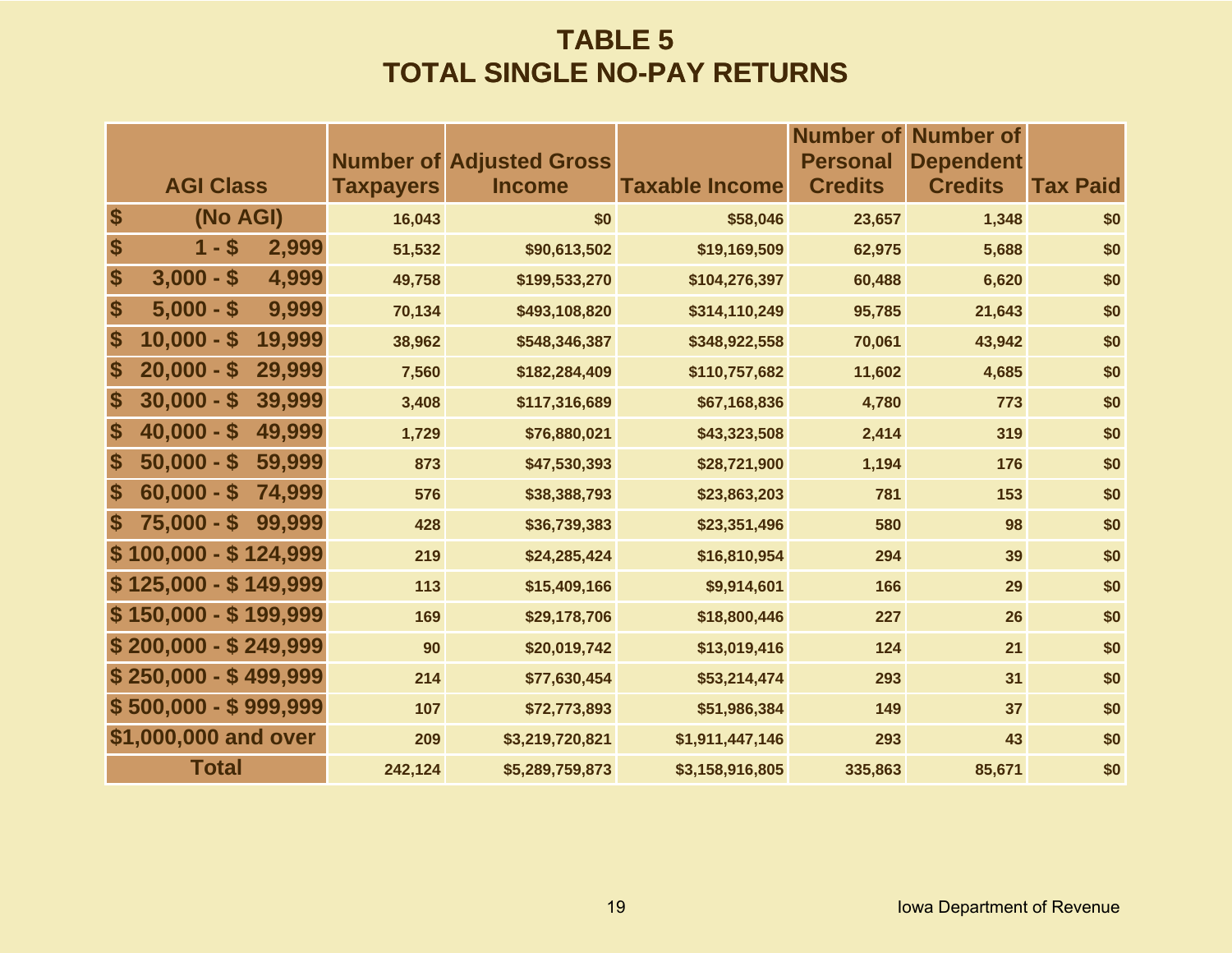# TABLE 5
## TOTAL SINGLE NO-PAY RETURNS

| AGI Class | Number of Taxpayers | Adjusted Gross Income | Taxable Income | Number of Personal Credits | Number of Dependent Credits | Tax Paid |
|---|---|---|---|---|---|---|
| $ (No AGI) | 16,043 | $0 | $58,046 | 23,657 | 1,348 | $0 |
| $ 1 - $ 2,999 | 51,532 | $90,613,502 | $19,169,509 | 62,975 | 5,688 | $0 |
| $ 3,000 - $ 4,999 | 49,758 | $199,533,270 | $104,276,397 | 60,488 | 6,620 | $0 |
| $ 5,000 - $ 9,999 | 70,134 | $493,108,820 | $314,110,249 | 95,785 | 21,643 | $0 |
| $ 10,000 - $ 19,999 | 38,962 | $548,346,387 | $348,922,558 | 70,061 | 43,942 | $0 |
| $ 20,000 - $ 29,999 | 7,560 | $182,284,409 | $110,757,682 | 11,602 | 4,685 | $0 |
| $ 30,000 - $ 39,999 | 3,408 | $117,316,689 | $67,168,836 | 4,780 | 773 | $0 |
| $ 40,000 - $ 49,999 | 1,729 | $76,880,021 | $43,323,508 | 2,414 | 319 | $0 |
| $ 50,000 - $ 59,999 | 873 | $47,530,393 | $28,721,900 | 1,194 | 176 | $0 |
| $ 60,000 - $ 74,999 | 576 | $38,388,793 | $23,863,203 | 781 | 153 | $0 |
| $ 75,000 - $ 99,999 | 428 | $36,739,383 | $23,351,496 | 580 | 98 | $0 |
| $ 100,000 - $ 124,999 | 219 | $24,285,424 | $16,810,954 | 294 | 39 | $0 |
| $ 125,000 - $ 149,999 | 113 | $15,409,166 | $9,914,601 | 166 | 29 | $0 |
| $ 150,000 - $ 199,999 | 169 | $29,178,706 | $18,800,446 | 227 | 26 | $0 |
| $ 200,000 - $ 249,999 | 90 | $20,019,742 | $13,019,416 | 124 | 21 | $0 |
| $ 250,000 - $ 499,999 | 214 | $77,630,454 | $53,214,474 | 293 | 31 | $0 |
| $ 500,000 - $ 999,999 | 107 | $72,773,893 | $51,986,384 | 149 | 37 | $0 |
| $1,000,000 and over | 209 | $3,219,720,821 | $1,911,447,146 | 293 | 43 | $0 |
| Total | 242,124 | $5,289,759,873 | $3,158,916,805 | 335,863 | 85,671 | $0 |

Iowa Department of Revenue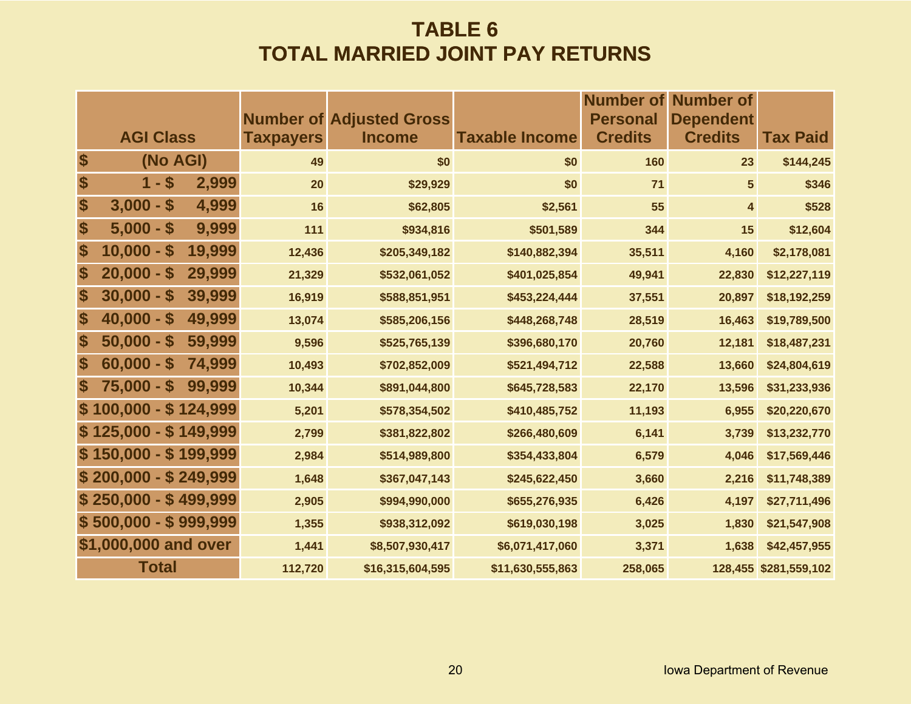# TABLE 6
# TOTAL MARRIED JOINT PAY RETURNS

| AGI Class | Number of Taxpayers | Adjusted Gross Income | Taxable Income | Number of Personal Credits | Number of Dependent Credits | Tax Paid |
|---|---|---|---|---|---|---|
| $ (No AGI) | 49 | $0 | $0 | 160 | 23 | $144,245 |
| $ 1 - $ 2,999 | 20 | $29,929 | $0 | 71 | 5 | $346 |
| $ 3,000 - $ 4,999 | 16 | $62,805 | $2,561 | 55 | 4 | $528 |
| $ 5,000 - $ 9,999 | 111 | $934,816 | $501,589 | 344 | 15 | $12,604 |
| $ 10,000 - $ 19,999 | 12,436 | $205,349,182 | $140,882,394 | 35,511 | 4,160 | $2,178,081 |
| $ 20,000 - $ 29,999 | 21,329 | $532,061,052 | $401,025,854 | 49,941 | 22,830 | $12,227,119 |
| $ 30,000 - $ 39,999 | 16,919 | $588,851,951 | $453,224,444 | 37,551 | 20,897 | $18,192,259 |
| $ 40,000 - $ 49,999 | 13,074 | $585,206,156 | $448,268,748 | 28,519 | 16,463 | $19,789,500 |
| $ 50,000 - $ 59,999 | 9,596 | $525,765,139 | $396,680,170 | 20,760 | 12,181 | $18,487,231 |
| $ 60,000 - $ 74,999 | 10,493 | $702,852,009 | $521,494,712 | 22,588 | 13,660 | $24,804,619 |
| $ 75,000 - $ 99,999 | 10,344 | $891,044,800 | $645,728,583 | 22,170 | 13,596 | $31,233,936 |
| $ 100,000 - $ 124,999 | 5,201 | $578,354,502 | $410,485,752 | 11,193 | 6,955 | $20,220,670 |
| $ 125,000 - $ 149,999 | 2,799 | $381,822,802 | $266,480,609 | 6,141 | 3,739 | $13,232,770 |
| $ 150,000 - $ 199,999 | 2,984 | $514,989,800 | $354,433,804 | 6,579 | 4,046 | $17,569,446 |
| $ 200,000 - $ 249,999 | 1,648 | $367,047,143 | $245,622,450 | 3,660 | 2,216 | $11,748,389 |
| $ 250,000 - $ 499,999 | 2,905 | $994,990,000 | $655,276,935 | 6,426 | 4,197 | $27,711,496 |
| $ 500,000 - $ 999,999 | 1,355 | $938,312,092 | $619,030,198 | 3,025 | 1,830 | $21,547,908 |
| $1,000,000 and over | 1,441 | $8,507,930,417 | $6,071,417,060 | 3,371 | 1,638 | $42,457,955 |
| Total | 112,720 | $16,315,604,595 | $11,630,555,863 | 258,065 | 128,455 | $281,559,102 |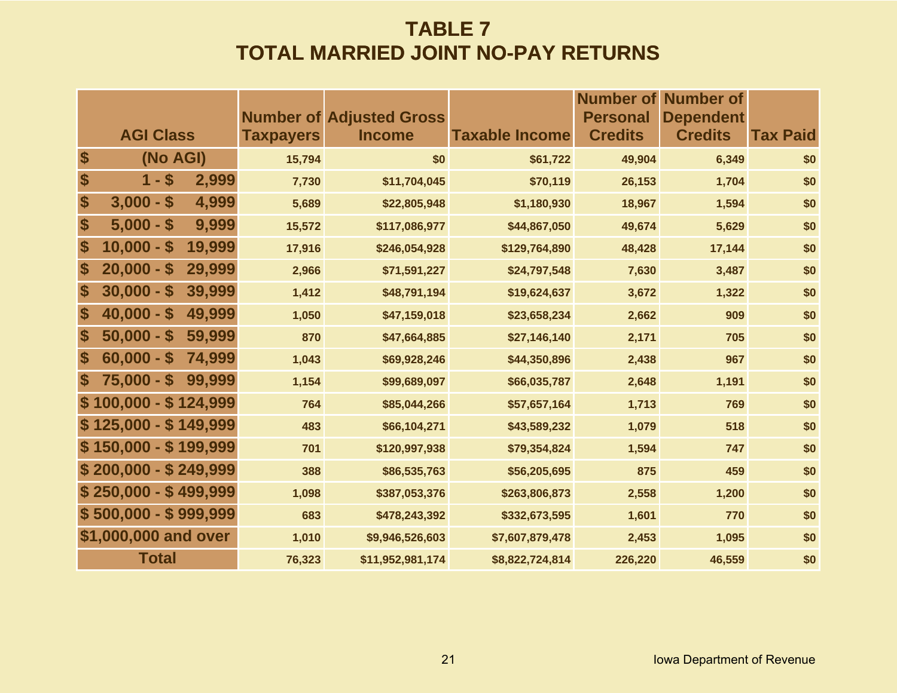# TABLE 7
# TOTAL MARRIED JOINT NO-PAY RETURNS

| AGI Class | Number of Taxpayers | Adjusted Gross Income | Taxable Income | Number of Personal Credits | Number of Dependent Credits | Tax Paid |
|---|---|---|---|---|---|---|
| $ (No AGI) | 15,794 | $0 | $61,722 | 49,904 | 6,349 | $0 |
| $ 1 - $ 2,999 | 7,730 | $11,704,045 | $70,119 | 26,153 | 1,704 | $0 |
| $ 3,000 - $ 4,999 | 5,689 | $22,805,948 | $1,180,930 | 18,967 | 1,594 | $0 |
| $ 5,000 - $ 9,999 | 15,572 | $117,086,977 | $44,867,050 | 49,674 | 5,629 | $0 |
| $ 10,000 - $ 19,999 | 17,916 | $246,054,928 | $129,764,890 | 48,428 | 17,144 | $0 |
| $ 20,000 - $ 29,999 | 2,966 | $71,591,227 | $24,797,548 | 7,630 | 3,487 | $0 |
| $ 30,000 - $ 39,999 | 1,412 | $48,791,194 | $19,624,637 | 3,672 | 1,322 | $0 |
| $ 40,000 - $ 49,999 | 1,050 | $47,159,018 | $23,658,234 | 2,662 | 909 | $0 |
| $ 50,000 - $ 59,999 | 870 | $47,664,885 | $27,146,140 | 2,171 | 705 | $0 |
| $ 60,000 - $ 74,999 | 1,043 | $69,928,246 | $44,350,896 | 2,438 | 967 | $0 |
| $ 75,000 - $ 99,999 | 1,154 | $99,689,097 | $66,035,787 | 2,648 | 1,191 | $0 |
| $ 100,000 - $ 124,999 | 764 | $85,044,266 | $57,657,164 | 1,713 | 769 | $0 |
| $ 125,000 - $ 149,999 | 483 | $66,104,271 | $43,589,232 | 1,079 | 518 | $0 |
| $ 150,000 - $ 199,999 | 701 | $120,997,938 | $79,354,824 | 1,594 | 747 | $0 |
| $ 200,000 - $ 249,999 | 388 | $86,535,763 | $56,205,695 | 875 | 459 | $0 |
| $ 250,000 - $ 499,999 | 1,098 | $387,053,376 | $263,806,873 | 2,558 | 1,200 | $0 |
| $ 500,000 - $ 999,999 | 683 | $478,243,392 | $332,673,595 | 1,601 | 770 | $0 |
| $1,000,000 and over | 1,010 | $9,946,526,603 | $7,607,879,478 | 2,453 | 1,095 | $0 |
| Total | 76,323 | $11,952,981,174 | $8,822,724,814 | 226,220 | 46,559 | $0 |

Iowa Department of Revenue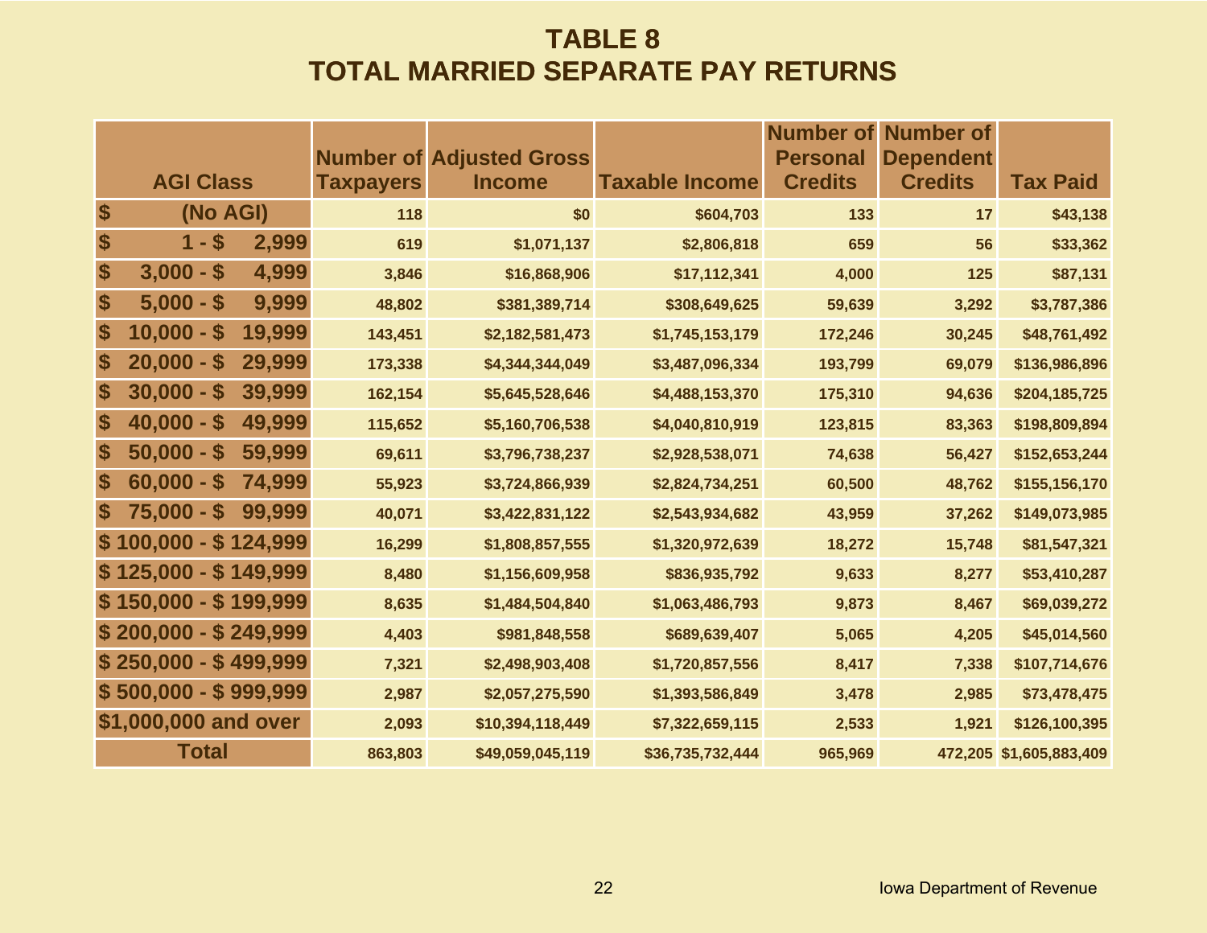# TABLE 8
# TOTAL MARRIED SEPARATE PAY RETURNS

| AGI Class | Number of Taxpayers | Adjusted Gross Income | Taxable Income | Number of Personal Credits | Number of Dependent Credits | Tax Paid |
|---|---|---|---|---|---|---|
| $ (No AGI) | 118 | $0 | $604,703 | 133 | 17 | $43,138 |
| $ 1 - $ 2,999 | 619 | $1,071,137 | $2,806,818 | 659 | 56 | $33,362 |
| $ 3,000 - $ 4,999 | 3,846 | $16,868,906 | $17,112,341 | 4,000 | 125 | $87,131 |
| $ 5,000 - $ 9,999 | 48,802 | $381,389,714 | $308,649,625 | 59,639 | 3,292 | $3,787,386 |
| $ 10,000 - $ 19,999 | 143,451 | $2,182,581,473 | $1,745,153,179 | 172,246 | 30,245 | $48,761,492 |
| $ 20,000 - $ 29,999 | 173,338 | $4,344,344,049 | $3,487,096,334 | 193,799 | 69,079 | $136,986,896 |
| $ 30,000 - $ 39,999 | 162,154 | $5,645,528,646 | $4,488,153,370 | 175,310 | 94,636 | $204,185,725 |
| $ 40,000 - $ 49,999 | 115,652 | $5,160,706,538 | $4,040,810,919 | 123,815 | 83,363 | $198,809,894 |
| $ 50,000 - $ 59,999 | 69,611 | $3,796,738,237 | $2,928,538,071 | 74,638 | 56,427 | $152,653,244 |
| $ 60,000 - $ 74,999 | 55,923 | $3,724,866,939 | $2,824,734,251 | 60,500 | 48,762 | $155,156,170 |
| $ 75,000 - $ 99,999 | 40,071 | $3,422,831,122 | $2,543,934,682 | 43,959 | 37,262 | $149,073,985 |
| $ 100,000 - $ 124,999 | 16,299 | $1,808,857,555 | $1,320,972,639 | 18,272 | 15,748 | $81,547,321 |
| $ 125,000 - $ 149,999 | 8,480 | $1,156,609,958 | $836,935,792 | 9,633 | 8,277 | $53,410,287 |
| $ 150,000 - $ 199,999 | 8,635 | $1,484,504,840 | $1,063,486,793 | 9,873 | 8,467 | $69,039,272 |
| $ 200,000 - $ 249,999 | 4,403 | $981,848,558 | $689,639,407 | 5,065 | 4,205 | $45,014,560 |
| $ 250,000 - $ 499,999 | 7,321 | $2,498,903,408 | $1,720,857,556 | 8,417 | 7,338 | $107,714,676 |
| $ 500,000 - $ 999,999 | 2,987 | $2,057,275,590 | $1,393,586,849 | 3,478 | 2,985 | $73,478,475 |
| $1,000,000 and over | 2,093 | $10,394,118,449 | $7,322,659,115 | 2,533 | 1,921 | $126,100,395 |
| Total | 863,803 | $49,059,045,119 | $36,735,732,444 | 965,969 | 472,205 | $1,605,883,409 |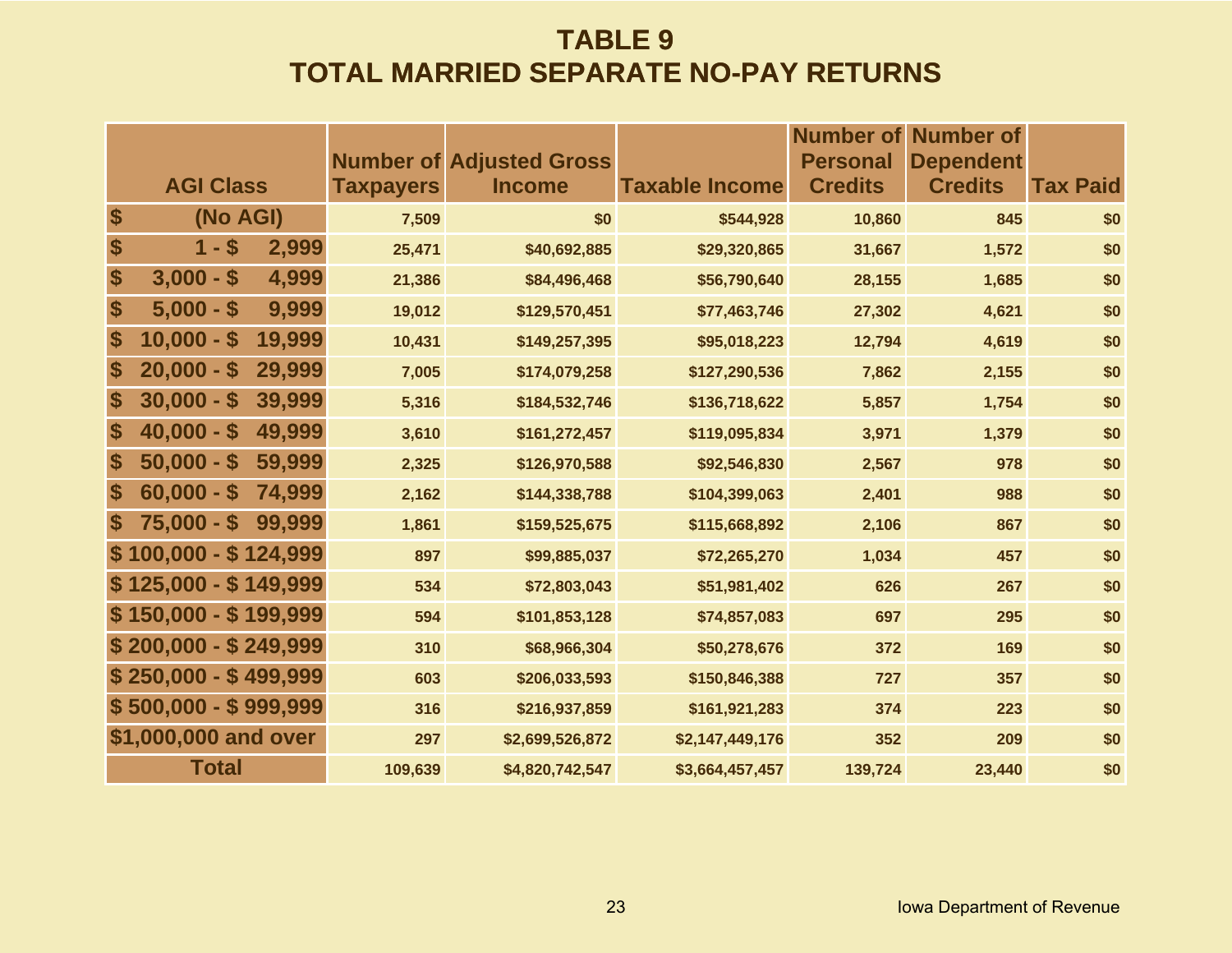# TABLE 9
# TOTAL MARRIED SEPARATE NO-PAY RETURNS

| AGI Class | Number of Taxpayers | Adjusted Gross Income | Taxable Income | Number of Personal Credits | Number of Dependent Credits | Tax Paid |
|---|---|---|---|---|---|---|
| $ (No AGI) | 7,509 | $0 | $544,928 | 10,860 | 845 | $0 |
| $ 1 - $ 2,999 | 25,471 | $40,692,885 | $29,320,865 | 31,667 | 1,572 | $0 |
| $ 3,000 - $ 4,999 | 21,386 | $84,496,468 | $56,790,640 | 28,155 | 1,685 | $0 |
| $ 5,000 - $ 9,999 | 19,012 | $129,570,451 | $77,463,746 | 27,302 | 4,621 | $0 |
| $ 10,000 - $ 19,999 | 10,431 | $149,257,395 | $95,018,223 | 12,794 | 4,619 | $0 |
| $ 20,000 - $ 29,999 | 7,005 | $174,079,258 | $127,290,536 | 7,862 | 2,155 | $0 |
| $ 30,000 - $ 39,999 | 5,316 | $184,532,746 | $136,718,622 | 5,857 | 1,754 | $0 |
| $ 40,000 - $ 49,999 | 3,610 | $161,272,457 | $119,095,834 | 3,971 | 1,379 | $0 |
| $ 50,000 - $ 59,999 | 2,325 | $126,970,588 | $92,546,830 | 2,567 | 978 | $0 |
| $ 60,000 - $ 74,999 | 2,162 | $144,338,788 | $104,399,063 | 2,401 | 988 | $0 |
| $ 75,000 - $ 99,999 | 1,861 | $159,525,675 | $115,668,892 | 2,106 | 867 | $0 |
| $ 100,000 - $ 124,999 | 897 | $99,885,037 | $72,265,270 | 1,034 | 457 | $0 |
| $ 125,000 - $ 149,999 | 534 | $72,803,043 | $51,981,402 | 626 | 267 | $0 |
| $ 150,000 - $ 199,999 | 594 | $101,853,128 | $74,857,083 | 697 | 295 | $0 |
| $ 200,000 - $ 249,999 | 310 | $68,966,304 | $50,278,676 | 372 | 169 | $0 |
| $ 250,000 - $ 499,999 | 603 | $206,033,593 | $150,846,388 | 727 | 357 | $0 |
| $ 500,000 - $ 999,999 | 316 | $216,937,859 | $161,921,283 | 374 | 223 | $0 |
| $1,000,000 and over | 297 | $2,699,526,872 | $2,147,449,176 | 352 | 209 | $0 |
| Total | 109,639 | $4,820,742,547 | $3,664,457,457 | 139,724 | 23,440 | $0 |

Iowa Department of Revenue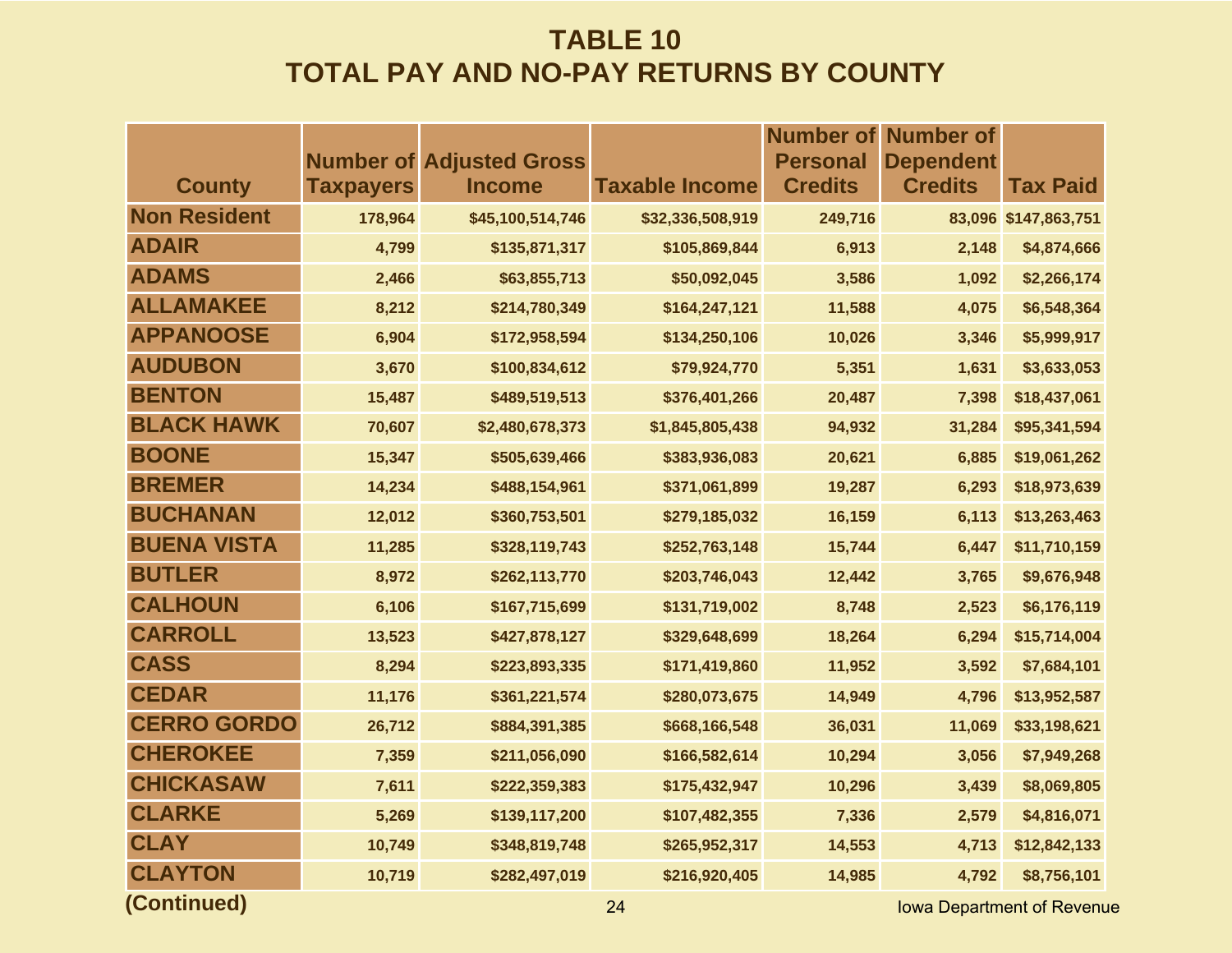# TABLE 10
# TOTAL PAY AND NO-PAY RETURNS BY COUNTY

| County | Number of Taxpayers | Adjusted Gross Income | Taxable Income | Number of Personal Credits | Number of Dependent Credits | Tax Paid |
|---|---|---|---|---|---|---|
| **Non Resident** | 178,964 | $45,100,514,746 | $32,336,508,919 | 249,716 | 83,096 | $147,863,751 |
| **ADAIR** | 4,799 | $135,871,317 | $105,869,844 | 6,913 | 2,148 | $4,874,666 |
| **ADAMS** | 2,466 | $63,855,713 | $50,092,045 | 3,586 | 1,092 | $2,266,174 |
| **ALLAMAKEE** | 8,212 | $214,780,349 | $164,247,121 | 11,588 | 4,075 | $6,548,364 |
| **APPANOOSE** | 6,904 | $172,958,594 | $134,250,106 | 10,026 | 3,346 | $5,999,917 |
| **AUDUBON** | 3,670 | $100,834,612 | $79,924,770 | 5,351 | 1,631 | $3,633,053 |
| **BENTON** | 15,487 | $489,519,513 | $376,401,266 | 20,487 | 7,398 | $18,437,061 |
| **BLACK HAWK** | 70,607 | $2,480,678,373 | $1,845,805,438 | 94,932 | 31,284 | $95,341,594 |
| **BOONE** | 15,347 | $505,639,466 | $383,936,083 | 20,621 | 6,885 | $19,061,262 |
| **BREMER** | 14,234 | $488,154,961 | $371,061,899 | 19,287 | 6,293 | $18,973,639 |
| **BUCHANAN** | 12,012 | $360,753,501 | $279,185,032 | 16,159 | 6,113 | $13,263,463 |
| **BUENA VISTA** | 11,285 | $328,119,743 | $252,763,148 | 15,744 | 6,447 | $11,710,159 |
| **BUTLER** | 8,972 | $262,113,770 | $203,746,043 | 12,442 | 3,765 | $9,676,948 |
| **CALHOUN** | 6,106 | $167,715,699 | $131,719,002 | 8,748 | 2,523 | $6,176,119 |
| **CARROLL** | 13,523 | $427,878,127 | $329,648,699 | 18,264 | 6,294 | $15,714,004 |
| **CASS** | 8,294 | $223,893,335 | $171,419,860 | 11,952 | 3,592 | $7,684,101 |
| **CEDAR** | 11,176 | $361,221,574 | $280,073,675 | 14,949 | 4,796 | $13,952,587 |
| **CERRO GORDO** | 26,712 | $884,391,385 | $668,166,548 | 36,031 | 11,069 | $33,198,621 |
| **CHEROKEE** | 7,359 | $211,056,090 | $166,582,614 | 10,294 | 3,056 | $7,949,268 |
| **CHICKASAW** | 7,611 | $222,359,383 | $175,432,947 | 10,296 | 3,439 | $8,069,805 |
| **CLARKE** | 5,269 | $139,117,200 | $107,482,355 | 7,336 | 2,579 | $4,816,071 |
| **CLAY** | 10,749 | $348,819,748 | $265,952,317 | 14,553 | 4,713 | $12,842,133 |
| **CLAYTON** | 10,719 | $282,497,019 | $216,920,405 | 14,985 | 4,792 | $8,756,101 |

**(Continued)**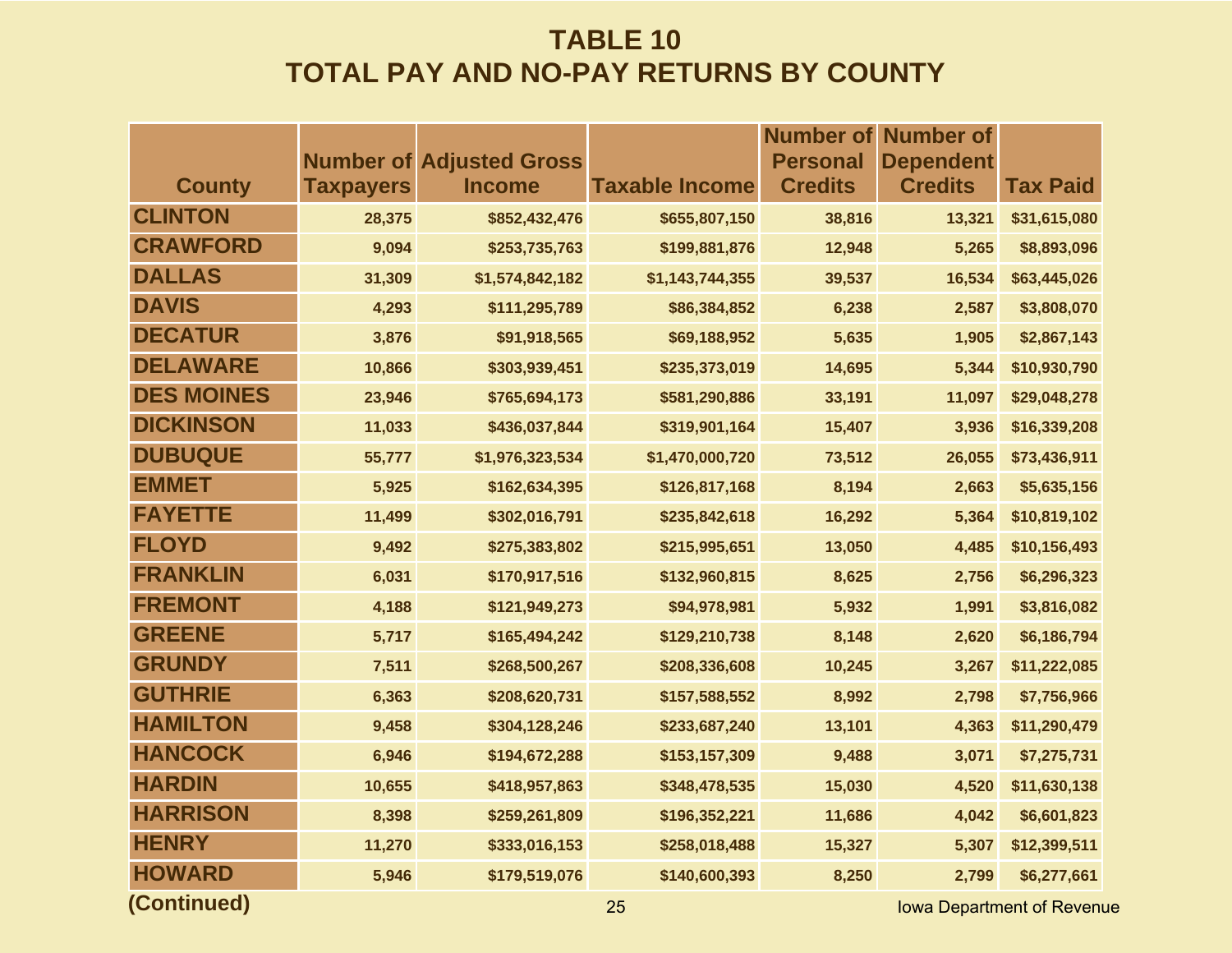# TABLE 10
# TOTAL PAY AND NO-PAY RETURNS BY COUNTY

| County | Number of Taxpayers | Adjusted Gross Income | Taxable Income | Number of Personal Credits | Number of Dependent Credits | Tax Paid |
|---|---|---|---|---|---|---|
| CLINTON | 28,375 | $852,432,476 | $655,807,150 | 38,816 | 13,321 | $31,615,080 |
| CRAWFORD | 9,094 | $253,735,763 | $199,881,876 | 12,948 | 5,265 | $8,893,096 |
| DALLAS | 31,309 | $1,574,842,182 | $1,143,744,355 | 39,537 | 16,534 | $63,445,026 |
| DAVIS | 4,293 | $111,295,789 | $86,384,852 | 6,238 | 2,587 | $3,808,070 |
| DECATUR | 3,876 | $91,918,565 | $69,188,952 | 5,635 | 1,905 | $2,867,143 |
| DELAWARE | 10,866 | $303,939,451 | $235,373,019 | 14,695 | 5,344 | $10,930,790 |
| DES MOINES | 23,946 | $765,694,173 | $581,290,886 | 33,191 | 11,097 | $29,048,278 |
| DICKINSON | 11,033 | $436,037,844 | $319,901,164 | 15,407 | 3,936 | $16,339,208 |
| DUBUQUE | 55,777 | $1,976,323,534 | $1,470,000,720 | 73,512 | 26,055 | $73,436,911 |
| EMMET | 5,925 | $162,634,395 | $126,817,168 | 8,194 | 2,663 | $5,635,156 |
| FAYETTE | 11,499 | $302,016,791 | $235,842,618 | 16,292 | 5,364 | $10,819,102 |
| FLOYD | 9,492 | $275,383,802 | $215,995,651 | 13,050 | 4,485 | $10,156,493 |
| FRANKLIN | 6,031 | $170,917,516 | $132,960,815 | 8,625 | 2,756 | $6,296,323 |
| FREMONT | 4,188 | $121,949,273 | $94,978,981 | 5,932 | 1,991 | $3,816,082 |
| GREENE | 5,717 | $165,494,242 | $129,210,738 | 8,148 | 2,620 | $6,186,794 |
| GRUNDY | 7,511 | $268,500,267 | $208,336,608 | 10,245 | 3,267 | $11,222,085 |
| GUTHRIE | 6,363 | $208,620,731 | $157,588,552 | 8,992 | 2,798 | $7,756,966 |
| HAMILTON | 9,458 | $304,128,246 | $233,687,240 | 13,101 | 4,363 | $11,290,479 |
| HANCOCK | 6,946 | $194,672,288 | $153,157,309 | 9,488 | 3,071 | $7,275,731 |
| HARDIN | 10,655 | $418,957,863 | $348,478,535 | 15,030 | 4,520 | $11,630,138 |
| HARRISON | 8,398 | $259,261,809 | $196,352,221 | 11,686 | 4,042 | $6,601,823 |
| HENRY | 11,270 | $333,016,153 | $258,018,488 | 15,327 | 5,307 | $12,399,511 |
| HOWARD | 5,946 | $179,519,076 | $140,600,393 | 8,250 | 2,799 | $6,277,661 |

**(Continued)**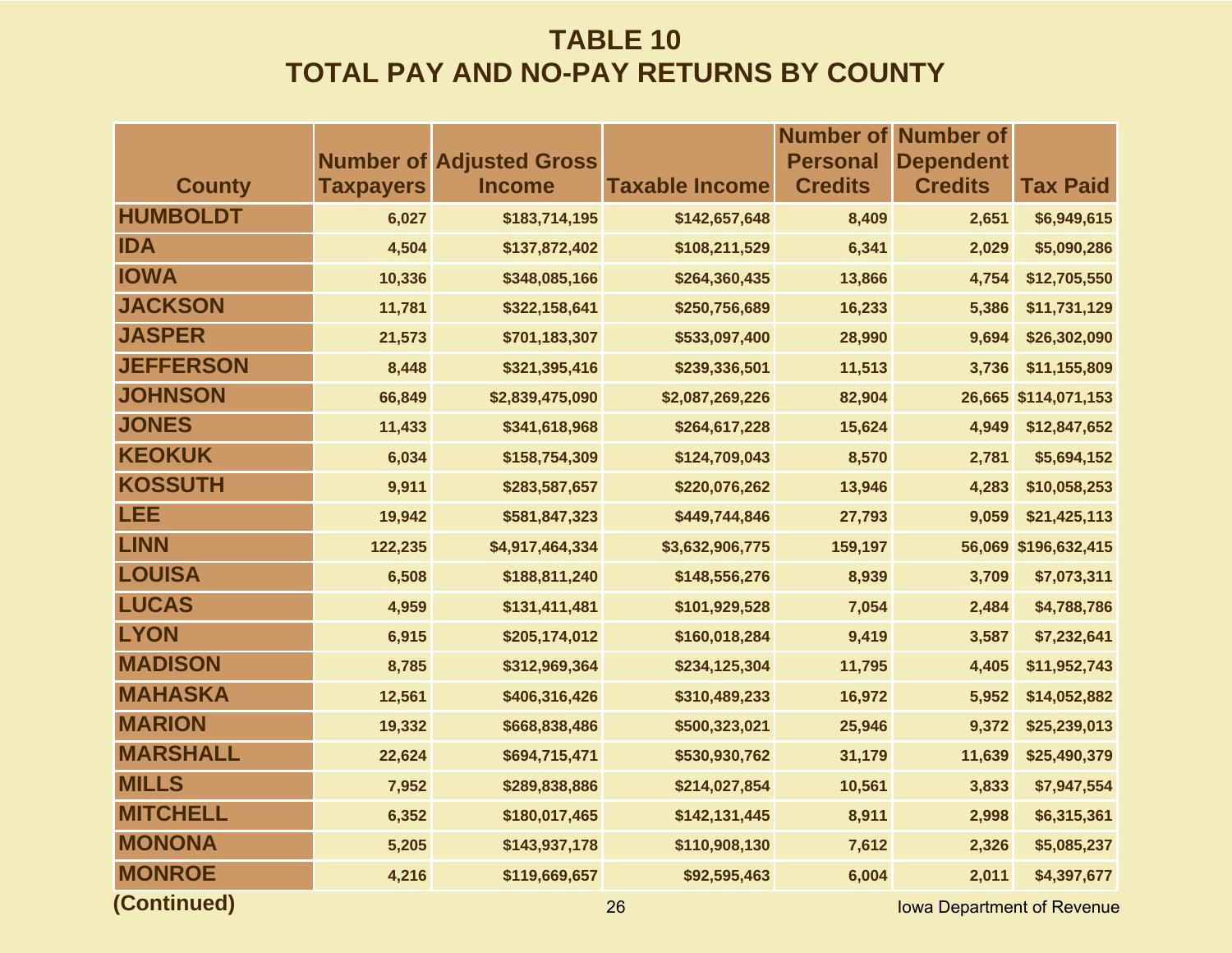# TABLE 10
## TOTAL PAY AND NO-PAY RETURNS BY COUNTY

| County | Number of Taxpayers | Adjusted Gross Income | Taxable Income | Number of Personal Credits | Number of Dependent Credits | Tax Paid |
|---|---|---|---|---|---|---|
| HUMBOLDT | 6,027 | $183,714,195 | $142,657,648 | 8,409 | 2,651 | $6,949,615 |
| IDA | 4,504 | $137,872,402 | $108,211,529 | 6,341 | 2,029 | $5,090,286 |
| IOWA | 10,336 | $348,085,166 | $264,360,435 | 13,866 | 4,754 | $12,705,550 |
| JACKSON | 11,781 | $322,158,641 | $250,756,689 | 16,233 | 5,386 | $11,731,129 |
| JASPER | 21,573 | $701,183,307 | $533,097,400 | 28,990 | 9,694 | $26,302,090 |
| JEFFERSON | 8,448 | $321,395,416 | $239,336,501 | 11,513 | 3,736 | $11,155,809 |
| JOHNSON | 66,849 | $2,839,475,090 | $2,087,269,226 | 82,904 | 26,665 | $114,071,153 |
| JONES | 11,433 | $341,618,968 | $264,617,228 | 15,624 | 4,949 | $12,847,652 |
| KEOKUK | 6,034 | $158,754,309 | $124,709,043 | 8,570 | 2,781 | $5,694,152 |
| KOSSUTH | 9,911 | $283,587,657 | $220,076,262 | 13,946 | 4,283 | $10,058,253 |
| LEE | 19,942 | $581,847,323 | $449,744,846 | 27,793 | 9,059 | $21,425,113 |
| LINN | 122,235 | $4,917,464,334 | $3,632,906,775 | 159,197 | 56,069 | $196,632,415 |
| LOUISA | 6,508 | $188,811,240 | $148,556,276 | 8,939 | 3,709 | $7,073,311 |
| LUCAS | 4,959 | $131,411,481 | $101,929,528 | 7,054 | 2,484 | $4,788,786 |
| LYON | 6,915 | $205,174,012 | $160,018,284 | 9,419 | 3,587 | $7,232,641 |
| MADISON | 8,785 | $312,969,364 | $234,125,304 | 11,795 | 4,405 | $11,952,743 |
| MAHASKA | 12,561 | $406,316,426 | $310,489,233 | 16,972 | 5,952 | $14,052,882 |
| MARION | 19,332 | $668,838,486 | $500,323,021 | 25,946 | 9,372 | $25,239,013 |
| MARSHALL | 22,624 | $694,715,471 | $530,930,762 | 31,179 | 11,639 | $25,490,379 |
| MILLS | 7,952 | $289,838,886 | $214,027,854 | 10,561 | 3,833 | $7,947,554 |
| MITCHELL | 6,352 | $180,017,465 | $142,131,445 | 8,911 | 2,998 | $6,315,361 |
| MONONA | 5,205 | $143,937,178 | $110,908,130 | 7,612 | 2,326 | $5,085,237 |
| MONROE | 4,216 | $119,669,657 | $92,595,463 | 6,004 | 2,011 | $4,397,677 |

**(Continued)**

Iowa Department of Revenue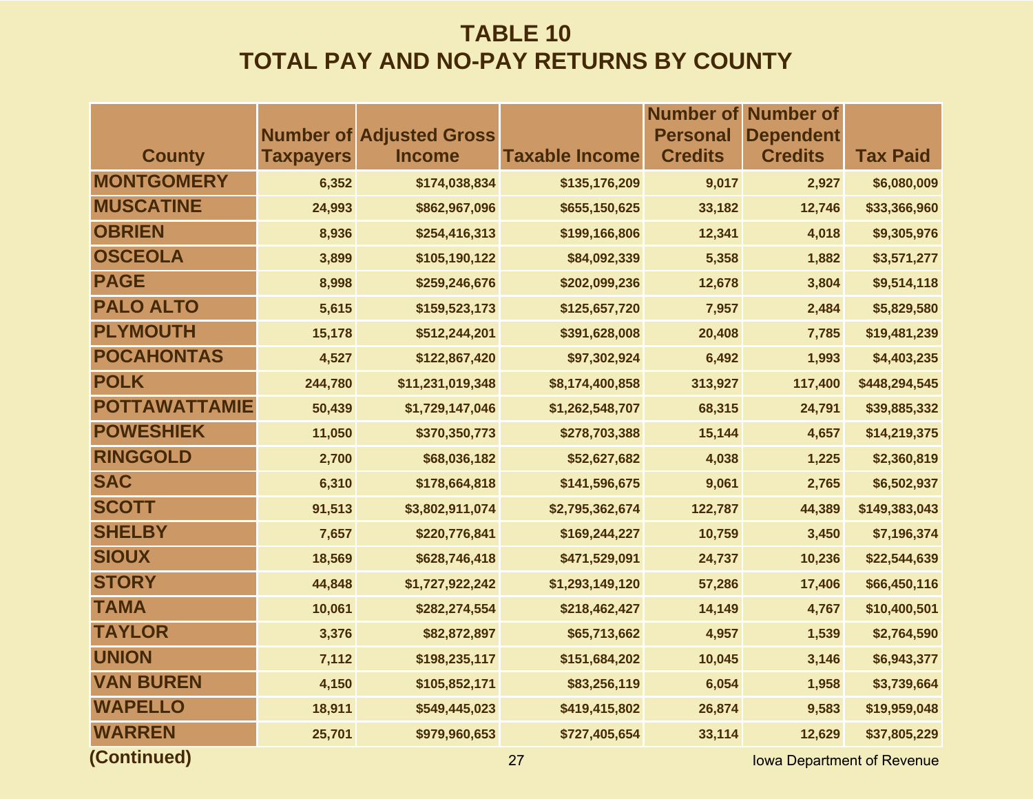# TABLE 10
# TOTAL PAY AND NO-PAY RETURNS BY COUNTY

| County | Number of Taxpayers | Adjusted Gross Income | Taxable Income | Number of Personal Credits | Number of Dependent Credits | Tax Paid |
|---|---|---|---|---|---|---|
| MONTGOMERY | 6,352 | $174,038,834 | $135,176,209 | 9,017 | 2,927 | $6,080,009 |
| MUSCATINE | 24,993 | $862,967,096 | $655,150,625 | 33,182 | 12,746 | $33,366,960 |
| OBRIEN | 8,936 | $254,416,313 | $199,166,806 | 12,341 | 4,018 | $9,305,976 |
| OSCEOLA | 3,899 | $105,190,122 | $84,092,339 | 5,358 | 1,882 | $3,571,277 |
| PAGE | 8,998 | $259,246,676 | $202,099,236 | 12,678 | 3,804 | $9,514,118 |
| PALO ALTO | 5,615 | $159,523,173 | $125,657,720 | 7,957 | 2,484 | $5,829,580 |
| PLYMOUTH | 15,178 | $512,244,201 | $391,628,008 | 20,408 | 7,785 | $19,481,239 |
| POCAHONTAS | 4,527 | $122,867,420 | $97,302,924 | 6,492 | 1,993 | $4,403,235 |
| POLK | 244,780 | $11,231,019,348 | $8,174,400,858 | 313,927 | 117,400 | $448,294,545 |
| POTTAWATTAMIE | 50,439 | $1,729,147,046 | $1,262,548,707 | 68,315 | 24,791 | $39,885,332 |
| POWESHIEK | 11,050 | $370,350,773 | $278,703,388 | 15,144 | 4,657 | $14,219,375 |
| RINGGOLD | 2,700 | $68,036,182 | $52,627,682 | 4,038 | 1,225 | $2,360,819 |
| SAC | 6,310 | $178,664,818 | $141,596,675 | 9,061 | 2,765 | $6,502,937 |
| SCOTT | 91,513 | $3,802,911,074 | $2,795,362,674 | 122,787 | 44,389 | $149,383,043 |
| SHELBY | 7,657 | $220,776,841 | $169,244,227 | 10,759 | 3,450 | $7,196,374 |
| SIOUX | 18,569 | $628,746,418 | $471,529,091 | 24,737 | 10,236 | $22,544,639 |
| STORY | 44,848 | $1,727,922,242 | $1,293,149,120 | 57,286 | 17,406 | $66,450,116 |
| TAMA | 10,061 | $282,274,554 | $218,462,427 | 14,149 | 4,767 | $10,400,501 |
| TAYLOR | 3,376 | $82,872,897 | $65,713,662 | 4,957 | 1,539 | $2,764,590 |
| UNION | 7,112 | $198,235,117 | $151,684,202 | 10,045 | 3,146 | $6,943,377 |
| VAN BUREN | 4,150 | $105,852,171 | $83,256,119 | 6,054 | 1,958 | $3,739,664 |
| WAPELLO | 18,911 | $549,445,023 | $419,415,802 | 26,874 | 9,583 | $19,959,048 |
| WARREN | 25,701 | $979,960,653 | $727,405,654 | 33,114 | 12,629 | $37,805,229 |

**(Continued)**

Iowa Department of Revenue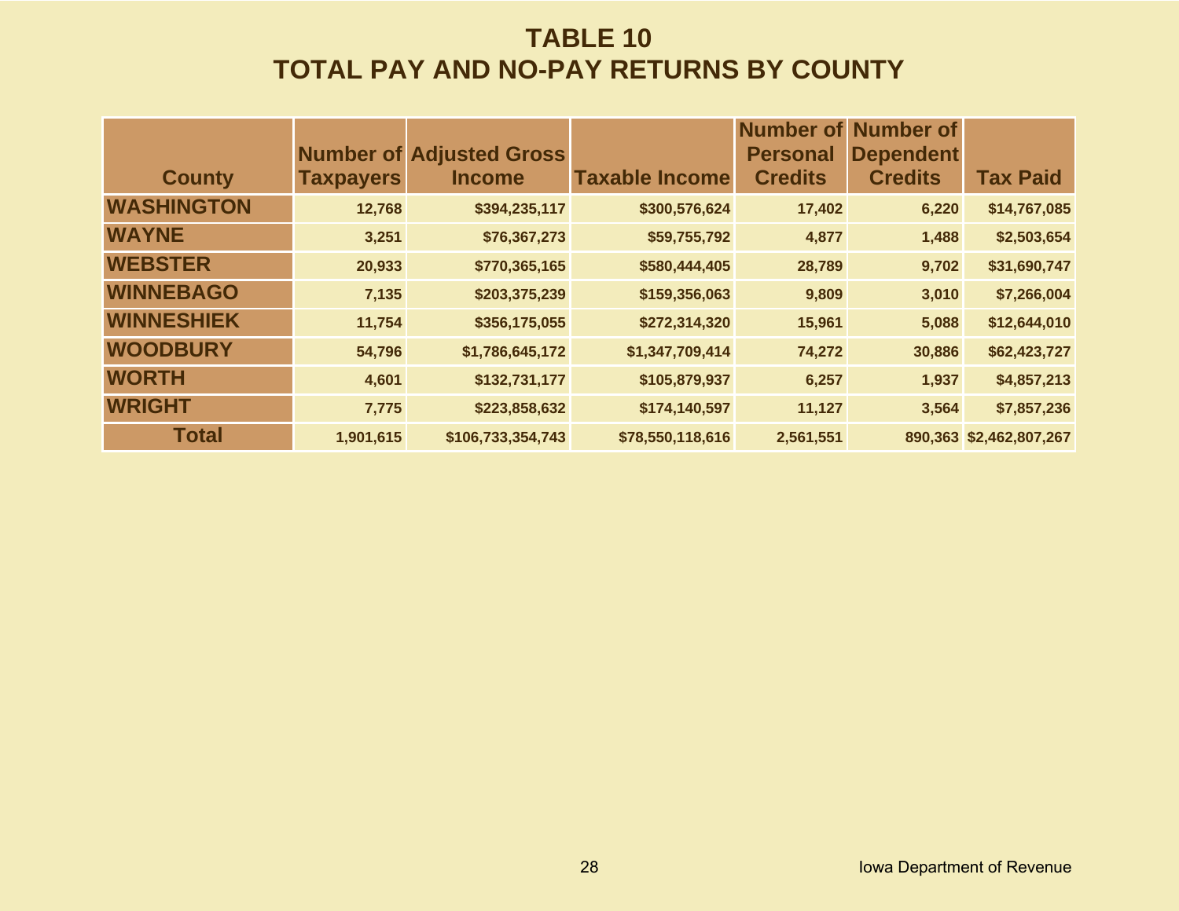# TABLE 10
# TOTAL PAY AND NO-PAY RETURNS BY COUNTY

| County | Number of Taxpayers | Adjusted Gross Income | Taxable Income | Number of Personal Credits | Number of Dependent Credits | Tax Paid |
|---|---|---|---|---|---|---|
| WASHINGTON | 12,768 | $394,235,117 | $300,576,624 | 17,402 | 6,220 | $14,767,085 |
| WAYNE | 3,251 | $76,367,273 | $59,755,792 | 4,877 | 1,488 | $2,503,654 |
| WEBSTER | 20,933 | $770,365,165 | $580,444,405 | 28,789 | 9,702 | $31,690,747 |
| WINNEBAGO | 7,135 | $203,375,239 | $159,356,063 | 9,809 | 3,010 | $7,266,004 |
| WINNESHIEK | 11,754 | $356,175,055 | $272,314,320 | 15,961 | 5,088 | $12,644,010 |
| WOODBURY | 54,796 | $1,786,645,172 | $1,347,709,414 | 74,272 | 30,886 | $62,423,727 |
| WORTH | 4,601 | $132,731,177 | $105,879,937 | 6,257 | 1,937 | $4,857,213 |
| WRIGHT | 7,775 | $223,858,632 | $174,140,597 | 11,127 | 3,564 | $7,857,236 |
| Total | 1,901,615 | $106,733,354,743 | $78,550,118,616 | 2,561,551 | 890,363 | $2,462,807,267 |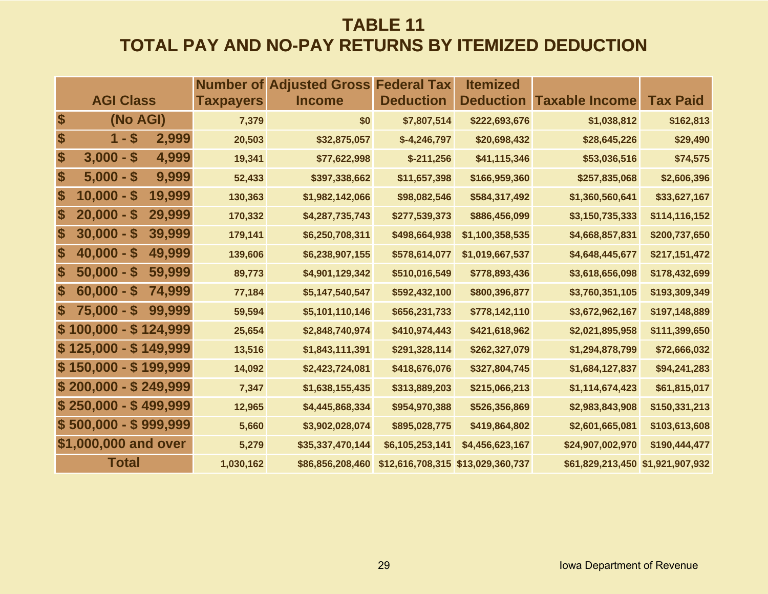# TABLE 11
# TOTAL PAY AND NO-PAY RETURNS BY ITEMIZED DEDUCTION

| AGI Class | Number of Taxpayers | Adjusted Gross Income | Federal Tax Deduction | Itemized Deduction | Taxable Income | Tax Paid |
|---|---|---|---|---|---|---|
| $ (No AGI) | 7,379 | $0 | $7,807,514 | $222,693,676 | $1,038,812 | $162,813 |
| $ 1 - $ 2,999 | 20,503 | $32,875,057 | $-4,246,797 | $20,698,432 | $28,645,226 | $29,490 |
| $ 3,000 - $ 4,999 | 19,341 | $77,622,998 | $-211,256 | $41,115,346 | $53,036,516 | $74,575 |
| $ 5,000 - $ 9,999 | 52,433 | $397,338,662 | $11,657,398 | $166,959,360 | $257,835,068 | $2,606,396 |
| $ 10,000 - $ 19,999 | 130,363 | $1,982,142,066 | $98,082,546 | $584,317,492 | $1,360,560,641 | $33,627,167 |
| $ 20,000 - $ 29,999 | 170,332 | $4,287,735,743 | $277,539,373 | $886,456,099 | $3,150,735,333 | $114,116,152 |
| $ 30,000 - $ 39,999 | 179,141 | $6,250,708,311 | $498,664,938 | $1,100,358,535 | $4,668,857,831 | $200,737,650 |
| $ 40,000 - $ 49,999 | 139,606 | $6,238,907,155 | $578,614,077 | $1,019,667,537 | $4,648,445,677 | $217,151,472 |
| $ 50,000 - $ 59,999 | 89,773 | $4,901,129,342 | $510,016,549 | $778,893,436 | $3,618,656,098 | $178,432,699 |
| $ 60,000 - $ 74,999 | 77,184 | $5,147,540,547 | $592,432,100 | $800,396,877 | $3,760,351,105 | $193,309,349 |
| $ 75,000 - $ 99,999 | 59,594 | $5,101,110,146 | $656,231,733 | $778,142,110 | $3,672,962,167 | $197,148,889 |
| $ 100,000 - $ 124,999 | 25,654 | $2,848,740,974 | $410,974,443 | $421,618,962 | $2,021,895,958 | $111,399,650 |
| $ 125,000 - $ 149,999 | 13,516 | $1,843,111,391 | $291,328,114 | $262,327,079 | $1,294,878,799 | $72,666,032 |
| $ 150,000 - $ 199,999 | 14,092 | $2,423,724,081 | $418,676,076 | $327,804,745 | $1,684,127,837 | $94,241,283 |
| $ 200,000 - $ 249,999 | 7,347 | $1,638,155,435 | $313,889,203 | $215,066,213 | $1,114,674,423 | $61,815,017 |
| $ 250,000 - $ 499,999 | 12,965 | $4,445,868,334 | $954,970,388 | $526,356,869 | $2,983,843,908 | $150,331,213 |
| $ 500,000 - $ 999,999 | 5,660 | $3,902,028,074 | $895,028,775 | $419,864,802 | $2,601,665,081 | $103,613,608 |
| $1,000,000 and over | 5,279 | $35,337,470,144 | $6,105,253,141 | $4,456,623,167 | $24,907,002,970 | $190,444,477 |
| Total | 1,030,162 | $86,856,208,460 | $12,616,708,315 | $13,029,360,737 | $61,829,213,450 | $1,921,907,932 |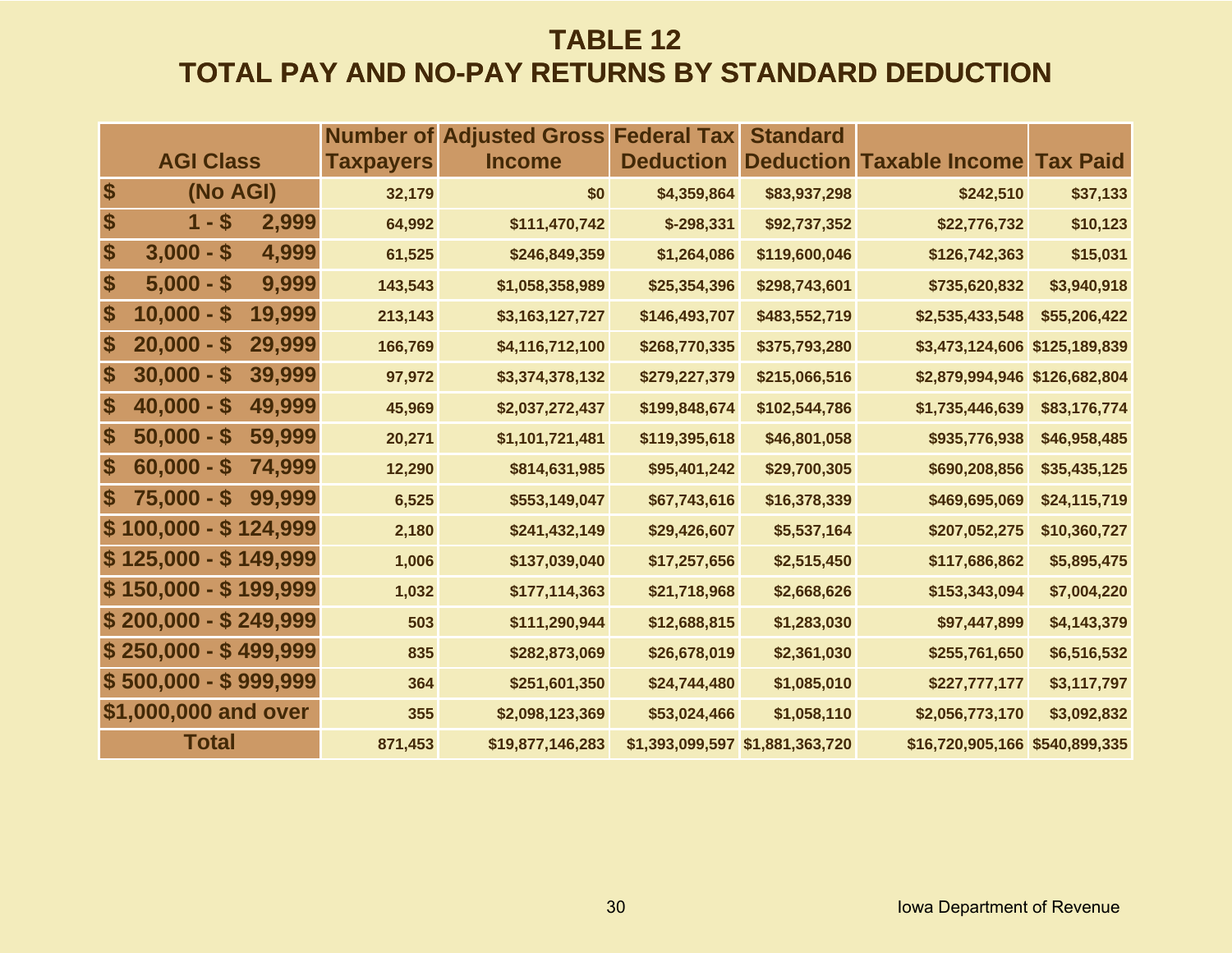# TABLE 12
# TOTAL PAY AND NO-PAY RETURNS BY STANDARD DEDUCTION

| AGI Class | Number of Taxpayers | Adjusted Gross Income | Federal Tax Deduction | Standard Deduction | Taxable Income | Tax Paid |
|---|---|---|---|---|---|---|
| $ (No AGI) | 32,179 | $0 | $4,359,864 | $83,937,298 | $242,510 | $37,133 |
| $ 1 - $ 2,999 | 64,992 | $111,470,742 | $-298,331 | $92,737,352 | $22,776,732 | $10,123 |
| $ 3,000 - $ 4,999 | 61,525 | $246,849,359 | $1,264,086 | $119,600,046 | $126,742,363 | $15,031 |
| $ 5,000 - $ 9,999 | 143,543 | $1,058,358,989 | $25,354,396 | $298,743,601 | $735,620,832 | $3,940,918 |
| $ 10,000 - $ 19,999 | 213,143 | $3,163,127,727 | $146,493,707 | $483,552,719 | $2,535,433,548 | $55,206,422 |
| $ 20,000 - $ 29,999 | 166,769 | $4,116,712,100 | $268,770,335 | $375,793,280 | $3,473,124,606 | $125,189,839 |
| $ 30,000 - $ 39,999 | 97,972 | $3,374,378,132 | $279,227,379 | $215,066,516 | $2,879,994,946 | $126,682,804 |
| $ 40,000 - $ 49,999 | 45,969 | $2,037,272,437 | $199,848,674 | $102,544,786 | $1,735,446,639 | $83,176,774 |
| $ 50,000 - $ 59,999 | 20,271 | $1,101,721,481 | $119,395,618 | $46,801,058 | $935,776,938 | $46,958,485 |
| $ 60,000 - $ 74,999 | 12,290 | $814,631,985 | $95,401,242 | $29,700,305 | $690,208,856 | $35,435,125 |
| $ 75,000 - $ 99,999 | 6,525 | $553,149,047 | $67,743,616 | $16,378,339 | $469,695,069 | $24,115,719 |
| $ 100,000 - $ 124,999 | 2,180 | $241,432,149 | $29,426,607 | $5,537,164 | $207,052,275 | $10,360,727 |
| $ 125,000 - $ 149,999 | 1,006 | $137,039,040 | $17,257,656 | $2,515,450 | $117,686,862 | $5,895,475 |
| $ 150,000 - $ 199,999 | 1,032 | $177,114,363 | $21,718,968 | $2,668,626 | $153,343,094 | $7,004,220 |
| $ 200,000 - $ 249,999 | 503 | $111,290,944 | $12,688,815 | $1,283,030 | $97,447,899 | $4,143,379 |
| $ 250,000 - $ 499,999 | 835 | $282,873,069 | $26,678,019 | $2,361,030 | $255,761,650 | $6,516,532 |
| $ 500,000 - $ 999,999 | 364 | $251,601,350 | $24,744,480 | $1,085,010 | $227,777,177 | $3,117,797 |
| $1,000,000 and over | 355 | $2,098,123,369 | $53,024,466 | $1,058,110 | $2,056,773,170 | $3,092,832 |
| Total | 871,453 | $19,877,146,283 | $1,393,099,597 | $1,881,363,720 | $16,720,905,166 | $540,899,335 |

Iowa Department of Revenue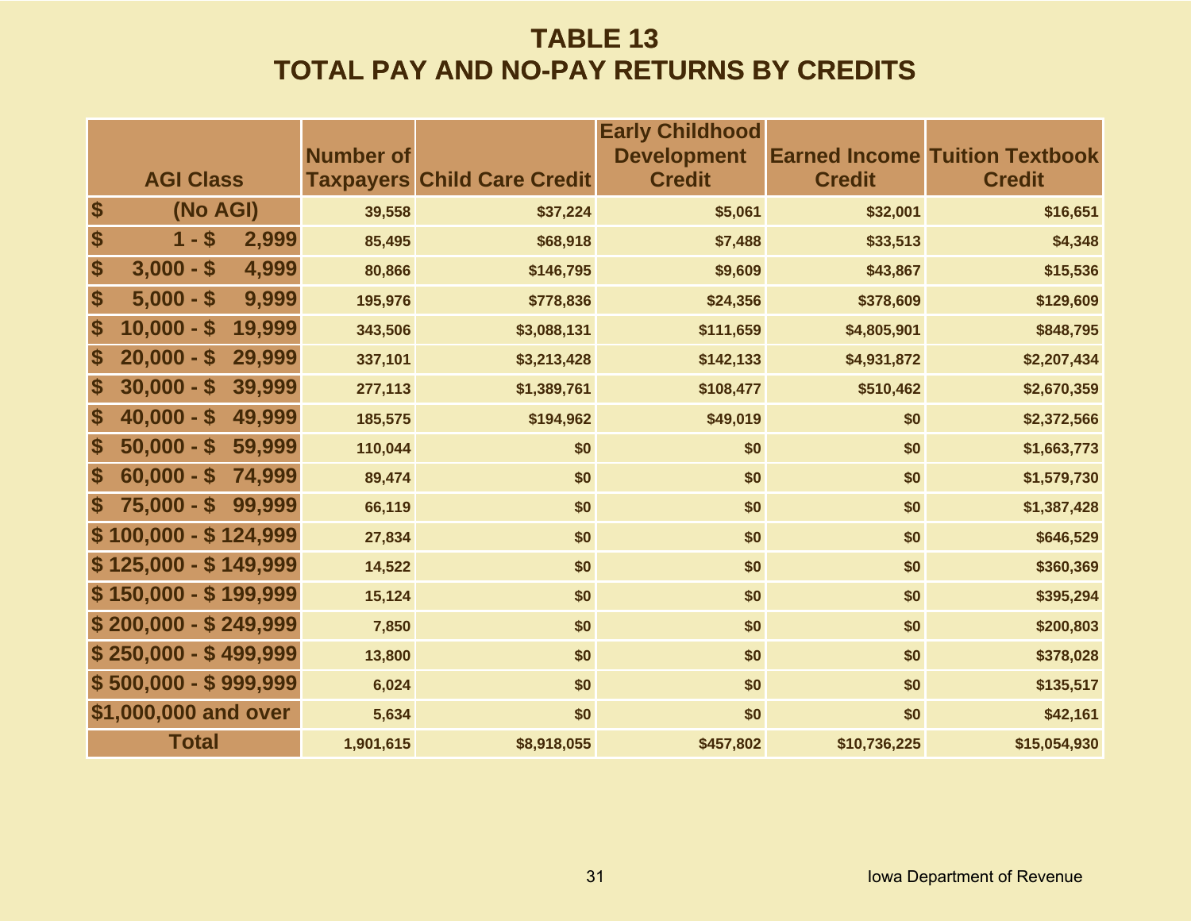# TABLE 13
# TOTAL PAY AND NO-PAY RETURNS BY CREDITS

| AGI Class | Number of Taxpayers | Child Care Credit | Early Childhood Development Credit | Earned Income Credit | Tuition Textbook Credit |
|---|---|---|---|---|---|
| $ (No AGI) | 39,558 | $37,224 | $5,061 | $32,001 | $16,651 |
| $ 1 - $ 2,999 | 85,495 | $68,918 | $7,488 | $33,513 | $4,348 |
| $ 3,000 - $ 4,999 | 80,866 | $146,795 | $9,609 | $43,867 | $15,536 |
| $ 5,000 - $ 9,999 | 195,976 | $778,836 | $24,356 | $378,609 | $129,609 |
| $ 10,000 - $ 19,999 | 343,506 | $3,088,131 | $111,659 | $4,805,901 | $848,795 |
| $ 20,000 - $ 29,999 | 337,101 | $3,213,428 | $142,133 | $4,931,872 | $2,207,434 |
| $ 30,000 - $ 39,999 | 277,113 | $1,389,761 | $108,477 | $510,462 | $2,670,359 |
| $ 40,000 - $ 49,999 | 185,575 | $194,962 | $49,019 | $0 | $2,372,566 |
| $ 50,000 - $ 59,999 | 110,044 | $0 | $0 | $0 | $1,663,773 |
| $ 60,000 - $ 74,999 | 89,474 | $0 | $0 | $0 | $1,579,730 |
| $ 75,000 - $ 99,999 | 66,119 | $0 | $0 | $0 | $1,387,428 |
| $ 100,000 - $ 124,999 | 27,834 | $0 | $0 | $0 | $646,529 |
| $ 125,000 - $ 149,999 | 14,522 | $0 | $0 | $0 | $360,369 |
| $ 150,000 - $ 199,999 | 15,124 | $0 | $0 | $0 | $395,294 |
| $ 200,000 - $ 249,999 | 7,850 | $0 | $0 | $0 | $200,803 |
| $ 250,000 - $ 499,999 | 13,800 | $0 | $0 | $0 | $378,028 |
| $ 500,000 - $ 999,999 | 6,024 | $0 | $0 | $0 | $135,517 |
| $1,000,000 and over | 5,634 | $0 | $0 | $0 | $42,161 |
| Total | 1,901,615 | $8,918,055 | $457,802 | $10,736,225 | $15,054,930 |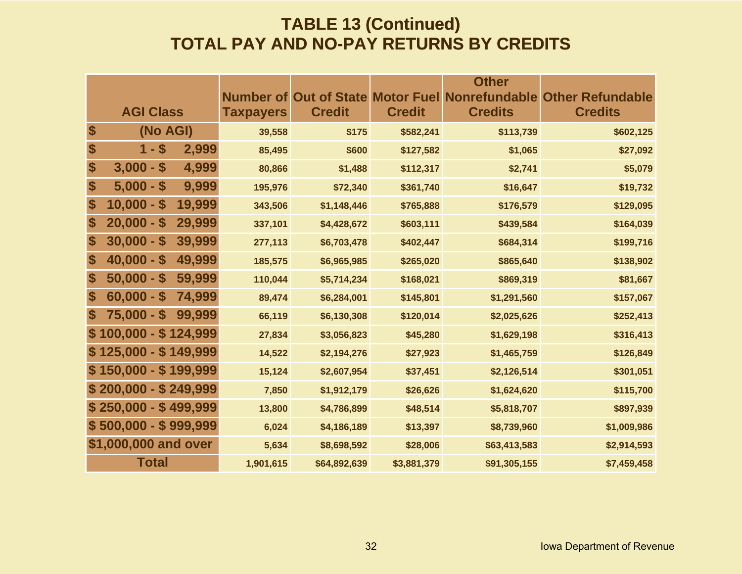# TABLE 13 (Continued)
# TOTAL PAY AND NO-PAY RETURNS BY CREDITS

| AGI Class | Number of Taxpayers | Out of State Credit | Motor Fuel Credit | Other Nonrefundable Credits | Other Refundable Credits |
|---|---|---|---|---|---|
| $ (No AGI) | 39,558 | $175 | $582,241 | $113,739 | $602,125 |
| $ 1 - $ 2,999 | 85,495 | $600 | $127,582 | $1,065 | $27,092 |
| $ 3,000 - $ 4,999 | 80,866 | $1,488 | $112,317 | $2,741 | $5,079 |
| $ 5,000 - $ 9,999 | 195,976 | $72,340 | $361,740 | $16,647 | $19,732 |
| $ 10,000 - $ 19,999 | 343,506 | $1,148,446 | $765,888 | $176,579 | $129,095 |
| $ 20,000 - $ 29,999 | 337,101 | $4,428,672 | $603,111 | $439,584 | $164,039 |
| $ 30,000 - $ 39,999 | 277,113 | $6,703,478 | $402,447 | $684,314 | $199,716 |
| $ 40,000 - $ 49,999 | 185,575 | $6,965,985 | $265,020 | $865,640 | $138,902 |
| $ 50,000 - $ 59,999 | 110,044 | $5,714,234 | $168,021 | $869,319 | $81,667 |
| $ 60,000 - $ 74,999 | 89,474 | $6,284,001 | $145,801 | $1,291,560 | $157,067 |
| $ 75,000 - $ 99,999 | 66,119 | $6,130,308 | $120,014 | $2,025,626 | $252,413 |
| $ 100,000 - $ 124,999 | 27,834 | $3,056,823 | $45,280 | $1,629,198 | $316,413 |
| $ 125,000 - $ 149,999 | 14,522 | $2,194,276 | $27,923 | $1,465,759 | $126,849 |
| $ 150,000 - $ 199,999 | 15,124 | $2,607,954 | $37,451 | $2,126,514 | $301,051 |
| $ 200,000 - $ 249,999 | 7,850 | $1,912,179 | $26,626 | $1,624,620 | $115,700 |
| $ 250,000 - $ 499,999 | 13,800 | $4,786,899 | $48,514 | $5,818,707 | $897,939 |
| $ 500,000 - $ 999,999 | 6,024 | $4,186,189 | $13,397 | $8,739,960 | $1,009,986 |
| $1,000,000 and over | 5,634 | $8,698,592 | $28,006 | $63,413,583 | $2,914,593 |
| Total | 1,901,615 | $64,892,639 | $3,881,379 | $91,305,155 | $7,459,458 |

Iowa Department of Revenue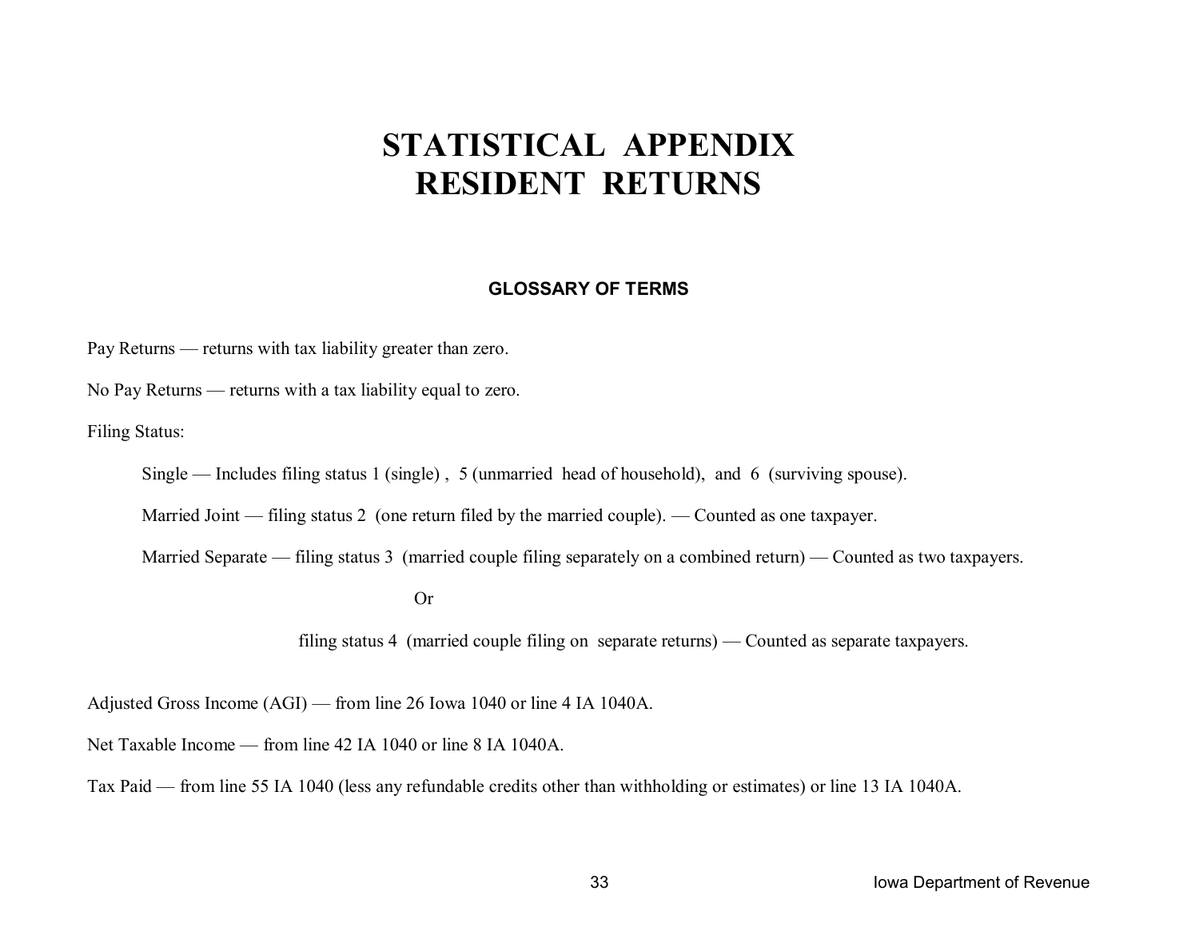# STATISTICAL APPENDIX
# RESIDENT RETURNS

### GLOSSARY OF TERMS

Pay Returns — returns with tax liability greater than zero.

No Pay Returns — returns with a tax liability equal to zero.

Filing Status:

Single — Includes filing status 1 (single) , 5 (unmarried head of household), and 6 (surviving spouse).

Married Joint — filing status 2 (one return filed by the married couple). — Counted as one taxpayer.

Married Separate — filing status 3 (married couple filing separately on a combined return) — Counted as two taxpayers.

Or

filing status 4 (married couple filing on separate returns) — Counted as separate taxpayers.

Adjusted Gross Income (AGI) — from line 26 Iowa 1040 or line 4 IA 1040A.

Net Taxable Income — from line 42 IA 1040 or line 8 IA 1040A.

Tax Paid — from line 55 IA 1040 (less any refundable credits other than withholding or estimates) or line 13 IA 1040A.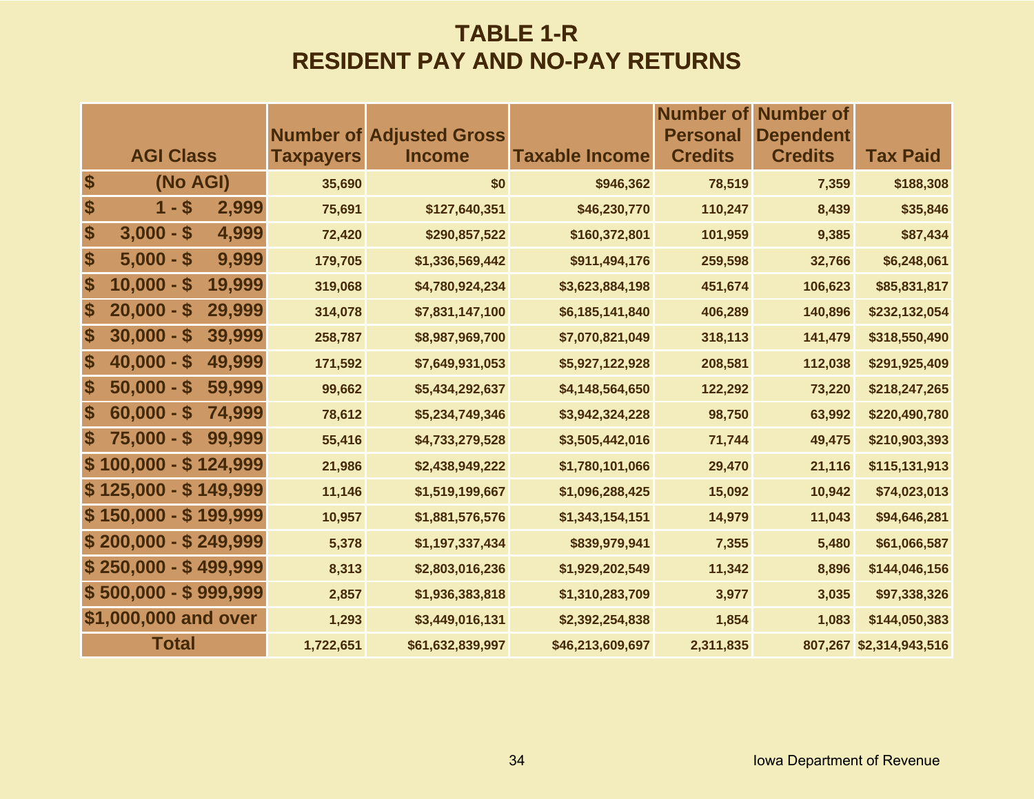# TABLE 1-R
# RESIDENT PAY AND NO-PAY RETURNS

| AGI Class | Number of Taxpayers | Adjusted Gross Income | Taxable Income | Number of Personal Credits | Number of Dependent Credits | Tax Paid |
|---|---|---|---|---|---|---|
| $ (No AGI) | 35,690 | $0 | $946,362 | 78,519 | 7,359 | $188,308 |
| $ 1 - $ 2,999 | 75,691 | $127,640,351 | $46,230,770 | 110,247 | 8,439 | $35,846 |
| $ 3,000 - $ 4,999 | 72,420 | $290,857,522 | $160,372,801 | 101,959 | 9,385 | $87,434 |
| $ 5,000 - $ 9,999 | 179,705 | $1,336,569,442 | $911,494,176 | 259,598 | 32,766 | $6,248,061 |
| $ 10,000 - $ 19,999 | 319,068 | $4,780,924,234 | $3,623,884,198 | 451,674 | 106,623 | $85,831,817 |
| $ 20,000 - $ 29,999 | 314,078 | $7,831,147,100 | $6,185,141,840 | 406,289 | 140,896 | $232,132,054 |
| $ 30,000 - $ 39,999 | 258,787 | $8,987,969,700 | $7,070,821,049 | 318,113 | 141,479 | $318,550,490 |
| $ 40,000 - $ 49,999 | 171,592 | $7,649,931,053 | $5,927,122,928 | 208,581 | 112,038 | $291,925,409 |
| $ 50,000 - $ 59,999 | 99,662 | $5,434,292,637 | $4,148,564,650 | 122,292 | 73,220 | $218,247,265 |
| $ 60,000 - $ 74,999 | 78,612 | $5,234,749,346 | $3,942,324,228 | 98,750 | 63,992 | $220,490,780 |
| $ 75,000 - $ 99,999 | 55,416 | $4,733,279,528 | $3,505,442,016 | 71,744 | 49,475 | $210,903,393 |
| $ 100,000 - $ 124,999 | 21,986 | $2,438,949,222 | $1,780,101,066 | 29,470 | 21,116 | $115,131,913 |
| $ 125,000 - $ 149,999 | 11,146 | $1,519,199,667 | $1,096,288,425 | 15,092 | 10,942 | $74,023,013 |
| $ 150,000 - $ 199,999 | 10,957 | $1,881,576,576 | $1,343,154,151 | 14,979 | 11,043 | $94,646,281 |
| $ 200,000 - $ 249,999 | 5,378 | $1,197,337,434 | $839,979,941 | 7,355 | 5,480 | $61,066,587 |
| $ 250,000 - $ 499,999 | 8,313 | $2,803,016,236 | $1,929,202,549 | 11,342 | 8,896 | $144,046,156 |
| $ 500,000 - $ 999,999 | 2,857 | $1,936,383,818 | $1,310,283,709 | 3,977 | 3,035 | $97,338,326 |
| $1,000,000 and over | 1,293 | $3,449,016,131 | $2,392,254,838 | 1,854 | 1,083 | $144,050,383 |
| Total | 1,722,651 | $61,632,839,997 | $46,213,609,697 | 2,311,835 | 807,267 | $2,314,943,516 |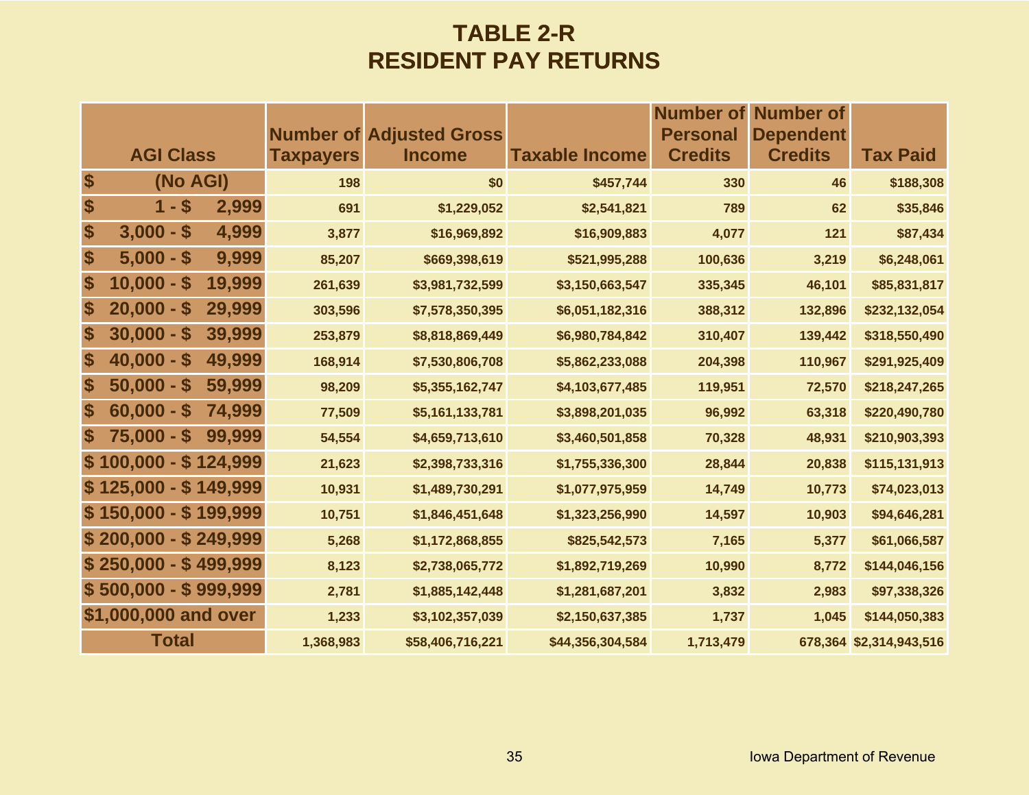# TABLE 2-R
## RESIDENT PAY RETURNS

| AGI Class | Number of Taxpayers | Adjusted Gross Income | Taxable Income | Number of Personal Credits | Number of Dependent Credits | Tax Paid |
|---|---|---|---|---|---|---|
| $ (No AGI) | 198 | $0 | $457,744 | 330 | 46 | $188,308 |
| $ 1 - $ 2,999 | 691 | $1,229,052 | $2,541,821 | 789 | 62 | $35,846 |
| $ 3,000 - $ 4,999 | 3,877 | $16,969,892 | $16,909,883 | 4,077 | 121 | $87,434 |
| $ 5,000 - $ 9,999 | 85,207 | $669,398,619 | $521,995,288 | 100,636 | 3,219 | $6,248,061 |
| $ 10,000 - $ 19,999 | 261,639 | $3,981,732,599 | $3,150,663,547 | 335,345 | 46,101 | $85,831,817 |
| $ 20,000 - $ 29,999 | 303,596 | $7,578,350,395 | $6,051,182,316 | 388,312 | 132,896 | $232,132,054 |
| $ 30,000 - $ 39,999 | 253,879 | $8,818,869,449 | $6,980,784,842 | 310,407 | 139,442 | $318,550,490 |
| $ 40,000 - $ 49,999 | 168,914 | $7,530,806,708 | $5,862,233,088 | 204,398 | 110,967 | $291,925,409 |
| $ 50,000 - $ 59,999 | 98,209 | $5,355,162,747 | $4,103,677,485 | 119,951 | 72,570 | $218,247,265 |
| $ 60,000 - $ 74,999 | 77,509 | $5,161,133,781 | $3,898,201,035 | 96,992 | 63,318 | $220,490,780 |
| $ 75,000 - $ 99,999 | 54,554 | $4,659,713,610 | $3,460,501,858 | 70,328 | 48,931 | $210,903,393 |
| $ 100,000 - $ 124,999 | 21,623 | $2,398,733,316 | $1,755,336,300 | 28,844 | 20,838 | $115,131,913 |
| $ 125,000 - $ 149,999 | 10,931 | $1,489,730,291 | $1,077,975,959 | 14,749 | 10,773 | $74,023,013 |
| $ 150,000 - $ 199,999 | 10,751 | $1,846,451,648 | $1,323,256,990 | 14,597 | 10,903 | $94,646,281 |
| $ 200,000 - $ 249,999 | 5,268 | $1,172,868,855 | $825,542,573 | 7,165 | 5,377 | $61,066,587 |
| $ 250,000 - $ 499,999 | 8,123 | $2,738,065,772 | $1,892,719,269 | 10,990 | 8,772 | $144,046,156 |
| $ 500,000 - $ 999,999 | 2,781 | $1,885,142,448 | $1,281,687,201 | 3,832 | 2,983 | $97,338,326 |
| $1,000,000 and over | 1,233 | $3,102,357,039 | $2,150,637,385 | 1,737 | 1,045 | $144,050,383 |
| Total | 1,368,983 | $58,406,716,221 | $44,356,304,584 | 1,713,479 | 678,364 | $2,314,943,516 |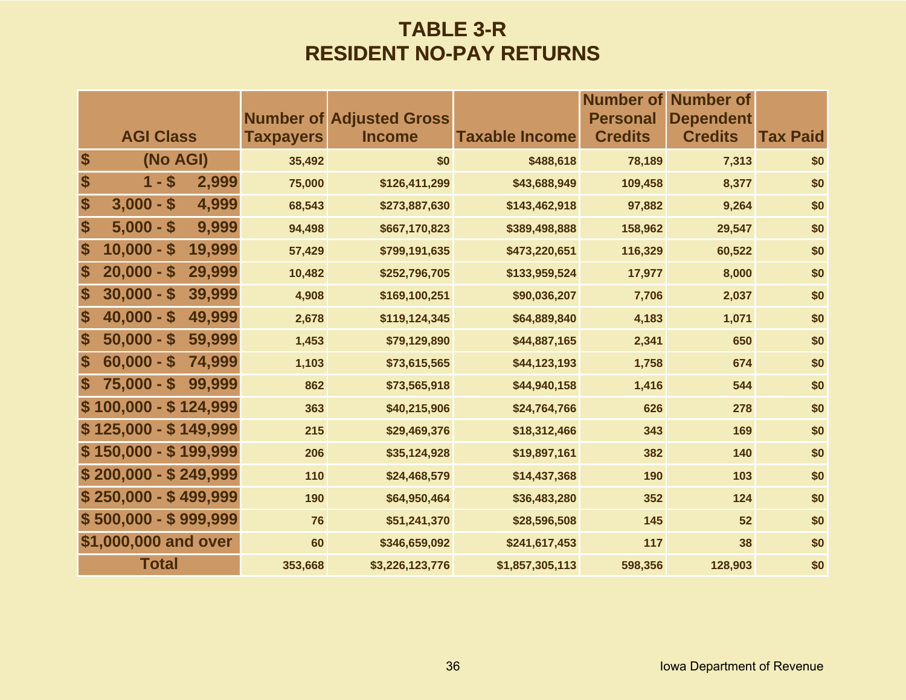# TABLE 3-R
# RESIDENT NO-PAY RETURNS

| AGI Class | Number of Taxpayers | Adjusted Gross Income | Taxable Income | Number of Personal Credits | Number of Dependent Credits | Tax Paid |
|---|---|---|---|---|---|---|
| $ (No AGI) | 35,492 | $0 | $488,618 | 78,189 | 7,313 | $0 |
| $ 1 - $ 2,999 | 75,000 | $126,411,299 | $43,688,949 | 109,458 | 8,377 | $0 |
| $ 3,000 - $ 4,999 | 68,543 | $273,887,630 | $143,462,918 | 97,882 | 9,264 | $0 |
| $ 5,000 - $ 9,999 | 94,498 | $667,170,823 | $389,498,888 | 158,962 | 29,547 | $0 |
| $ 10,000 - $ 19,999 | 57,429 | $799,191,635 | $473,220,651 | 116,329 | 60,522 | $0 |
| $ 20,000 - $ 29,999 | 10,482 | $252,796,705 | $133,959,524 | 17,977 | 8,000 | $0 |
| $ 30,000 - $ 39,999 | 4,908 | $169,100,251 | $90,036,207 | 7,706 | 2,037 | $0 |
| $ 40,000 - $ 49,999 | 2,678 | $119,124,345 | $64,889,840 | 4,183 | 1,071 | $0 |
| $ 50,000 - $ 59,999 | 1,453 | $79,129,890 | $44,887,165 | 2,341 | 650 | $0 |
| $ 60,000 - $ 74,999 | 1,103 | $73,615,565 | $44,123,193 | 1,758 | 674 | $0 |
| $ 75,000 - $ 99,999 | 862 | $73,565,918 | $44,940,158 | 1,416 | 544 | $0 |
| $ 100,000 - $ 124,999 | 363 | $40,215,906 | $24,764,766 | 626 | 278 | $0 |
| $ 125,000 - $ 149,999 | 215 | $29,469,376 | $18,312,466 | 343 | 169 | $0 |
| $ 150,000 - $ 199,999 | 206 | $35,124,928 | $19,897,161 | 382 | 140 | $0 |
| $ 200,000 - $ 249,999 | 110 | $24,468,579 | $14,437,368 | 190 | 103 | $0 |
| $ 250,000 - $ 499,999 | 190 | $64,950,464 | $36,483,280 | 352 | 124 | $0 |
| $ 500,000 - $ 999,999 | 76 | $51,241,370 | $28,596,508 | 145 | 52 | $0 |
| $1,000,000 and over | 60 | $346,659,092 | $241,617,453 | 117 | 38 | $0 |
| Total | 353,668 | $3,226,123,776 | $1,857,305,113 | 598,356 | 128,903 | $0 |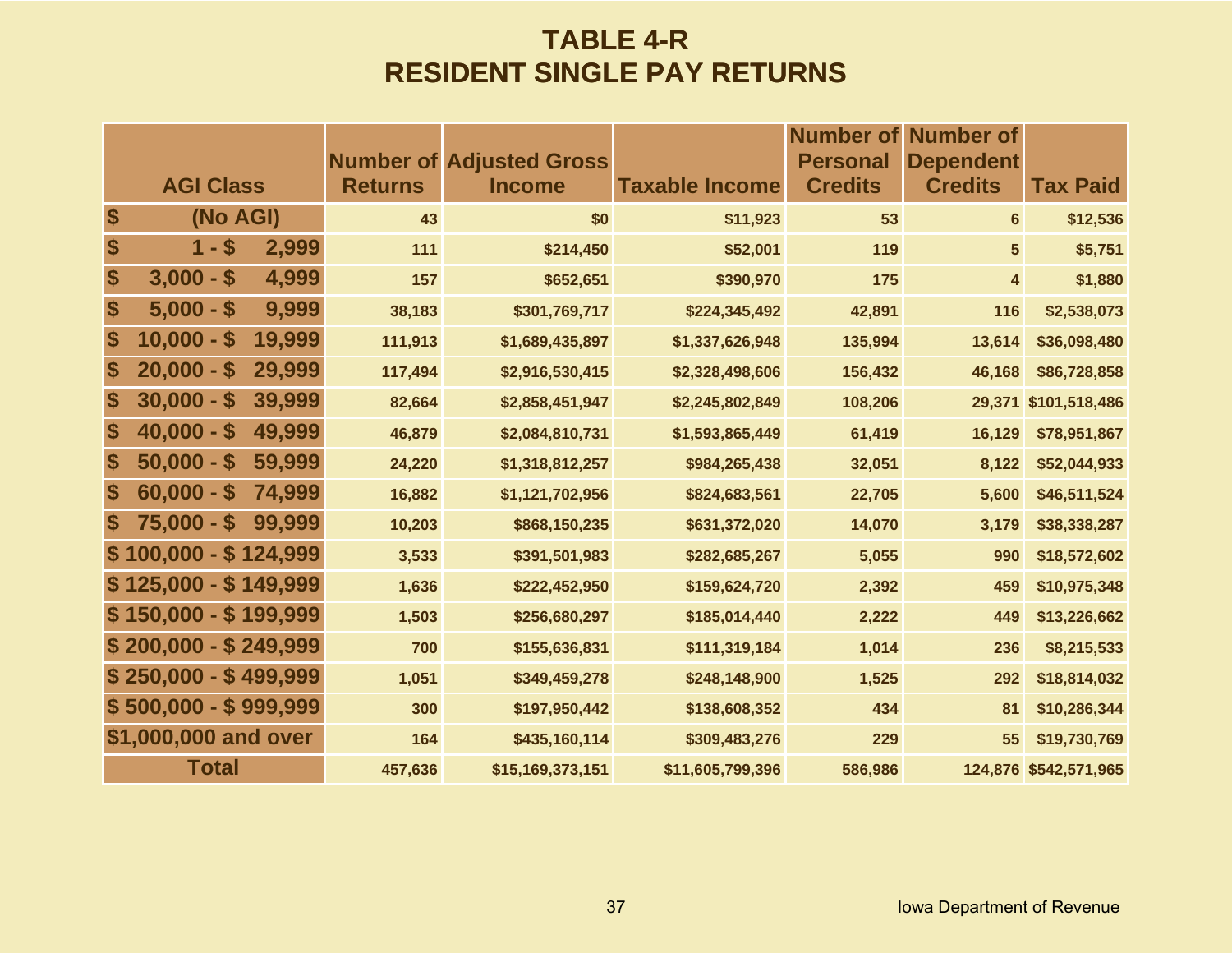# TABLE 4-R
# RESIDENT SINGLE PAY RETURNS

| AGI Class | Number of Returns | Adjusted Gross Income | Taxable Income | Number of Personal Credits | Number of Dependent Credits | Tax Paid |
|---|---|---|---|---|---|---|
| $ (No AGI) | 43 | $0 | $11,923 | 53 | 6 | $12,536 |
| $ 1 - $ 2,999 | 111 | $214,450 | $52,001 | 119 | 5 | $5,751 |
| $ 3,000 - $ 4,999 | 157 | $652,651 | $390,970 | 175 | 4 | $1,880 |
| $ 5,000 - $ 9,999 | 38,183 | $301,769,717 | $224,345,492 | 42,891 | 116 | $2,538,073 |
| $ 10,000 - $ 19,999 | 111,913 | $1,689,435,897 | $1,337,626,948 | 135,994 | 13,614 | $36,098,480 |
| $ 20,000 - $ 29,999 | 117,494 | $2,916,530,415 | $2,328,498,606 | 156,432 | 46,168 | $86,728,858 |
| $ 30,000 - $ 39,999 | 82,664 | $2,858,451,947 | $2,245,802,849 | 108,206 | 29,371 | $101,518,486 |
| $ 40,000 - $ 49,999 | 46,879 | $2,084,810,731 | $1,593,865,449 | 61,419 | 16,129 | $78,951,867 |
| $ 50,000 - $ 59,999 | 24,220 | $1,318,812,257 | $984,265,438 | 32,051 | 8,122 | $52,044,933 |
| $ 60,000 - $ 74,999 | 16,882 | $1,121,702,956 | $824,683,561 | 22,705 | 5,600 | $46,511,524 |
| $ 75,000 - $ 99,999 | 10,203 | $868,150,235 | $631,372,020 | 14,070 | 3,179 | $38,338,287 |
| $ 100,000 - $ 124,999 | 3,533 | $391,501,983 | $282,685,267 | 5,055 | 990 | $18,572,602 |
| $ 125,000 - $ 149,999 | 1,636 | $222,452,950 | $159,624,720 | 2,392 | 459 | $10,975,348 |
| $ 150,000 - $ 199,999 | 1,503 | $256,680,297 | $185,014,440 | 2,222 | 449 | $13,226,662 |
| $ 200,000 - $ 249,999 | 700 | $155,636,831 | $111,319,184 | 1,014 | 236 | $8,215,533 |
| $ 250,000 - $ 499,999 | 1,051 | $349,459,278 | $248,148,900 | 1,525 | 292 | $18,814,032 |
| $ 500,000 - $ 999,999 | 300 | $197,950,442 | $138,608,352 | 434 | 81 | $10,286,344 |
| $1,000,000 and over | 164 | $435,160,114 | $309,483,276 | 229 | 55 | $19,730,769 |
| Total | 457,636 | $15,169,373,151 | $11,605,799,396 | 586,986 | 124,876 | $542,571,965 |

Iowa Department of Revenue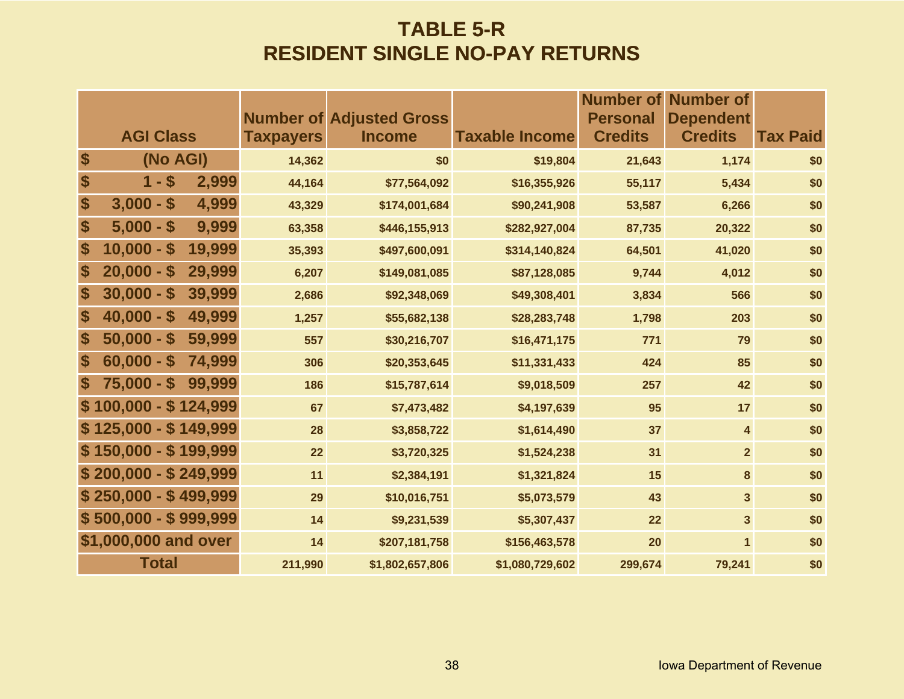# TABLE 5-R
# RESIDENT SINGLE NO-PAY RETURNS

| AGI Class | Number of Taxpayers | Adjusted Gross Income | Taxable Income | Number of Personal Credits | Number of Dependent Credits | Tax Paid |
|---|---|---|---|---|---|---|
| $ (No AGI) | 14,362 | $0 | $19,804 | 21,643 | 1,174 | $0 |
| $ 1 - $ 2,999 | 44,164 | $77,564,092 | $16,355,926 | 55,117 | 5,434 | $0 |
| $ 3,000 - $ 4,999 | 43,329 | $174,001,684 | $90,241,908 | 53,587 | 6,266 | $0 |
| $ 5,000 - $ 9,999 | 63,358 | $446,155,913 | $282,927,004 | 87,735 | 20,322 | $0 |
| $ 10,000 - $ 19,999 | 35,393 | $497,600,091 | $314,140,824 | 64,501 | 41,020 | $0 |
| $ 20,000 - $ 29,999 | 6,207 | $149,081,085 | $87,128,085 | 9,744 | 4,012 | $0 |
| $ 30,000 - $ 39,999 | 2,686 | $92,348,069 | $49,308,401 | 3,834 | 566 | $0 |
| $ 40,000 - $ 49,999 | 1,257 | $55,682,138 | $28,283,748 | 1,798 | 203 | $0 |
| $ 50,000 - $ 59,999 | 557 | $30,216,707 | $16,471,175 | 771 | 79 | $0 |
| $ 60,000 - $ 74,999 | 306 | $20,353,645 | $11,331,433 | 424 | 85 | $0 |
| $ 75,000 - $ 99,999 | 186 | $15,787,614 | $9,018,509 | 257 | 42 | $0 |
| $ 100,000 - $ 124,999 | 67 | $7,473,482 | $4,197,639 | 95 | 17 | $0 |
| $ 125,000 - $ 149,999 | 28 | $3,858,722 | $1,614,490 | 37 | 4 | $0 |
| $ 150,000 - $ 199,999 | 22 | $3,720,325 | $1,524,238 | 31 | 2 | $0 |
| $ 200,000 - $ 249,999 | 11 | $2,384,191 | $1,321,824 | 15 | 8 | $0 |
| $ 250,000 - $ 499,999 | 29 | $10,016,751 | $5,073,579 | 43 | 3 | $0 |
| $ 500,000 - $ 999,999 | 14 | $9,231,539 | $5,307,437 | 22 | 3 | $0 |
| $1,000,000 and over | 14 | $207,181,758 | $156,463,578 | 20 | 1 | $0 |
| Total | 211,990 | $1,802,657,806 | $1,080,729,602 | 299,674 | 79,241 | $0 |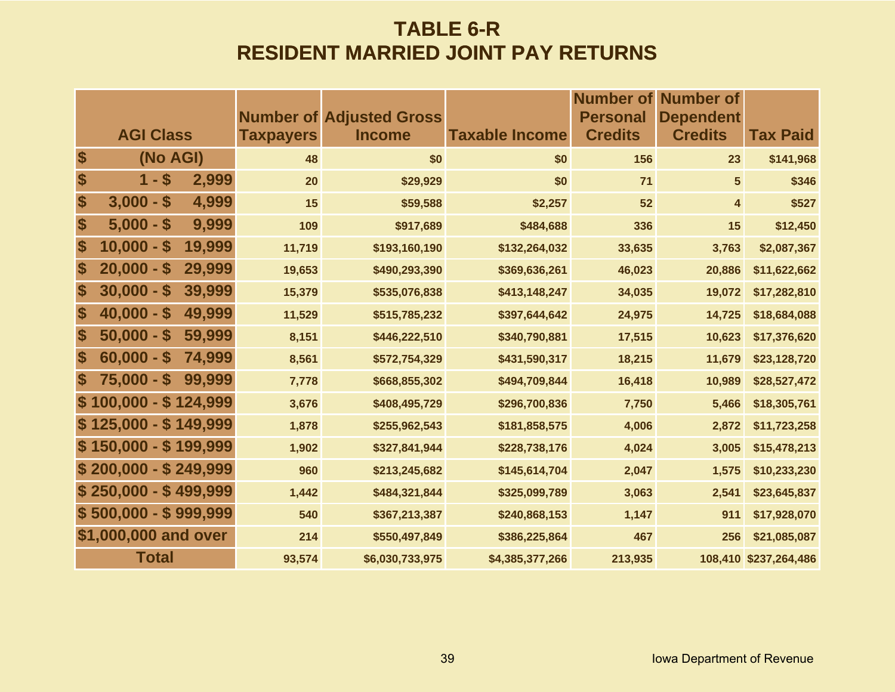# TABLE 6-R
# RESIDENT MARRIED JOINT PAY RETURNS

| AGI Class | Number of Taxpayers | Adjusted Gross Income | Taxable Income | Number of Personal Credits | Number of Dependent Credits | Tax Paid |
|---|---|---|---|---|---|---|
| $ (No AGI) | 48 | $0 | $0 | 156 | 23 | $141,968 |
| $ 1 - $ 2,999 | 20 | $29,929 | $0 | 71 | 5 | $346 |
| $ 3,000 - $ 4,999 | 15 | $59,588 | $2,257 | 52 | 4 | $527 |
| $ 5,000 - $ 9,999 | 109 | $917,689 | $484,688 | 336 | 15 | $12,450 |
| $ 10,000 - $ 19,999 | 11,719 | $193,160,190 | $132,264,032 | 33,635 | 3,763 | $2,087,367 |
| $ 20,000 - $ 29,999 | 19,653 | $490,293,390 | $369,636,261 | 46,023 | 20,886 | $11,622,662 |
| $ 30,000 - $ 39,999 | 15,379 | $535,076,838 | $413,148,247 | 34,035 | 19,072 | $17,282,810 |
| $ 40,000 - $ 49,999 | 11,529 | $515,785,232 | $397,644,642 | 24,975 | 14,725 | $18,684,088 |
| $ 50,000 - $ 59,999 | 8,151 | $446,222,510 | $340,790,881 | 17,515 | 10,623 | $17,376,620 |
| $ 60,000 - $ 74,999 | 8,561 | $572,754,329 | $431,590,317 | 18,215 | 11,679 | $23,128,720 |
| $ 75,000 - $ 99,999 | 7,778 | $668,855,302 | $494,709,844 | 16,418 | 10,989 | $28,527,472 |
| $ 100,000 - $ 124,999 | 3,676 | $408,495,729 | $296,700,836 | 7,750 | 5,466 | $18,305,761 |
| $ 125,000 - $ 149,999 | 1,878 | $255,962,543 | $181,858,575 | 4,006 | 2,872 | $11,723,258 |
| $ 150,000 - $ 199,999 | 1,902 | $327,841,944 | $228,738,176 | 4,024 | 3,005 | $15,478,213 |
| $ 200,000 - $ 249,999 | 960 | $213,245,682 | $145,614,704 | 2,047 | 1,575 | $10,233,230 |
| $ 250,000 - $ 499,999 | 1,442 | $484,321,844 | $325,099,789 | 3,063 | 2,541 | $23,645,837 |
| $ 500,000 - $ 999,999 | 540 | $367,213,387 | $240,868,153 | 1,147 | 911 | $17,928,070 |
| $1,000,000 and over | 214 | $550,497,849 | $386,225,864 | 467 | 256 | $21,085,087 |
| Total | 93,574 | $6,030,733,975 | $4,385,377,266 | 213,935 | 108,410 | $237,264,486 |

Iowa Department of Revenue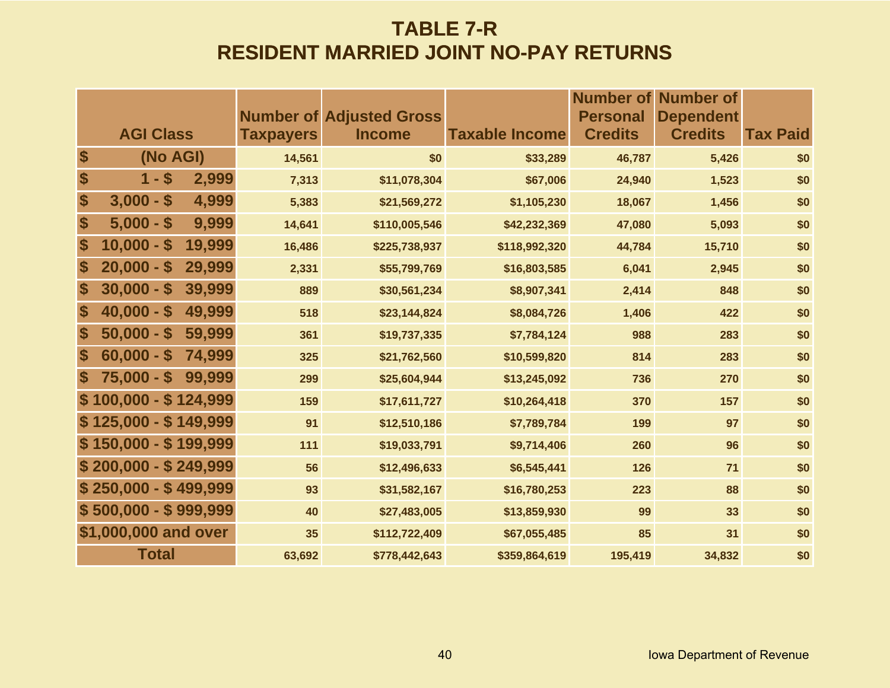# TABLE 7-R
# RESIDENT MARRIED JOINT NO-PAY RETURNS

| AGI Class | Number of Taxpayers | Adjusted Gross Income | Taxable Income | Number of Personal Credits | Number of Dependent Credits | Tax Paid |
|---|---|---|---|---|---|---|
| $ (No AGI) | 14,561 | $0 | $33,289 | 46,787 | 5,426 | $0 |
| $ 1 - $ 2,999 | 7,313 | $11,078,304 | $67,006 | 24,940 | 1,523 | $0 |
| $ 3,000 - $ 4,999 | 5,383 | $21,569,272 | $1,105,230 | 18,067 | 1,456 | $0 |
| $ 5,000 - $ 9,999 | 14,641 | $110,005,546 | $42,232,369 | 47,080 | 5,093 | $0 |
| $ 10,000 - $ 19,999 | 16,486 | $225,738,937 | $118,992,320 | 44,784 | 15,710 | $0 |
| $ 20,000 - $ 29,999 | 2,331 | $55,799,769 | $16,803,585 | 6,041 | 2,945 | $0 |
| $ 30,000 - $ 39,999 | 889 | $30,561,234 | $8,907,341 | 2,414 | 848 | $0 |
| $ 40,000 - $ 49,999 | 518 | $23,144,824 | $8,084,726 | 1,406 | 422 | $0 |
| $ 50,000 - $ 59,999 | 361 | $19,737,335 | $7,784,124 | 988 | 283 | $0 |
| $ 60,000 - $ 74,999 | 325 | $21,762,560 | $10,599,820 | 814 | 283 | $0 |
| $ 75,000 - $ 99,999 | 299 | $25,604,944 | $13,245,092 | 736 | 270 | $0 |
| $ 100,000 - $ 124,999 | 159 | $17,611,727 | $10,264,418 | 370 | 157 | $0 |
| $ 125,000 - $ 149,999 | 91 | $12,510,186 | $7,789,784 | 199 | 97 | $0 |
| $ 150,000 - $ 199,999 | 111 | $19,033,791 | $9,714,406 | 260 | 96 | $0 |
| $ 200,000 - $ 249,999 | 56 | $12,496,633 | $6,545,441 | 126 | 71 | $0 |
| $ 250,000 - $ 499,999 | 93 | $31,582,167 | $16,780,253 | 223 | 88 | $0 |
| $ 500,000 - $ 999,999 | 40 | $27,483,005 | $13,859,930 | 99 | 33 | $0 |
| $1,000,000 and over | 35 | $112,722,409 | $67,055,485 | 85 | 31 | $0 |
| Total | 63,692 | $778,442,643 | $359,864,619 | 195,419 | 34,832 | $0 |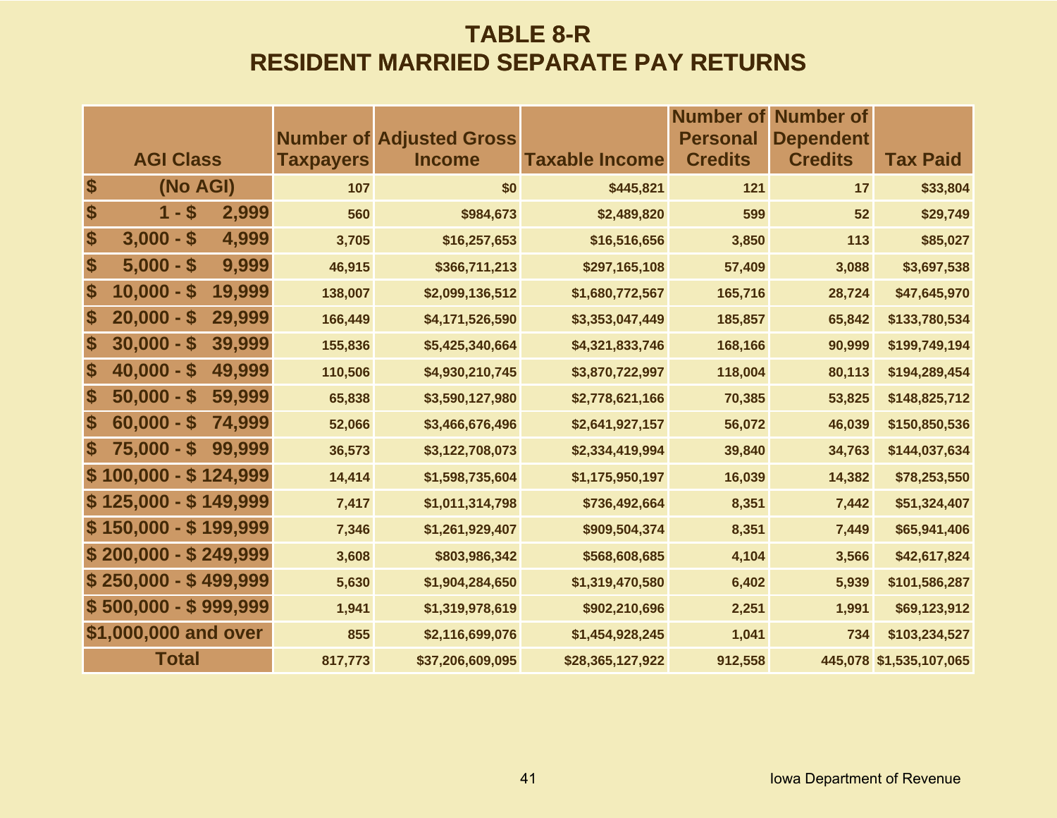# TABLE 8-R
# RESIDENT MARRIED SEPARATE PAY RETURNS

| AGI Class | Number of Taxpayers | Adjusted Gross Income | Taxable Income | Number of Personal Credits | Number of Dependent Credits | Tax Paid |
|---|---|---|---|---|---|---|
| $ (No AGI) | 107 | $0 | $445,821 | 121 | 17 | $33,804 |
| $ 1 - $ 2,999 | 560 | $984,673 | $2,489,820 | 599 | 52 | $29,749 |
| $ 3,000 - $ 4,999 | 3,705 | $16,257,653 | $16,516,656 | 3,850 | 113 | $85,027 |
| $ 5,000 - $ 9,999 | 46,915 | $366,711,213 | $297,165,108 | 57,409 | 3,088 | $3,697,538 |
| $ 10,000 - $ 19,999 | 138,007 | $2,099,136,512 | $1,680,772,567 | 165,716 | 28,724 | $47,645,970 |
| $ 20,000 - $ 29,999 | 166,449 | $4,171,526,590 | $3,353,047,449 | 185,857 | 65,842 | $133,780,534 |
| $ 30,000 - $ 39,999 | 155,836 | $5,425,340,664 | $4,321,833,746 | 168,166 | 90,999 | $199,749,194 |
| $ 40,000 - $ 49,999 | 110,506 | $4,930,210,745 | $3,870,722,997 | 118,004 | 80,113 | $194,289,454 |
| $ 50,000 - $ 59,999 | 65,838 | $3,590,127,980 | $2,778,621,166 | 70,385 | 53,825 | $148,825,712 |
| $ 60,000 - $ 74,999 | 52,066 | $3,466,676,496 | $2,641,927,157 | 56,072 | 46,039 | $150,850,536 |
| $ 75,000 - $ 99,999 | 36,573 | $3,122,708,073 | $2,334,419,994 | 39,840 | 34,763 | $144,037,634 |
| $ 100,000 - $ 124,999 | 14,414 | $1,598,735,604 | $1,175,950,197 | 16,039 | 14,382 | $78,253,550 |
| $ 125,000 - $ 149,999 | 7,417 | $1,011,314,798 | $736,492,664 | 8,351 | 7,442 | $51,324,407 |
| $ 150,000 - $ 199,999 | 7,346 | $1,261,929,407 | $909,504,374 | 8,351 | 7,449 | $65,941,406 |
| $ 200,000 - $ 249,999 | 3,608 | $803,986,342 | $568,608,685 | 4,104 | 3,566 | $42,617,824 |
| $ 250,000 - $ 499,999 | 5,630 | $1,904,284,650 | $1,319,470,580 | 6,402 | 5,939 | $101,586,287 |
| $ 500,000 - $ 999,999 | 1,941 | $1,319,978,619 | $902,210,696 | 2,251 | 1,991 | $69,123,912 |
| $1,000,000 and over | 855 | $2,116,699,076 | $1,454,928,245 | 1,041 | 734 | $103,234,527 |
| Total | 817,773 | $37,206,609,095 | $28,365,127,922 | 912,558 | 445,078 | $1,535,107,065 |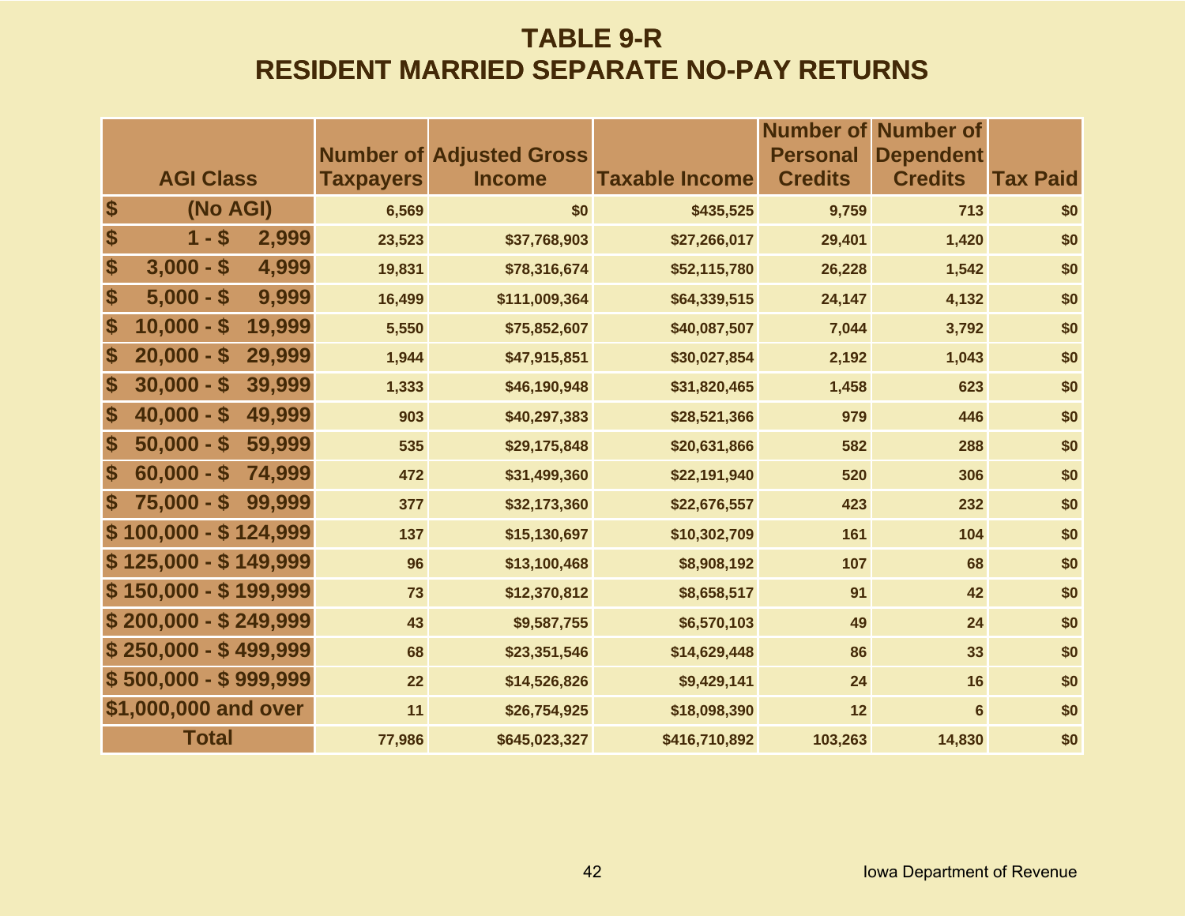# TABLE 9-R
# RESIDENT MARRIED SEPARATE NO-PAY RETURNS

| AGI Class | Number of Taxpayers | Adjusted Gross Income | Taxable Income | Number of Personal Credits | Number of Dependent Credits | Tax Paid |
|---|---|---|---|---|---|---|
| $ (No AGI) | 6,569 | $0 | $435,525 | 9,759 | 713 | $0 |
| $ 1 - $ 2,999 | 23,523 | $37,768,903 | $27,266,017 | 29,401 | 1,420 | $0 |
| $ 3,000 - $ 4,999 | 19,831 | $78,316,674 | $52,115,780 | 26,228 | 1,542 | $0 |
| $ 5,000 - $ 9,999 | 16,499 | $111,009,364 | $64,339,515 | 24,147 | 4,132 | $0 |
| $ 10,000 - $ 19,999 | 5,550 | $75,852,607 | $40,087,507 | 7,044 | 3,792 | $0 |
| $ 20,000 - $ 29,999 | 1,944 | $47,915,851 | $30,027,854 | 2,192 | 1,043 | $0 |
| $ 30,000 - $ 39,999 | 1,333 | $46,190,948 | $31,820,465 | 1,458 | 623 | $0 |
| $ 40,000 - $ 49,999 | 903 | $40,297,383 | $28,521,366 | 979 | 446 | $0 |
| $ 50,000 - $ 59,999 | 535 | $29,175,848 | $20,631,866 | 582 | 288 | $0 |
| $ 60,000 - $ 74,999 | 472 | $31,499,360 | $22,191,940 | 520 | 306 | $0 |
| $ 75,000 - $ 99,999 | 377 | $32,173,360 | $22,676,557 | 423 | 232 | $0 |
| $ 100,000 - $ 124,999 | 137 | $15,130,697 | $10,302,709 | 161 | 104 | $0 |
| $ 125,000 - $ 149,999 | 96 | $13,100,468 | $8,908,192 | 107 | 68 | $0 |
| $ 150,000 - $ 199,999 | 73 | $12,370,812 | $8,658,517 | 91 | 42 | $0 |
| $ 200,000 - $ 249,999 | 43 | $9,587,755 | $6,570,103 | 49 | 24 | $0 |
| $ 250,000 - $ 499,999 | 68 | $23,351,546 | $14,629,448 | 86 | 33 | $0 |
| $ 500,000 - $ 999,999 | 22 | $14,526,826 | $9,429,141 | 24 | 16 | $0 |
| $1,000,000 and over | 11 | $26,754,925 | $18,098,390 | 12 | 6 | $0 |
| Total | 77,986 | $645,023,327 | $416,710,892 | 103,263 | 14,830 | $0 |

Iowa Department of Revenue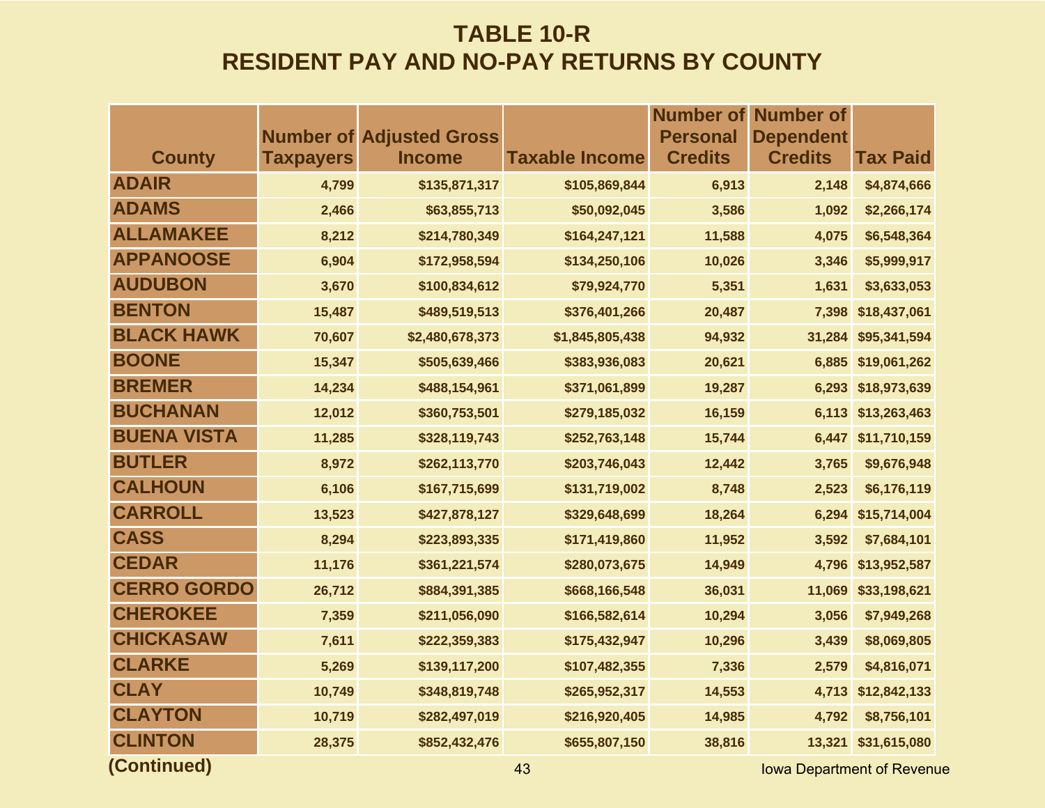# TABLE 10-R
# RESIDENT PAY AND NO-PAY RETURNS BY COUNTY

| County | Number of Taxpayers | Adjusted Gross Income | Taxable Income | Number of Personal Credits | Number of Dependent Credits | Tax Paid |
|---|---|---|---|---|---|---|
| ADAIR | 4,799 | $135,871,317 | $105,869,844 | 6,913 | 2,148 | $4,874,666 |
| ADAMS | 2,466 | $63,855,713 | $50,092,045 | 3,586 | 1,092 | $2,266,174 |
| ALLAMAKEE | 8,212 | $214,780,349 | $164,247,121 | 11,588 | 4,075 | $6,548,364 |
| APPANOOSE | 6,904 | $172,958,594 | $134,250,106 | 10,026 | 3,346 | $5,999,917 |
| AUDUBON | 3,670 | $100,834,612 | $79,924,770 | 5,351 | 1,631 | $3,633,053 |
| BENTON | 15,487 | $489,519,513 | $376,401,266 | 20,487 | 7,398 | $18,437,061 |
| BLACK HAWK | 70,607 | $2,480,678,373 | $1,845,805,438 | 94,932 | 31,284 | $95,341,594 |
| BOONE | 15,347 | $505,639,466 | $383,936,083 | 20,621 | 6,885 | $19,061,262 |
| BREMER | 14,234 | $488,154,961 | $371,061,899 | 19,287 | 6,293 | $18,973,639 |
| BUCHANAN | 12,012 | $360,753,501 | $279,185,032 | 16,159 | 6,113 | $13,263,463 |
| BUENA VISTA | 11,285 | $328,119,743 | $252,763,148 | 15,744 | 6,447 | $11,710,159 |
| BUTLER | 8,972 | $262,113,770 | $203,746,043 | 12,442 | 3,765 | $9,676,948 |
| CALHOUN | 6,106 | $167,715,699 | $131,719,002 | 8,748 | 2,523 | $6,176,119 |
| CARROLL | 13,523 | $427,878,127 | $329,648,699 | 18,264 | 6,294 | $15,714,004 |
| CASS | 8,294 | $223,893,335 | $171,419,860 | 11,952 | 3,592 | $7,684,101 |
| CEDAR | 11,176 | $361,221,574 | $280,073,675 | 14,949 | 4,796 | $13,952,587 |
| CERRO GORDO | 26,712 | $884,391,385 | $668,166,548 | 36,031 | 11,069 | $33,198,621 |
| CHEROKEE | 7,359 | $211,056,090 | $166,582,614 | 10,294 | 3,056 | $7,949,268 |
| CHICKASAW | 7,611 | $222,359,383 | $175,432,947 | 10,296 | 3,439 | $8,069,805 |
| CLARKE | 5,269 | $139,117,200 | $107,482,355 | 7,336 | 2,579 | $4,816,071 |
| CLAY | 10,749 | $348,819,748 | $265,952,317 | 14,553 | 4,713 | $12,842,133 |
| CLAYTON | 10,719 | $282,497,019 | $216,920,405 | 14,985 | 4,792 | $8,756,101 |
| CLINTON | 28,375 | $852,432,476 | $655,807,150 | 38,816 | 13,321 | $31,615,080 |

**(Continued)**

Iowa Department of Revenue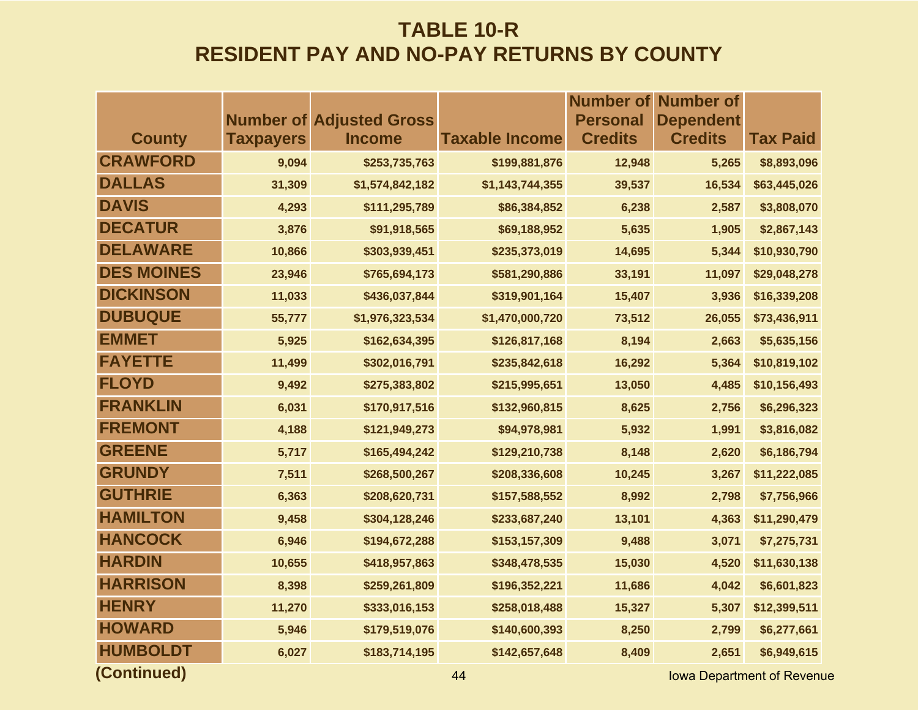# TABLE 10-R
# RESIDENT PAY AND NO-PAY RETURNS BY COUNTY

| County | Number of Taxpayers | Adjusted Gross Income | Taxable Income | Number of Personal Credits | Number of Dependent Credits | Tax Paid |
|---|---|---|---|---|---|---|
| CRAWFORD | 9,094 | $253,735,763 | $199,881,876 | 12,948 | 5,265 | $8,893,096 |
| DALLAS | 31,309 | $1,574,842,182 | $1,143,744,355 | 39,537 | 16,534 | $63,445,026 |
| DAVIS | 4,293 | $111,295,789 | $86,384,852 | 6,238 | 2,587 | $3,808,070 |
| DECATUR | 3,876 | $91,918,565 | $69,188,952 | 5,635 | 1,905 | $2,867,143 |
| DELAWARE | 10,866 | $303,939,451 | $235,373,019 | 14,695 | 5,344 | $10,930,790 |
| DES MOINES | 23,946 | $765,694,173 | $581,290,886 | 33,191 | 11,097 | $29,048,278 |
| DICKINSON | 11,033 | $436,037,844 | $319,901,164 | 15,407 | 3,936 | $16,339,208 |
| DUBUQUE | 55,777 | $1,976,323,534 | $1,470,000,720 | 73,512 | 26,055 | $73,436,911 |
| EMMET | 5,925 | $162,634,395 | $126,817,168 | 8,194 | 2,663 | $5,635,156 |
| FAYETTE | 11,499 | $302,016,791 | $235,842,618 | 16,292 | 5,364 | $10,819,102 |
| FLOYD | 9,492 | $275,383,802 | $215,995,651 | 13,050 | 4,485 | $10,156,493 |
| FRANKLIN | 6,031 | $170,917,516 | $132,960,815 | 8,625 | 2,756 | $6,296,323 |
| FREMONT | 4,188 | $121,949,273 | $94,978,981 | 5,932 | 1,991 | $3,816,082 |
| GREENE | 5,717 | $165,494,242 | $129,210,738 | 8,148 | 2,620 | $6,186,794 |
| GRUNDY | 7,511 | $268,500,267 | $208,336,608 | 10,245 | 3,267 | $11,222,085 |
| GUTHRIE | 6,363 | $208,620,731 | $157,588,552 | 8,992 | 2,798 | $7,756,966 |
| HAMILTON | 9,458 | $304,128,246 | $233,687,240 | 13,101 | 4,363 | $11,290,479 |
| HANCOCK | 6,946 | $194,672,288 | $153,157,309 | 9,488 | 3,071 | $7,275,731 |
| HARDIN | 10,655 | $418,957,863 | $348,478,535 | 15,030 | 4,520 | $11,630,138 |
| HARRISON | 8,398 | $259,261,809 | $196,352,221 | 11,686 | 4,042 | $6,601,823 |
| HENRY | 11,270 | $333,016,153 | $258,018,488 | 15,327 | 5,307 | $12,399,511 |
| HOWARD | 5,946 | $179,519,076 | $140,600,393 | 8,250 | 2,799 | $6,277,661 |
| HUMBOLDT | 6,027 | $183,714,195 | $142,657,648 | 8,409 | 2,651 | $6,949,615 |

**(Continued)**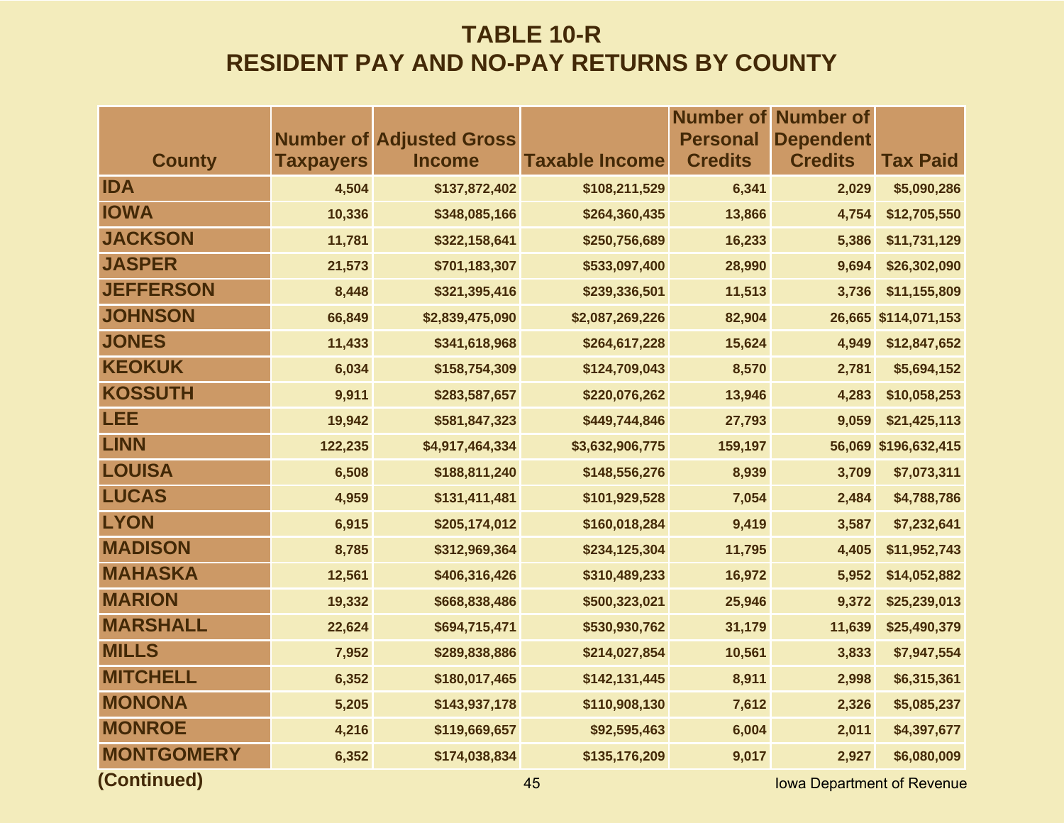# TABLE 10-R
# RESIDENT PAY AND NO-PAY RETURNS BY COUNTY

| County | Number of Taxpayers | Adjusted Gross Income | Taxable Income | Number of Personal Credits | Number of Dependent Credits | Tax Paid |
|---|---|---|---|---|---|---|
| IDA | 4,504 | $137,872,402 | $108,211,529 | 6,341 | 2,029 | $5,090,286 |
| IOWA | 10,336 | $348,085,166 | $264,360,435 | 13,866 | 4,754 | $12,705,550 |
| JACKSON | 11,781 | $322,158,641 | $250,756,689 | 16,233 | 5,386 | $11,731,129 |
| JASPER | 21,573 | $701,183,307 | $533,097,400 | 28,990 | 9,694 | $26,302,090 |
| JEFFERSON | 8,448 | $321,395,416 | $239,336,501 | 11,513 | 3,736 | $11,155,809 |
| JOHNSON | 66,849 | $2,839,475,090 | $2,087,269,226 | 82,904 | 26,665 | $114,071,153 |
| JONES | 11,433 | $341,618,968 | $264,617,228 | 15,624 | 4,949 | $12,847,652 |
| KEOKUK | 6,034 | $158,754,309 | $124,709,043 | 8,570 | 2,781 | $5,694,152 |
| KOSSUTH | 9,911 | $283,587,657 | $220,076,262 | 13,946 | 4,283 | $10,058,253 |
| LEE | 19,942 | $581,847,323 | $449,744,846 | 27,793 | 9,059 | $21,425,113 |
| LINN | 122,235 | $4,917,464,334 | $3,632,906,775 | 159,197 | 56,069 | $196,632,415 |
| LOUISA | 6,508 | $188,811,240 | $148,556,276 | 8,939 | 3,709 | $7,073,311 |
| LUCAS | 4,959 | $131,411,481 | $101,929,528 | 7,054 | 2,484 | $4,788,786 |
| LYON | 6,915 | $205,174,012 | $160,018,284 | 9,419 | 3,587 | $7,232,641 |
| MADISON | 8,785 | $312,969,364 | $234,125,304 | 11,795 | 4,405 | $11,952,743 |
| MAHASKA | 12,561 | $406,316,426 | $310,489,233 | 16,972 | 5,952 | $14,052,882 |
| MARION | 19,332 | $668,838,486 | $500,323,021 | 25,946 | 9,372 | $25,239,013 |
| MARSHALL | 22,624 | $694,715,471 | $530,930,762 | 31,179 | 11,639 | $25,490,379 |
| MILLS | 7,952 | $289,838,886 | $214,027,854 | 10,561 | 3,833 | $7,947,554 |
| MITCHELL | 6,352 | $180,017,465 | $142,131,445 | 8,911 | 2,998 | $6,315,361 |
| MONONA | 5,205 | $143,937,178 | $110,908,130 | 7,612 | 2,326 | $5,085,237 |
| MONROE | 4,216 | $119,669,657 | $92,595,463 | 6,004 | 2,011 | $4,397,677 |
| MONTGOMERY | 6,352 | $174,038,834 | $135,176,209 | 9,017 | 2,927 | $6,080,009 |

(Continued)

Iowa Department of Revenue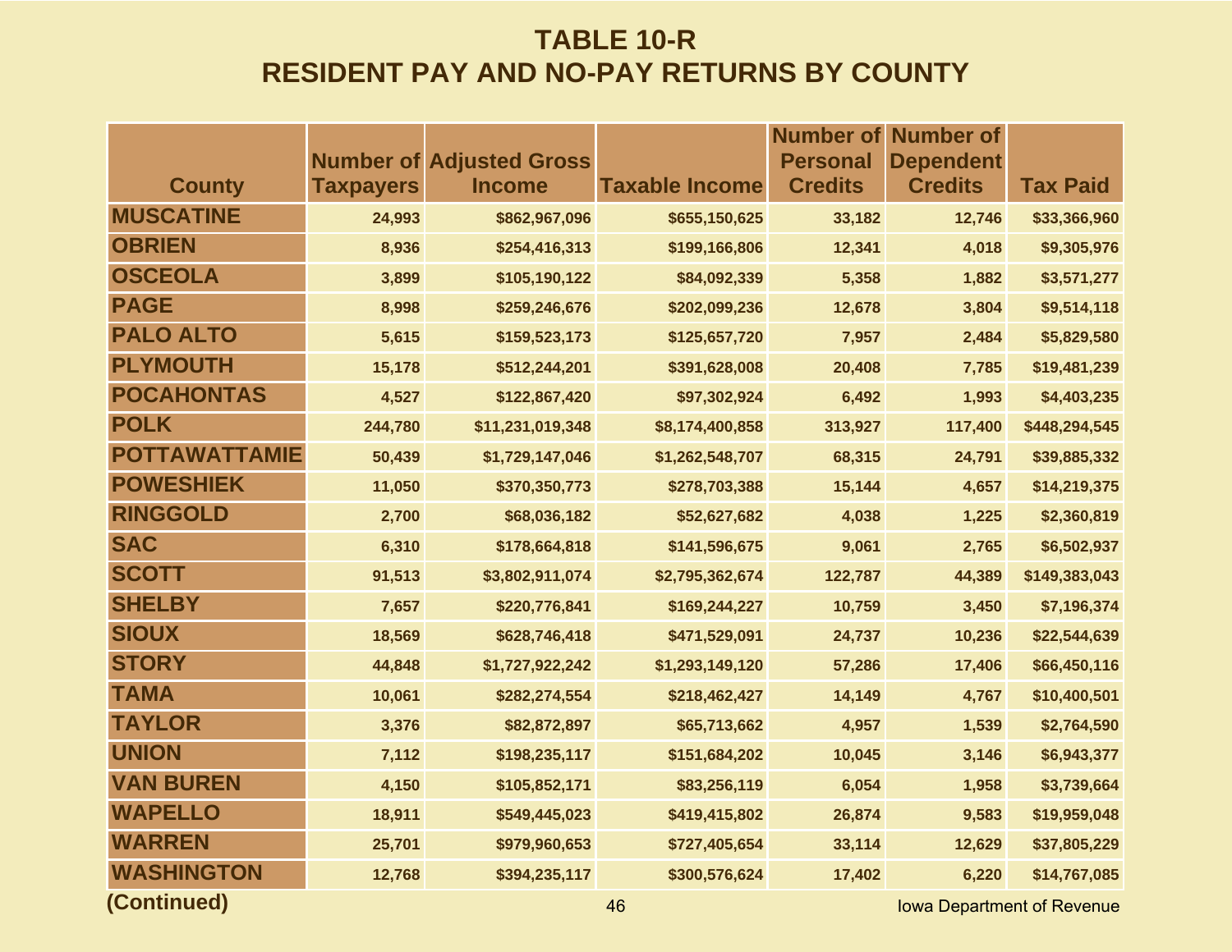# TABLE 10-R
# RESIDENT PAY AND NO-PAY RETURNS BY COUNTY

| County | Number of Taxpayers | Adjusted Gross Income | Taxable Income | Number of Personal Credits | Number of Dependent Credits | Tax Paid |
|---|---|---|---|---|---|---|
| MUSCATINE | 24,993 | $862,967,096 | $655,150,625 | 33,182 | 12,746 | $33,366,960 |
| OBRIEN | 8,936 | $254,416,313 | $199,166,806 | 12,341 | 4,018 | $9,305,976 |
| OSCEOLA | 3,899 | $105,190,122 | $84,092,339 | 5,358 | 1,882 | $3,571,277 |
| PAGE | 8,998 | $259,246,676 | $202,099,236 | 12,678 | 3,804 | $9,514,118 |
| PALO ALTO | 5,615 | $159,523,173 | $125,657,720 | 7,957 | 2,484 | $5,829,580 |
| PLYMOUTH | 15,178 | $512,244,201 | $391,628,008 | 20,408 | 7,785 | $19,481,239 |
| POCAHONTAS | 4,527 | $122,867,420 | $97,302,924 | 6,492 | 1,993 | $4,403,235 |
| POLK | 244,780 | $11,231,019,348 | $8,174,400,858 | 313,927 | 117,400 | $448,294,545 |
| POTTAWATTAMIE | 50,439 | $1,729,147,046 | $1,262,548,707 | 68,315 | 24,791 | $39,885,332 |
| POWESHIEK | 11,050 | $370,350,773 | $278,703,388 | 15,144 | 4,657 | $14,219,375 |
| RINGGOLD | 2,700 | $68,036,182 | $52,627,682 | 4,038 | 1,225 | $2,360,819 |
| SAC | 6,310 | $178,664,818 | $141,596,675 | 9,061 | 2,765 | $6,502,937 |
| SCOTT | 91,513 | $3,802,911,074 | $2,795,362,674 | 122,787 | 44,389 | $149,383,043 |
| SHELBY | 7,657 | $220,776,841 | $169,244,227 | 10,759 | 3,450 | $7,196,374 |
| SIOUX | 18,569 | $628,746,418 | $471,529,091 | 24,737 | 10,236 | $22,544,639 |
| STORY | 44,848 | $1,727,922,242 | $1,293,149,120 | 57,286 | 17,406 | $66,450,116 |
| TAMA | 10,061 | $282,274,554 | $218,462,427 | 14,149 | 4,767 | $10,400,501 |
| TAYLOR | 3,376 | $82,872,897 | $65,713,662 | 4,957 | 1,539 | $2,764,590 |
| UNION | 7,112 | $198,235,117 | $151,684,202 | 10,045 | 3,146 | $6,943,377 |
| VAN BUREN | 4,150 | $105,852,171 | $83,256,119 | 6,054 | 1,958 | $3,739,664 |
| WAPELLO | 18,911 | $549,445,023 | $419,415,802 | 26,874 | 9,583 | $19,959,048 |
| WARREN | 25,701 | $979,960,653 | $727,405,654 | 33,114 | 12,629 | $37,805,229 |
| WASHINGTON | 12,768 | $394,235,117 | $300,576,624 | 17,402 | 6,220 | $14,767,085 |

**(Continued)**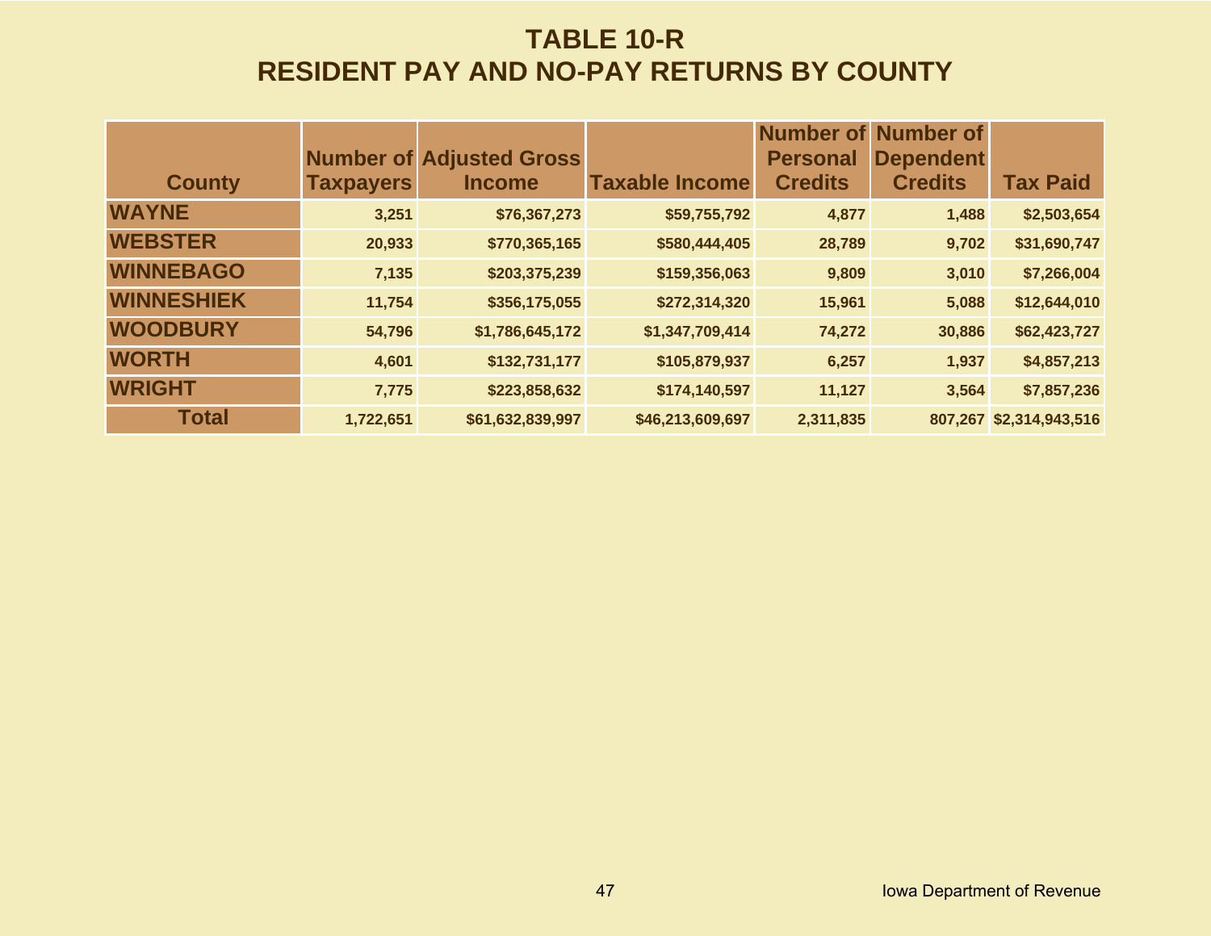# TABLE 10-R
# RESIDENT PAY AND NO-PAY RETURNS BY COUNTY

| County | Number of Taxpayers | Adjusted Gross Income | Taxable Income | Number of Personal Credits | Number of Dependent Credits | Tax Paid |
|---|---|---|---|---|---|---|
| WAYNE | 3,251 | $76,367,273 | $59,755,792 | 4,877 | 1,488 | $2,503,654 |
| WEBSTER | 20,933 | $770,365,165 | $580,444,405 | 28,789 | 9,702 | $31,690,747 |
| WINNEBAGO | 7,135 | $203,375,239 | $159,356,063 | 9,809 | 3,010 | $7,266,004 |
| WINNESHIEK | 11,754 | $356,175,055 | $272,314,320 | 15,961 | 5,088 | $12,644,010 |
| WOODBURY | 54,796 | $1,786,645,172 | $1,347,709,414 | 74,272 | 30,886 | $62,423,727 |
| WORTH | 4,601 | $132,731,177 | $105,879,937 | 6,257 | 1,937 | $4,857,213 |
| WRIGHT | 7,775 | $223,858,632 | $174,140,597 | 11,127 | 3,564 | $7,857,236 |
| Total | 1,722,651 | $61,632,839,997 | $46,213,609,697 | 2,311,835 | 807,267 | $2,314,943,516 |

Iowa Department of Revenue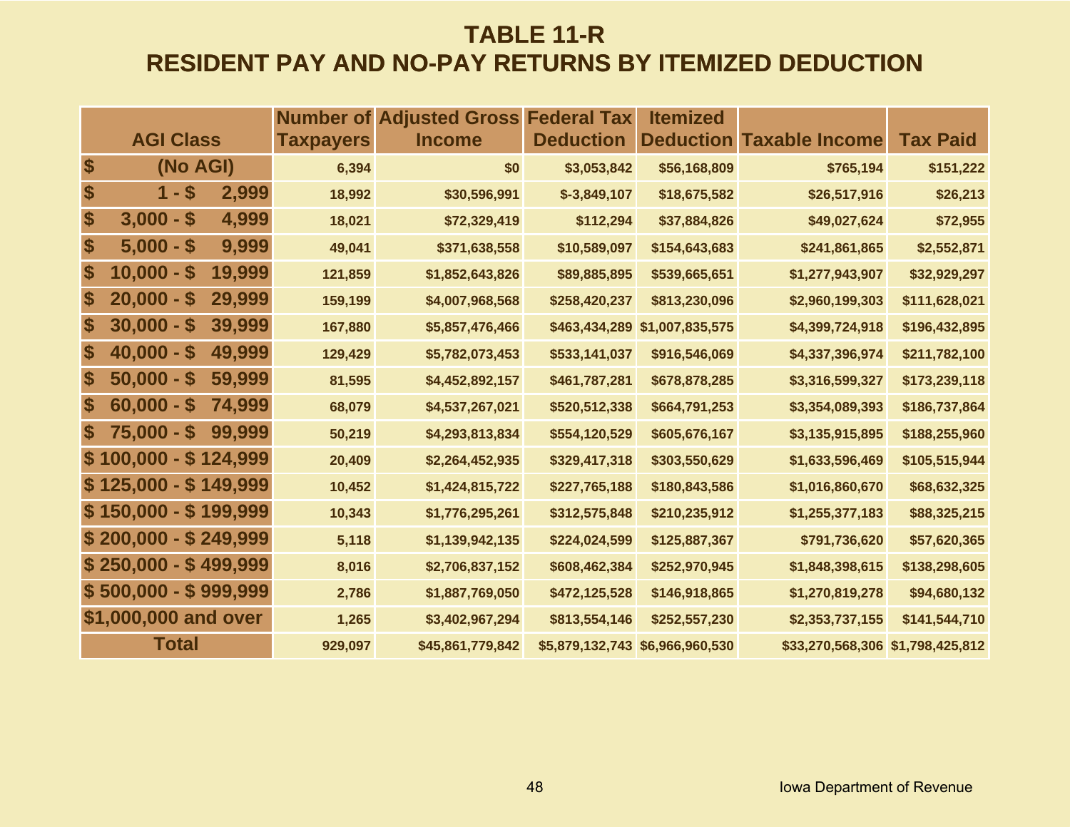# TABLE 11-R
## RESIDENT PAY AND NO-PAY RETURNS BY ITEMIZED DEDUCTION

| AGI Class | Number of Taxpayers | Adjusted Gross Income | Federal Tax Deduction | Itemized Deduction | Taxable Income | Tax Paid |
|---|---|---|---|---|---|---|
| $ (No AGI) | 6,394 | $0 | $3,053,842 | $56,168,809 | $765,194 | $151,222 |
| $ 1 - $ 2,999 | 18,992 | $30,596,991 | $-3,849,107 | $18,675,582 | $26,517,916 | $26,213 |
| $ 3,000 - $ 4,999 | 18,021 | $72,329,419 | $112,294 | $37,884,826 | $49,027,624 | $72,955 |
| $ 5,000 - $ 9,999 | 49,041 | $371,638,558 | $10,589,097 | $154,643,683 | $241,861,865 | $2,552,871 |
| $ 10,000 - $ 19,999 | 121,859 | $1,852,643,826 | $89,885,895 | $539,665,651 | $1,277,943,907 | $32,929,297 |
| $ 20,000 - $ 29,999 | 159,199 | $4,007,968,568 | $258,420,237 | $813,230,096 | $2,960,199,303 | $111,628,021 |
| $ 30,000 - $ 39,999 | 167,880 | $5,857,476,466 | $463,434,289 | $1,007,835,575 | $4,399,724,918 | $196,432,895 |
| $ 40,000 - $ 49,999 | 129,429 | $5,782,073,453 | $533,141,037 | $916,546,069 | $4,337,396,974 | $211,782,100 |
| $ 50,000 - $ 59,999 | 81,595 | $4,452,892,157 | $461,787,281 | $678,878,285 | $3,316,599,327 | $173,239,118 |
| $ 60,000 - $ 74,999 | 68,079 | $4,537,267,021 | $520,512,338 | $664,791,253 | $3,354,089,393 | $186,737,864 |
| $ 75,000 - $ 99,999 | 50,219 | $4,293,813,834 | $554,120,529 | $605,676,167 | $3,135,915,895 | $188,255,960 |
| $ 100,000 - $ 124,999 | 20,409 | $2,264,452,935 | $329,417,318 | $303,550,629 | $1,633,596,469 | $105,515,944 |
| $ 125,000 - $ 149,999 | 10,452 | $1,424,815,722 | $227,765,188 | $180,843,586 | $1,016,860,670 | $68,632,325 |
| $ 150,000 - $ 199,999 | 10,343 | $1,776,295,261 | $312,575,848 | $210,235,912 | $1,255,377,183 | $88,325,215 |
| $ 200,000 - $ 249,999 | 5,118 | $1,139,942,135 | $224,024,599 | $125,887,367 | $791,736,620 | $57,620,365 |
| $ 250,000 - $ 499,999 | 8,016 | $2,706,837,152 | $608,462,384 | $252,970,945 | $1,848,398,615 | $138,298,605 |
| $ 500,000 - $ 999,999 | 2,786 | $1,887,769,050 | $472,125,528 | $146,918,865 | $1,270,819,278 | $94,680,132 |
| $1,000,000 and over | 1,265 | $3,402,967,294 | $813,554,146 | $252,557,230 | $2,353,737,155 | $141,544,710 |
| Total | 929,097 | $45,861,779,842 | $5,879,132,743 | $6,966,960,530 | $33,270,568,306 | $1,798,425,812 |

Iowa Department of Revenue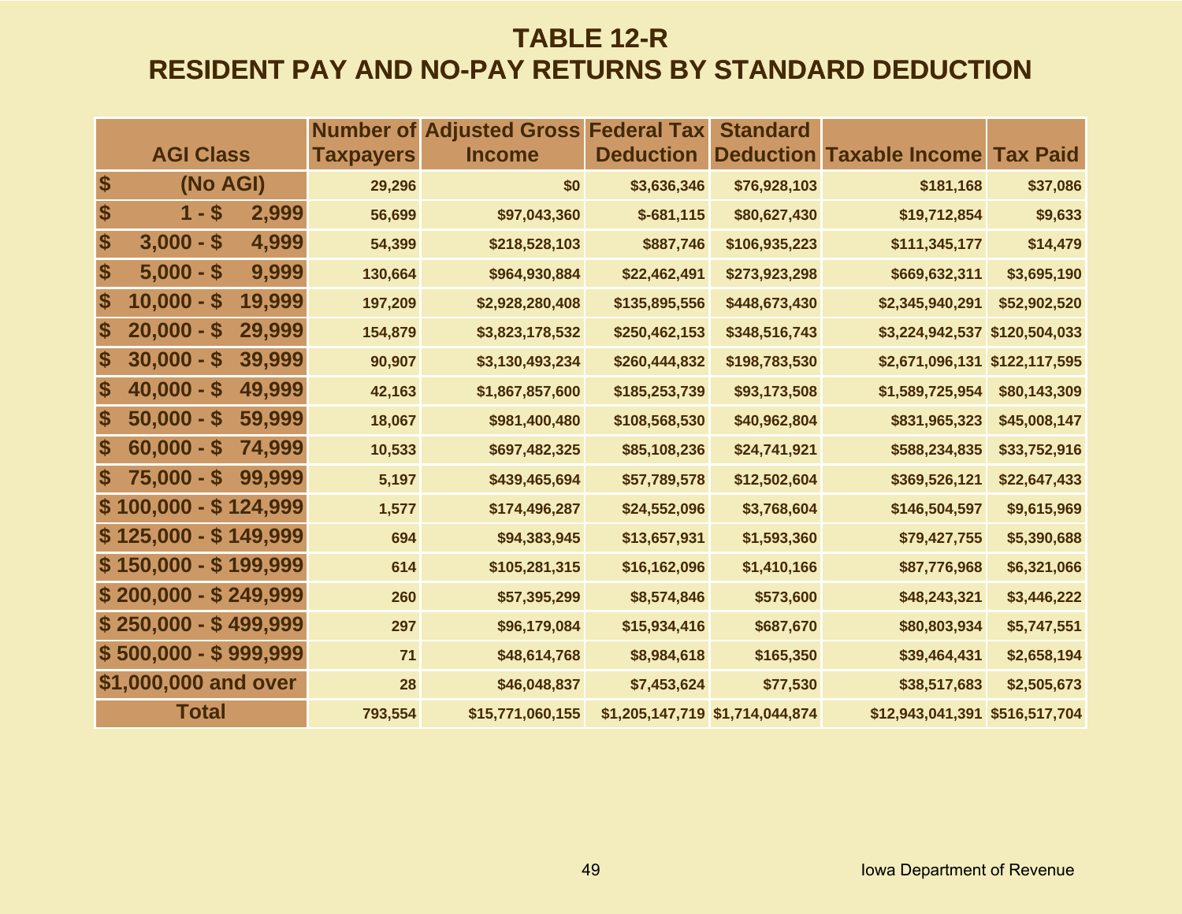# TABLE 12-R
# RESIDENT PAY AND NO-PAY RETURNS BY STANDARD DEDUCTION

| AGI Class | Number of Taxpayers | Adjusted Gross Income | Federal Tax Deduction | Standard Deduction | Taxable Income | Tax Paid |
|---|---|---|---|---|---|---|
| $ (No AGI) | 29,296 | $0 | $3,636,346 | $76,928,103 | $181,168 | $37,086 |
| $ 1 - $ 2,999 | 56,699 | $97,043,360 | $-681,115 | $80,627,430 | $19,712,854 | $9,633 |
| $ 3,000 - $ 4,999 | 54,399 | $218,528,103 | $887,746 | $106,935,223 | $111,345,177 | $14,479 |
| $ 5,000 - $ 9,999 | 130,664 | $964,930,884 | $22,462,491 | $273,923,298 | $669,632,311 | $3,695,190 |
| $ 10,000 - $ 19,999 | 197,209 | $2,928,280,408 | $135,895,556 | $448,673,430 | $2,345,940,291 | $52,902,520 |
| $ 20,000 - $ 29,999 | 154,879 | $3,823,178,532 | $250,462,153 | $348,516,743 | $3,224,942,537 | $120,504,033 |
| $ 30,000 - $ 39,999 | 90,907 | $3,130,493,234 | $260,444,832 | $198,783,530 | $2,671,096,131 | $122,117,595 |
| $ 40,000 - $ 49,999 | 42,163 | $1,867,857,600 | $185,253,739 | $93,173,508 | $1,589,725,954 | $80,143,309 |
| $ 50,000 - $ 59,999 | 18,067 | $981,400,480 | $108,568,530 | $40,962,804 | $831,965,323 | $45,008,147 |
| $ 60,000 - $ 74,999 | 10,533 | $697,482,325 | $85,108,236 | $24,741,921 | $588,234,835 | $33,752,916 |
| $ 75,000 - $ 99,999 | 5,197 | $439,465,694 | $57,789,578 | $12,502,604 | $369,526,121 | $22,647,433 |
| $ 100,000 - $ 124,999 | 1,577 | $174,496,287 | $24,552,096 | $3,768,604 | $146,504,597 | $9,615,969 |
| $ 125,000 - $ 149,999 | 694 | $94,383,945 | $13,657,931 | $1,593,360 | $79,427,755 | $5,390,688 |
| $ 150,000 - $ 199,999 | 614 | $105,281,315 | $16,162,096 | $1,410,166 | $87,776,968 | $6,321,066 |
| $ 200,000 - $ 249,999 | 260 | $57,395,299 | $8,574,846 | $573,600 | $48,243,321 | $3,446,222 |
| $ 250,000 - $ 499,999 | 297 | $96,179,084 | $15,934,416 | $687,670 | $80,803,934 | $5,747,551 |
| $ 500,000 - $ 999,999 | 71 | $48,614,768 | $8,984,618 | $165,350 | $39,464,431 | $2,658,194 |
| $1,000,000 and over | 28 | $46,048,837 | $7,453,624 | $77,530 | $38,517,683 | $2,505,673 |
| Total | 793,554 | $15,771,060,155 | $1,205,147,719 | $1,714,044,874 | $12,943,041,391 | $516,517,704 |

Iowa Department of Revenue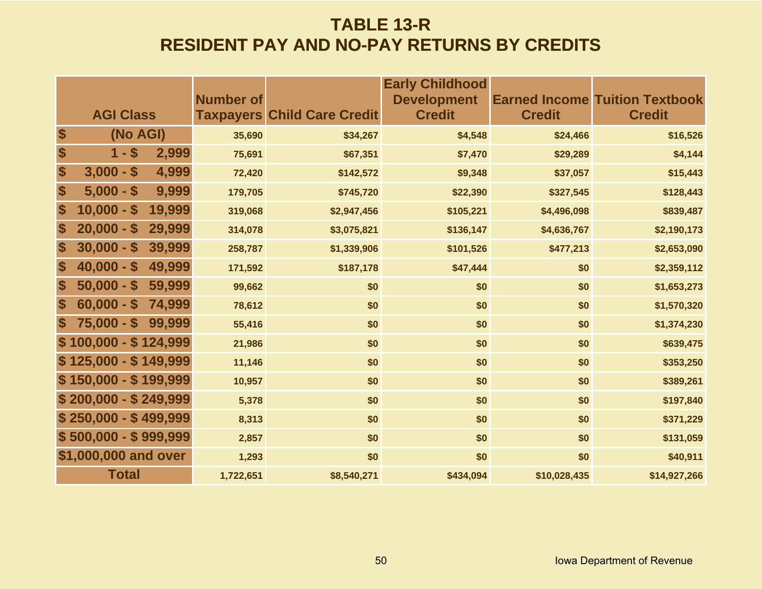# TABLE 13-R
# RESIDENT PAY AND NO-PAY RETURNS BY CREDITS

| AGI Class | Number of Taxpayers | Child Care Credit | Early Childhood Development Credit | Earned Income Credit | Tuition Textbook Credit |
|---|---|---|---|---|---|
| $ (No AGI) | 35,690 | $34,267 | $4,548 | $24,466 | $16,526 |
| $ 1 - $ 2,999 | 75,691 | $67,351 | $7,470 | $29,289 | $4,144 |
| $ 3,000 - $ 4,999 | 72,420 | $142,572 | $9,348 | $37,057 | $15,443 |
| $ 5,000 - $ 9,999 | 179,705 | $745,720 | $22,390 | $327,545 | $128,443 |
| $ 10,000 - $ 19,999 | 319,068 | $2,947,456 | $105,221 | $4,496,098 | $839,487 |
| $ 20,000 - $ 29,999 | 314,078 | $3,075,821 | $136,147 | $4,636,767 | $2,190,173 |
| $ 30,000 - $ 39,999 | 258,787 | $1,339,906 | $101,526 | $477,213 | $2,653,090 |
| $ 40,000 - $ 49,999 | 171,592 | $187,178 | $47,444 | $0 | $2,359,112 |
| $ 50,000 - $ 59,999 | 99,662 | $0 | $0 | $0 | $1,653,273 |
| $ 60,000 - $ 74,999 | 78,612 | $0 | $0 | $0 | $1,570,320 |
| $ 75,000 - $ 99,999 | 55,416 | $0 | $0 | $0 | $1,374,230 |
| $ 100,000 - $ 124,999 | 21,986 | $0 | $0 | $0 | $639,475 |
| $ 125,000 - $ 149,999 | 11,146 | $0 | $0 | $0 | $353,250 |
| $ 150,000 - $ 199,999 | 10,957 | $0 | $0 | $0 | $389,261 |
| $ 200,000 - $ 249,999 | 5,378 | $0 | $0 | $0 | $197,840 |
| $ 250,000 - $ 499,999 | 8,313 | $0 | $0 | $0 | $371,229 |
| $ 500,000 - $ 999,999 | 2,857 | $0 | $0 | $0 | $131,059 |
| $1,000,000 and over | 1,293 | $0 | $0 | $0 | $40,911 |
| Total | 1,722,651 | $8,540,271 | $434,094 | $10,028,435 | $14,927,266 |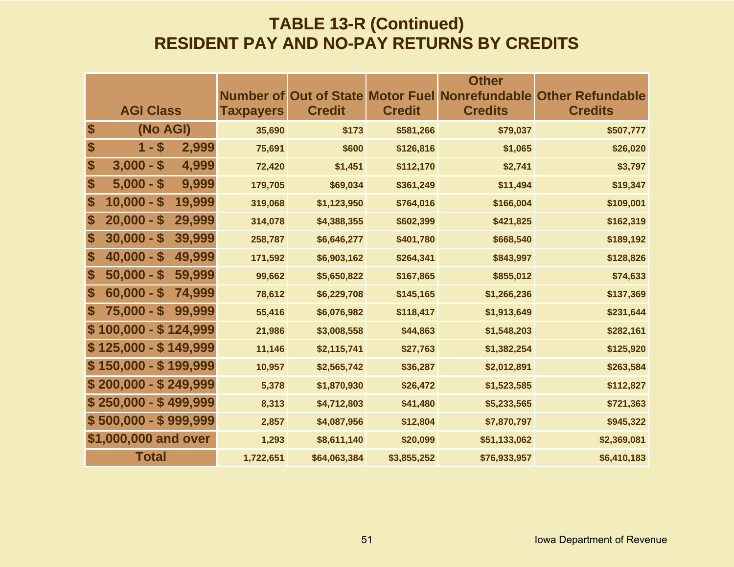# TABLE 13-R (Continued)
## RESIDENT PAY AND NO-PAY RETURNS BY CREDITS

| AGI Class | Number of Taxpayers | Out of State Credit | Motor Fuel Credit | Other Nonrefundable Credits | Other Refundable Credits |
|---|---|---|---|---|---|
| $ (No AGI) | 35,690 | $173 | $581,266 | $79,037 | $507,777 |
| $ 1 - $ 2,999 | 75,691 | $600 | $126,816 | $1,065 | $26,020 |
| $ 3,000 - $ 4,999 | 72,420 | $1,451 | $112,170 | $2,741 | $3,797 |
| $ 5,000 - $ 9,999 | 179,705 | $69,034 | $361,249 | $11,494 | $19,347 |
| $ 10,000 - $ 19,999 | 319,068 | $1,123,950 | $764,016 | $166,004 | $109,001 |
| $ 20,000 - $ 29,999 | 314,078 | $4,388,355 | $602,399 | $421,825 | $162,319 |
| $ 30,000 - $ 39,999 | 258,787 | $6,646,277 | $401,780 | $668,540 | $189,192 |
| $ 40,000 - $ 49,999 | 171,592 | $6,903,162 | $264,341 | $843,997 | $128,826 |
| $ 50,000 - $ 59,999 | 99,662 | $5,650,822 | $167,865 | $855,012 | $74,633 |
| $ 60,000 - $ 74,999 | 78,612 | $6,229,708 | $145,165 | $1,266,236 | $137,369 |
| $ 75,000 - $ 99,999 | 55,416 | $6,076,982 | $118,417 | $1,913,649 | $231,644 |
| $ 100,000 - $ 124,999 | 21,986 | $3,008,558 | $44,863 | $1,548,203 | $282,161 |
| $ 125,000 - $ 149,999 | 11,146 | $2,115,741 | $27,763 | $1,382,254 | $125,920 |
| $ 150,000 - $ 199,999 | 10,957 | $2,565,742 | $36,287 | $2,012,891 | $263,584 |
| $ 200,000 - $ 249,999 | 5,378 | $1,870,930 | $26,472 | $1,523,585 | $112,827 |
| $ 250,000 - $ 499,999 | 8,313 | $4,712,803 | $41,480 | $5,233,565 | $721,363 |
| $ 500,000 - $ 999,999 | 2,857 | $4,087,956 | $12,804 | $7,870,797 | $945,322 |
| $1,000,000 and over | 1,293 | $8,611,140 | $20,099 | $51,133,062 | $2,369,081 |
| Total | 1,722,651 | $64,063,384 | $3,855,252 | $76,933,957 | $6,410,183 |

Iowa Department of Revenue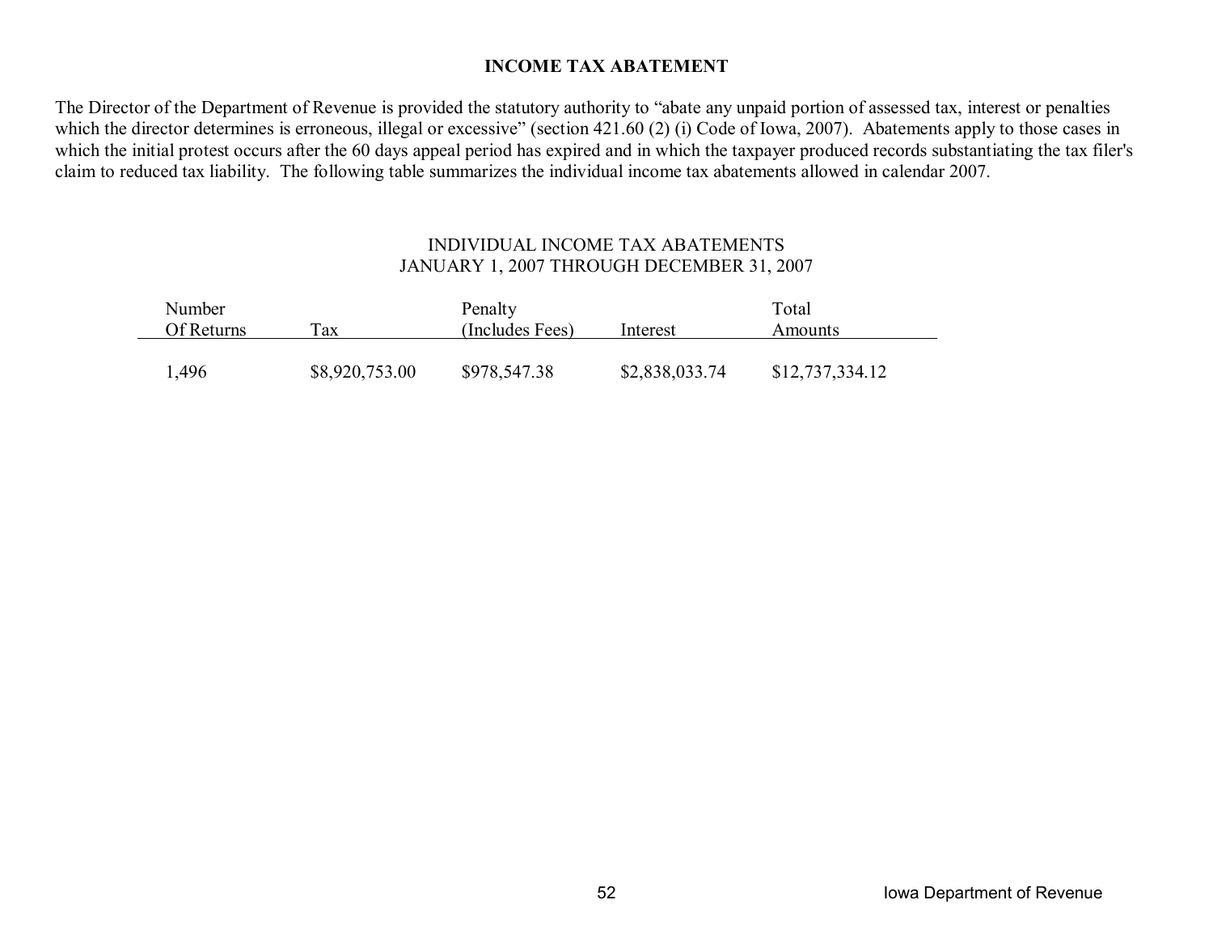## INCOME TAX ABATEMENT

The Director of the Department of Revenue is provided the statutory authority to "abate any unpaid portion of assessed tax, interest or penalties which the director determines is erroneous, illegal or excessive" (section 421.60 (2) (i) Code of Iowa, 2007). Abatements apply to those cases in which the initial protest occurs after the 60 days appeal period has expired and in which the taxpayer produced records substantiating the tax filer's claim to reduced tax liability. The following table summarizes the individual income tax abatements allowed in calendar 2007.

INDIVIDUAL INCOME TAX ABATEMENTS
JANUARY 1, 2007 THROUGH DECEMBER 31, 2007

| Number Of Returns | Tax | Penalty (Includes Fees) | Interest | Total Amounts |
|---|---|---|---|---|
| 1,496 | $8,920,753.00 | $978,547.38 | $2,838,033.74 | $12,737,334.12 |